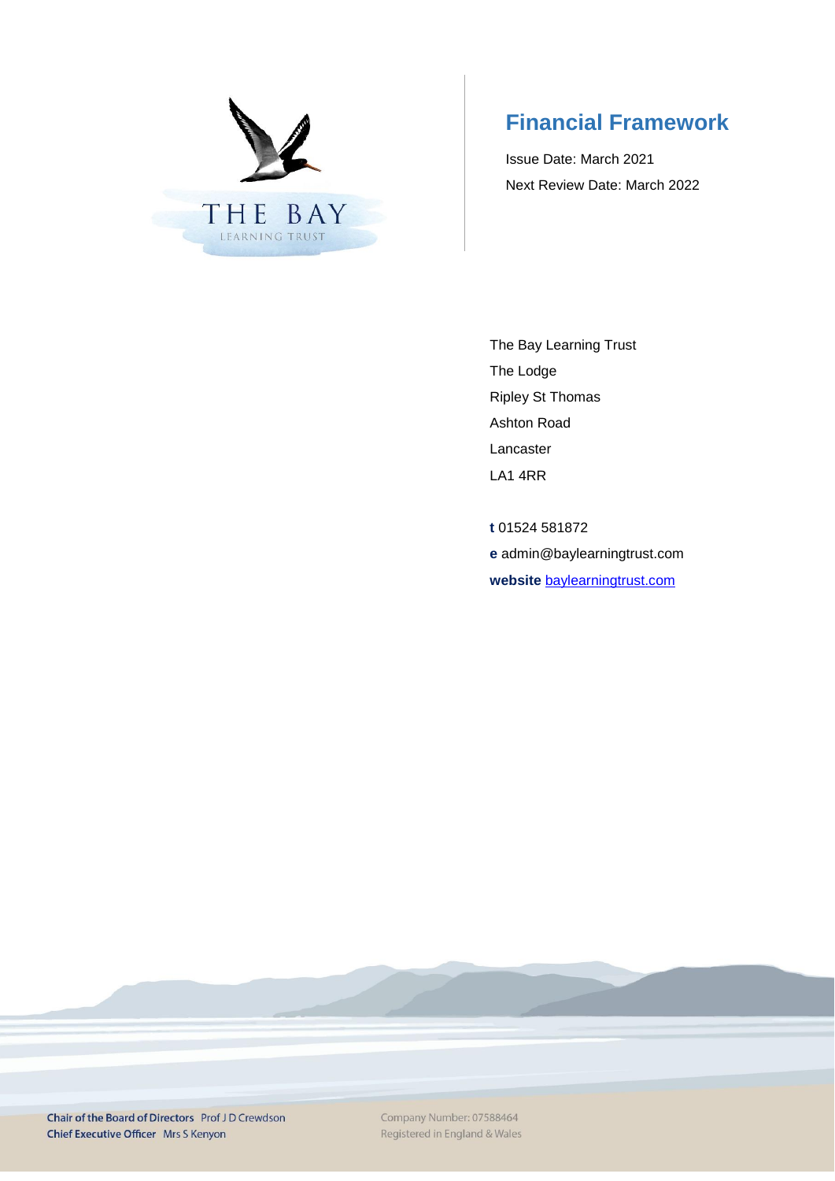THE BAY
LEARNING TRUST

# Financial Framework

Issue Date: March 2021

Next Review Date: March 2022

The Bay Learning Trust
The Lodge
Ripley St Thomas
Ashton Road
Lancaster
LA1 4RR

**t** 01524 581872
**e** admin@baylearningtrust.com
**website** [baylearningtrust.com](baylearningtrust.com)

**Chair of the Board of Directors** Prof J D Crewdson
**Chief Executive Officer** Mrs S Kenyon

Company Number: 07588464
Registered in England & Wales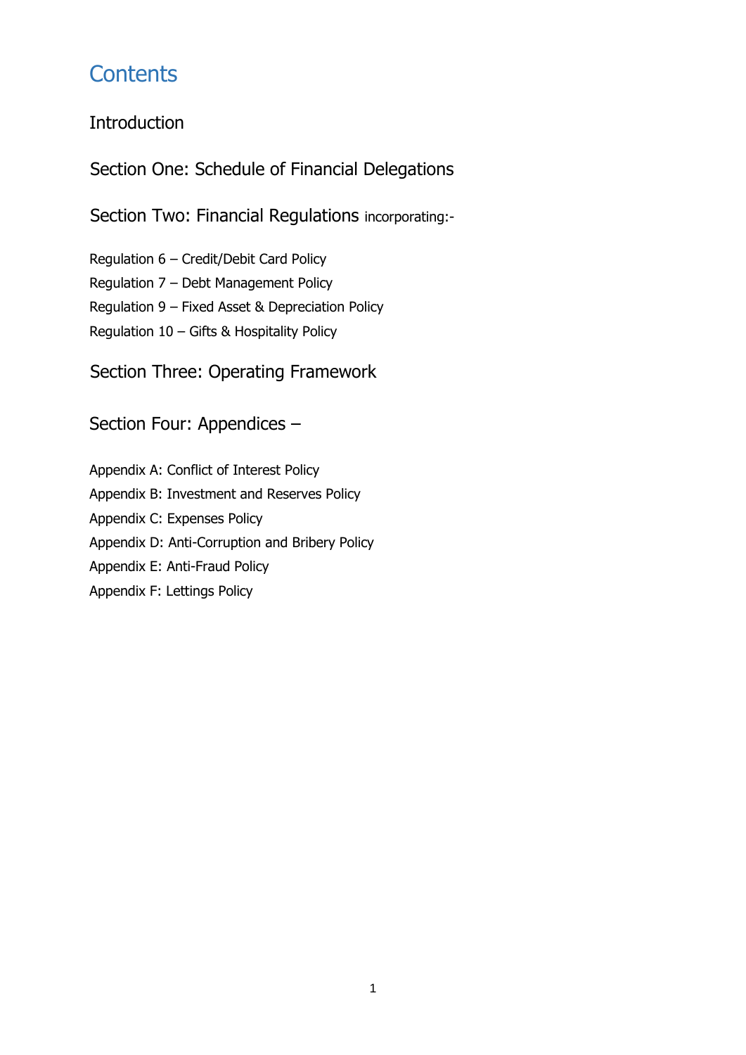# Contents

Introduction

Section One: Schedule of Financial Delegations

Section Two: Financial Regulations incorporating:-

Regulation 6 – Credit/Debit Card Policy
Regulation 7 – Debt Management Policy
Regulation 9 – Fixed Asset & Depreciation Policy
Regulation 10 – Gifts & Hospitality Policy

Section Three: Operating Framework

Section Four: Appendices –

Appendix A: Conflict of Interest Policy
Appendix B: Investment and Reserves Policy
Appendix C: Expenses Policy
Appendix D: Anti-Corruption and Bribery Policy
Appendix E: Anti-Fraud Policy
Appendix F: Lettings Policy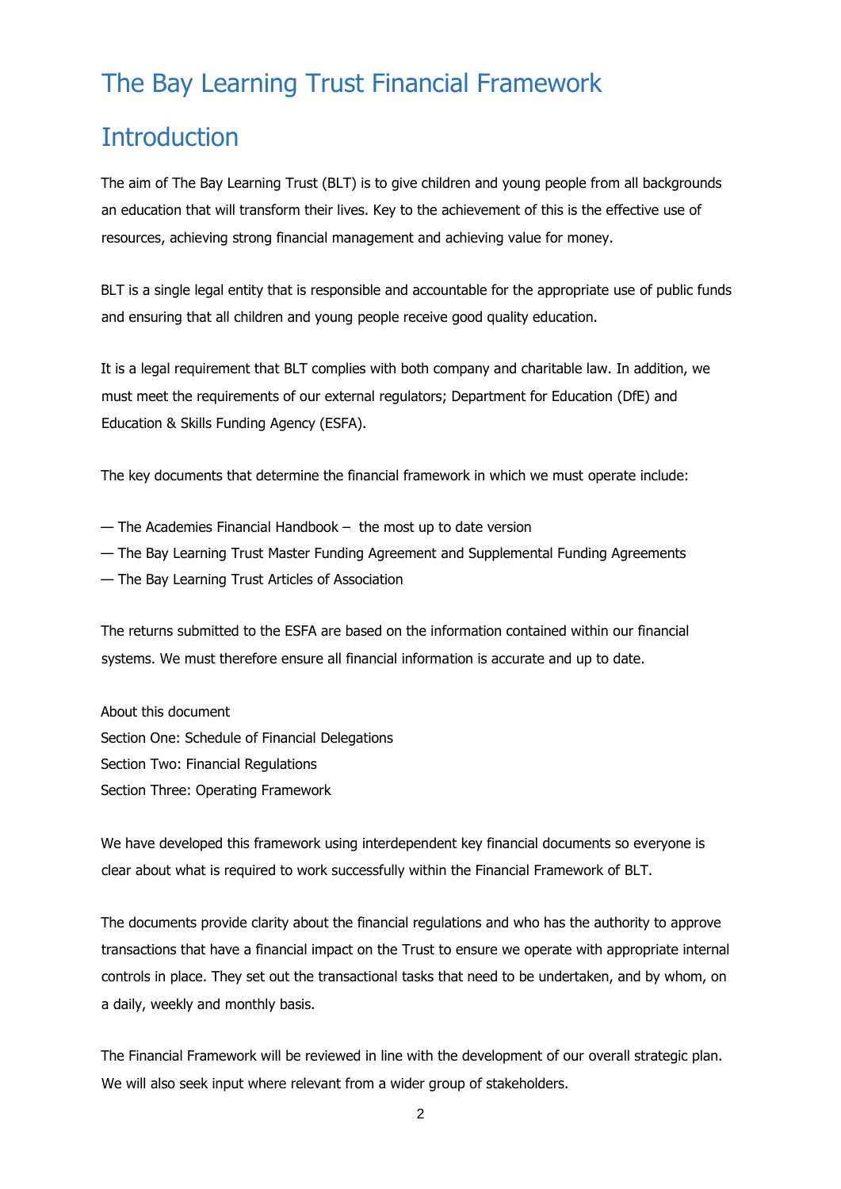# The Bay Learning Trust Financial Framework

## Introduction

The aim of The Bay Learning Trust (BLT) is to give children and young people from all backgrounds an education that will transform their lives. Key to the achievement of this is the effective use of resources, achieving strong financial management and achieving value for money.

BLT is a single legal entity that is responsible and accountable for the appropriate use of public funds and ensuring that all children and young people receive good quality education.

It is a legal requirement that BLT complies with both company and charitable law. In addition, we must meet the requirements of our external regulators; Department for Education (DfE) and Education & Skills Funding Agency (ESFA).

The key documents that determine the financial framework in which we must operate include:

— The Academies Financial Handbook – the most up to date version
— The Bay Learning Trust Master Funding Agreement and Supplemental Funding Agreements
— The Bay Learning Trust Articles of Association

The returns submitted to the ESFA are based on the information contained within our financial systems. We must therefore ensure all financial information is accurate and up to date.

About this document
Section One: Schedule of Financial Delegations
Section Two: Financial Regulations
Section Three: Operating Framework

We have developed this framework using interdependent key financial documents so everyone is clear about what is required to work successfully within the Financial Framework of BLT.

The documents provide clarity about the financial regulations and who has the authority to approve transactions that have a financial impact on the Trust to ensure we operate with appropriate internal controls in place. They set out the transactional tasks that need to be undertaken, and by whom, on a daily, weekly and monthly basis.

The Financial Framework will be reviewed in line with the development of our overall strategic plan. We will also seek input where relevant from a wider group of stakeholders.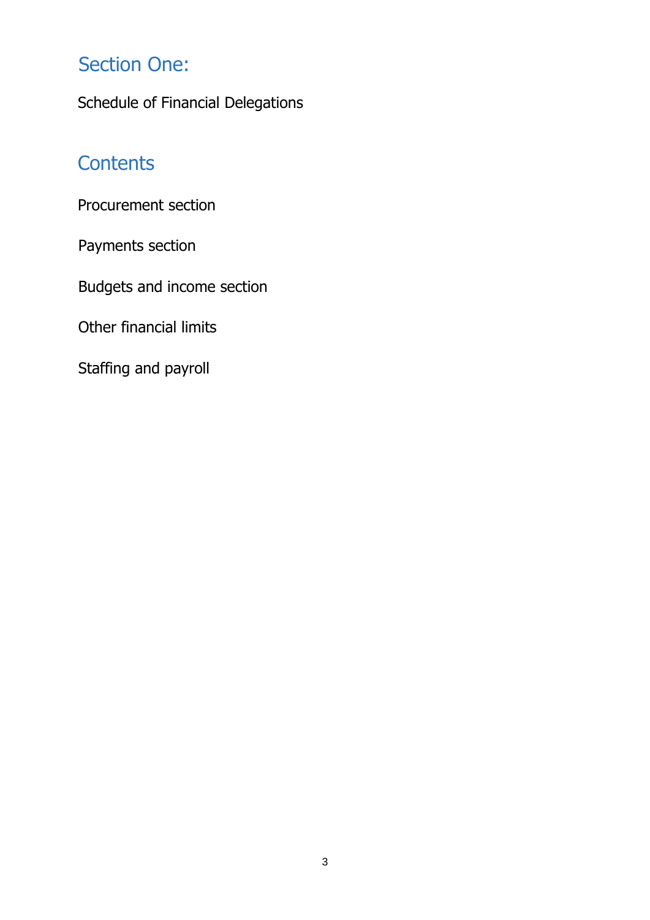## Section One:

Schedule of Financial Delegations

## Contents

Procurement section

Payments section

Budgets and income section

Other financial limits

Staffing and payroll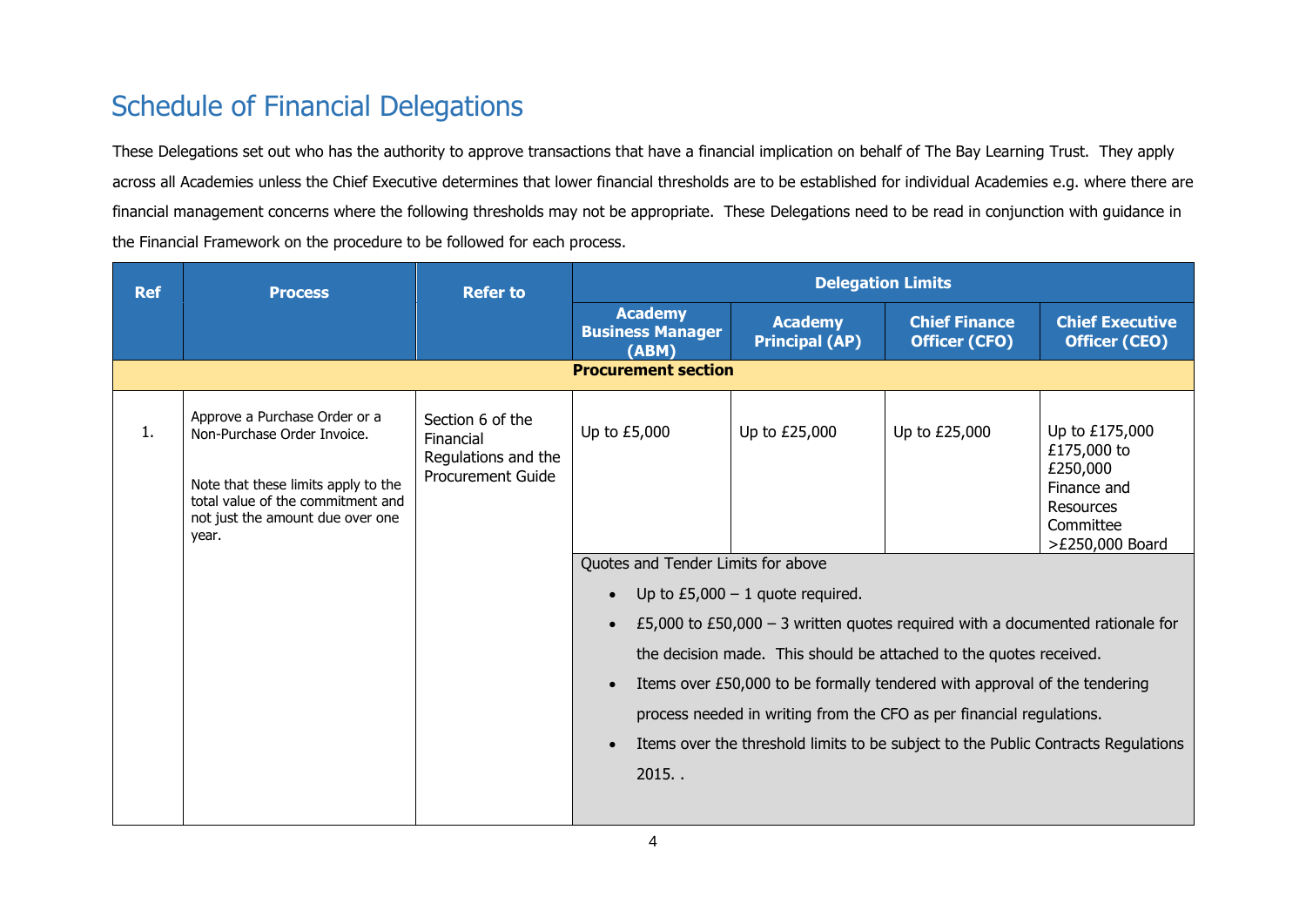# Schedule of Financial Delegations

These Delegations set out who has the authority to approve transactions that have a financial implication on behalf of The Bay Learning Trust. They apply across all Academies unless the Chief Executive determines that lower financial thresholds are to be established for individual Academies e.g. where there are financial management concerns where the following thresholds may not be appropriate. These Delegations need to be read in conjunction with guidance in the Financial Framework on the procedure to be followed for each process.

| Ref | Process | Refer to | Delegation Limits | | | |
|---|---|---|---|---|---|---|
| | | | **Academy Business Manager (ABM)** | **Academy Principal (AP)** | **Chief Finance Officer (CFO)** | **Chief Executive Officer (CEO)** |
| **Procurement section** | | | | | | |
| 1. | Approve a Purchase Order or a Non-Purchase Order Invoice.<br><br>Note that these limits apply to the total value of the commitment and not just the amount due over one year. | Section 6 of the Financial Regulations and the Procurement Guide | Up to £5,000 | Up to £25,000 | Up to £25,000 | Up to £175,000<br>£175,000 to £250,000 Finance and Resources Committee<br>>£250,000 Board |
| | | | Quotes and Tender Limits for above<br>• Up to £5,000 – 1 quote required.<br>• £5,000 to £50,000 – 3 written quotes required with a documented rationale for the decision made. This should be attached to the quotes received.<br>• Items over £50,000 to be formally tendered with approval of the tendering process needed in writing from the CFO as per financial regulations.<br>• Items over the threshold limits to be subject to the Public Contracts Regulations 2015. . | | | |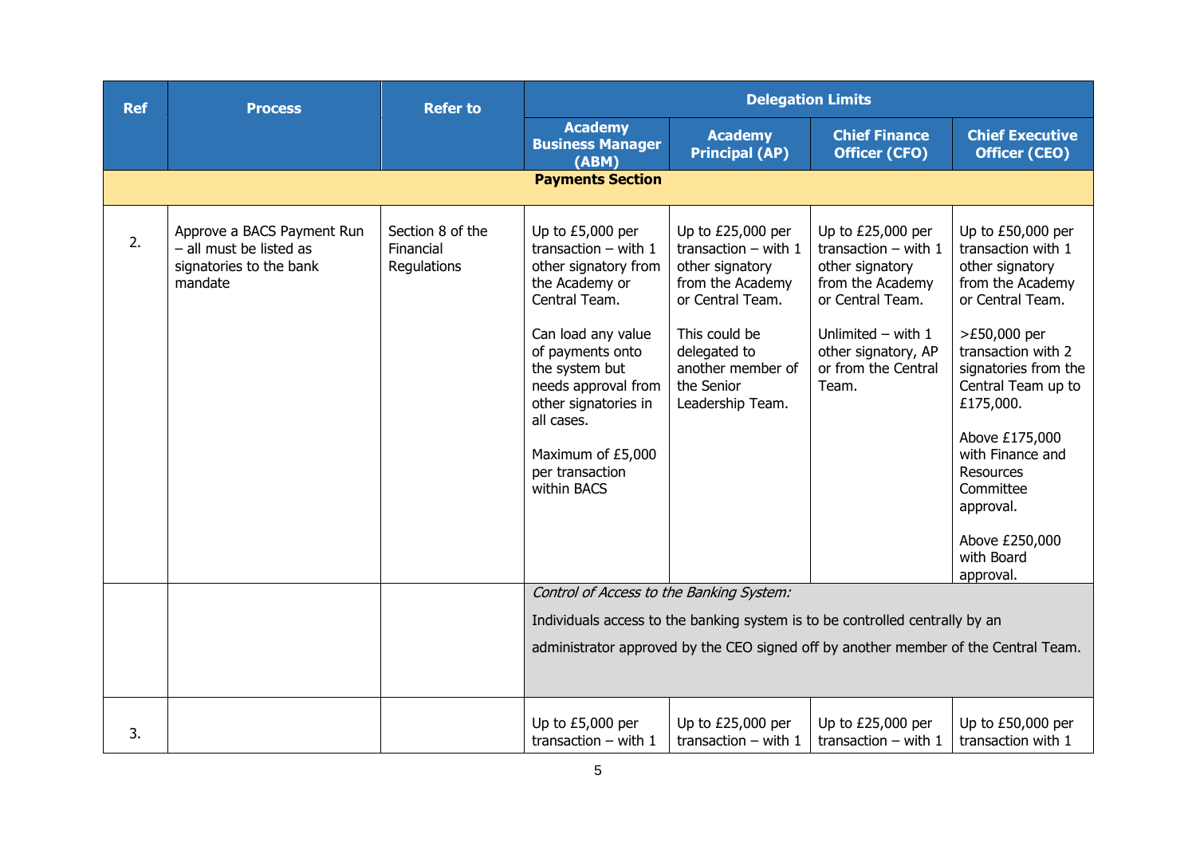| Ref | Process | Refer to | Delegation Limits | | | |
|---|---|---|---|---|---|---|
| | | | Academy Business Manager (ABM) | Academy Principal (AP) | Chief Finance Officer (CFO) | Chief Executive Officer (CEO) |
| **Payments Section** | | | | | | |
| 2. | Approve a BACS Payment Run – all must be listed as signatories to the bank mandate | Section 8 of the Financial Regulations | Up to £5,000 per transaction – with 1 other signatory from the Academy or Central Team.<br><br>Can load any value of payments onto the system but needs approval from other signatories in all cases.<br><br>Maximum of £5,000 per transaction within BACS | Up to £25,000 per transaction – with 1 other signatory from the Academy or Central Team.<br><br>This could be delegated to another member of the Senior Leadership Team. | Up to £25,000 per transaction – with 1 other signatory from the Academy or Central Team.<br><br>Unlimited – with 1 other signatory, AP or from the Central Team. | Up to £50,000 per transaction with 1 other signatory from the Academy or Central Team.<br><br>>£50,000 per transaction with 2 signatories from the Central Team up to £175,000.<br><br>Above £175,000 with Finance and Resources Committee approval.<br><br>Above £250,000 with Board approval. |
| | | | *Control of Access to the Banking System:*<br><br>Individuals access to the banking system is to be controlled centrally by an administrator approved by the CEO signed off by another member of the Central Team. | | | |
| 3. | | | Up to £5,000 per transaction – with 1 | Up to £25,000 per transaction – with 1 | Up to £25,000 per transaction – with 1 | Up to £50,000 per transaction with 1 |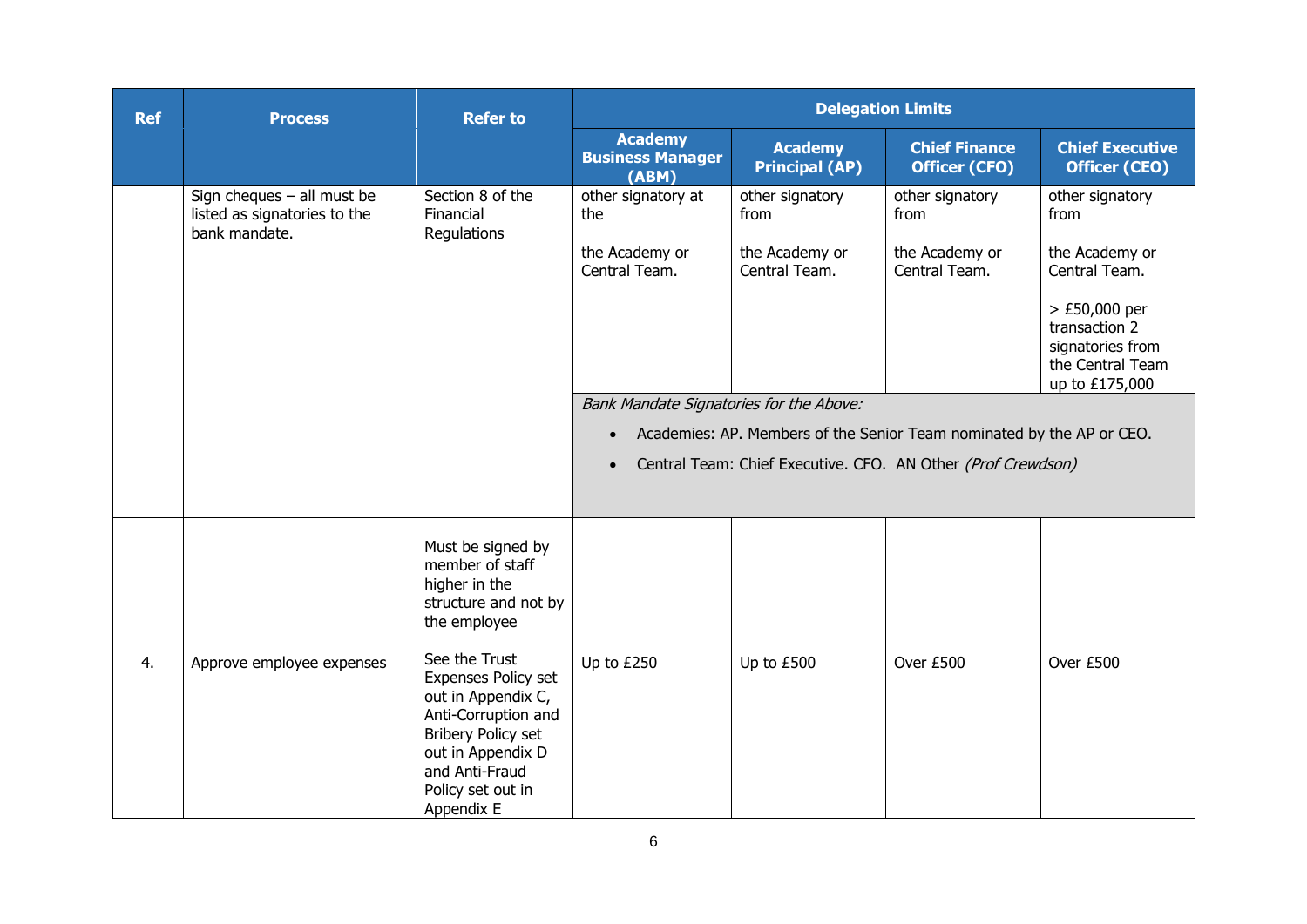| Ref | Process | Refer to | Delegation Limits | | | |
|---|---|---|---|---|---|---|
| | | | Academy Business Manager (ABM) | Academy Principal (AP) | Chief Finance Officer (CFO) | Chief Executive Officer (CEO) |
| | Sign cheques – all must be listed as signatories to the bank mandate. | Section 8 of the Financial Regulations | other signatory at the<br><br>the Academy or Central Team. | other signatory from<br><br>the Academy or Central Team. | other signatory from<br><br>the Academy or Central Team. | other signatory from<br><br>the Academy or Central Team. |
| | | | | | | > £50,000 per transaction 2 signatories from the Central Team up to £175,000 |
| | | | *Bank Mandate Signatories for the Above:*<br>• Academies: AP. Members of the Senior Team nominated by the AP or CEO.<br>• Central Team: Chief Executive. CFO. AN Other *(Prof Crewdson)* | | | |
| 4. | Approve employee expenses | Must be signed by member of staff higher in the structure and not by the employee<br><br>See the Trust Expenses Policy set out in Appendix C, Anti-Corruption and Bribery Policy set out in Appendix D and Anti-Fraud Policy set out in Appendix E | Up to £250 | Up to £500 | Over £500 | Over £500 |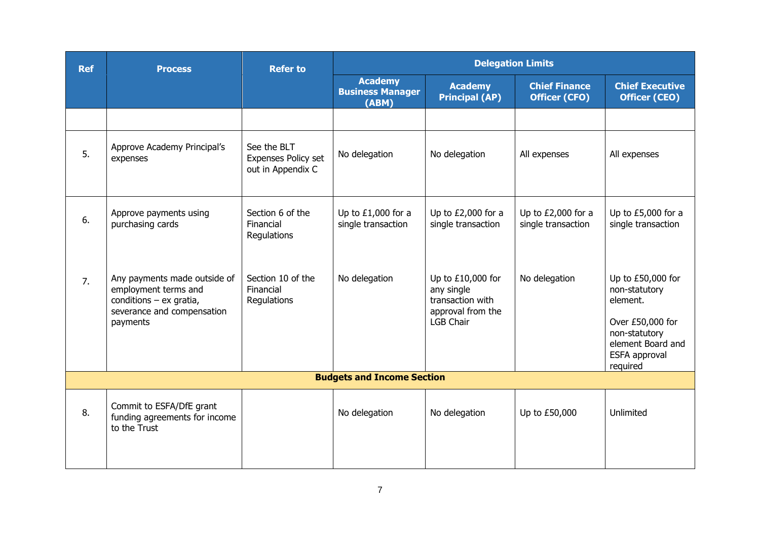| Ref | Process | Refer to | Delegation Limits | | | |
|---|---|---|---|---|---|---|
| | | | Academy Business Manager (ABM) | Academy Principal (AP) | Chief Finance Officer (CFO) | Chief Executive Officer (CEO) |
| | | | | | | |
| 5. | Approve Academy Principal's expenses | See the BLT Expenses Policy set out in Appendix C | No delegation | No delegation | All expenses | All expenses |
| 6. | Approve payments using purchasing cards | Section 6 of the Financial Regulations | Up to £1,000 for a single transaction | Up to £2,000 for a single transaction | Up to £2,000 for a single transaction | Up to £5,000 for a single transaction |
| 7. | Any payments made outside of employment terms and conditions – ex gratia, severance and compensation payments | Section 10 of the Financial Regulations | No delegation | Up to £10,000 for any single transaction with approval from the LGB Chair | No delegation | Up to £50,000 for non-statutory element.<br><br>Over £50,000 for non-statutory element Board and ESFA approval required |
| **Budgets and Income Section** | | | | | | |
| 8. | Commit to ESFA/DfE grant funding agreements for income to the Trust | | No delegation | No delegation | Up to £50,000 | Unlimited |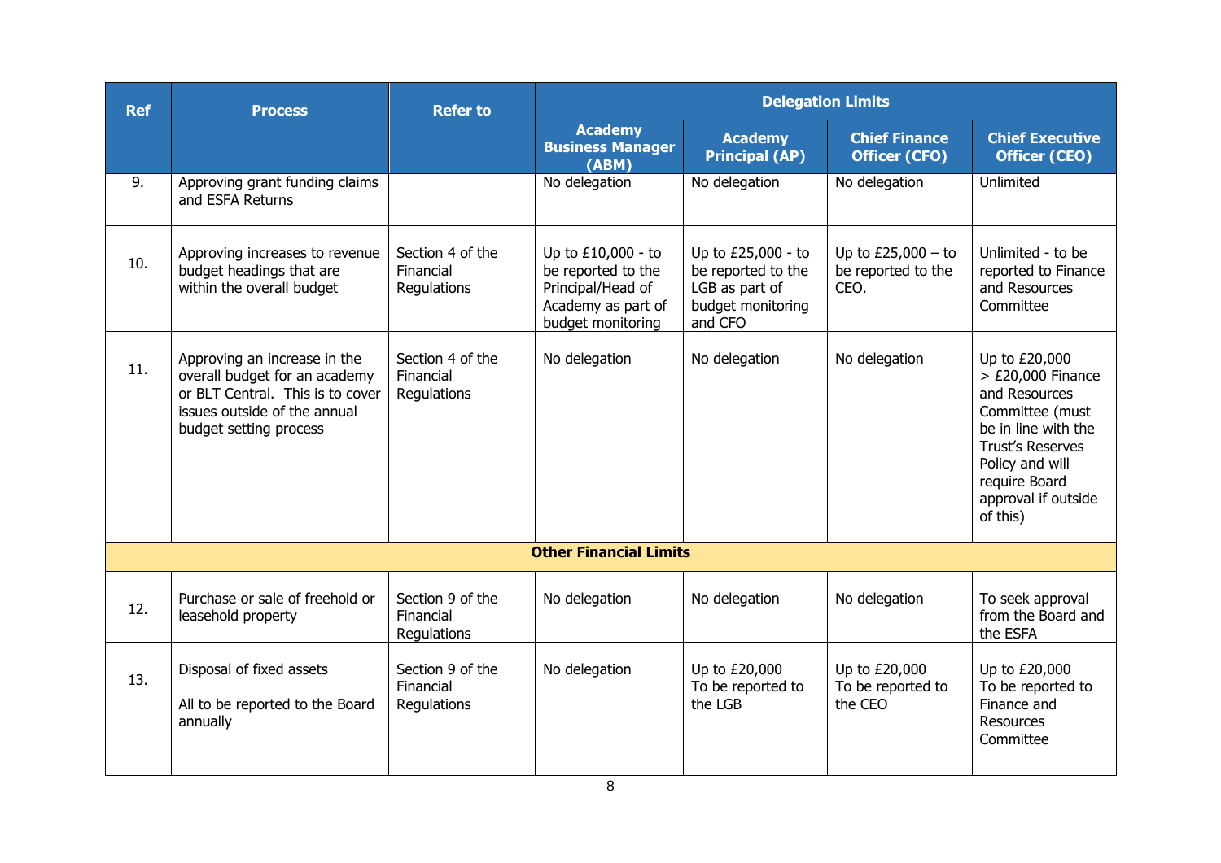| Ref | Process | Refer to | Delegation Limits | | | |
|---|---|---|---|---|---|---|
| | | | Academy Business Manager (ABM) | Academy Principal (AP) | Chief Finance Officer (CFO) | Chief Executive Officer (CEO) |
| 9. | Approving grant funding claims and ESFA Returns | | No delegation | No delegation | No delegation | Unlimited |
| 10. | Approving increases to revenue budget headings that are within the overall budget | Section 4 of the Financial Regulations | Up to £10,000 - to be reported to the Principal/Head of Academy as part of budget monitoring | Up to £25,000 - to be reported to the LGB as part of budget monitoring and CFO | Up to £25,000 – to be reported to the CEO. | Unlimited - to be reported to Finance and Resources Committee |
| 11. | Approving an increase in the overall budget for an academy or BLT Central. This is to cover issues outside of the annual budget setting process | Section 4 of the Financial Regulations | No delegation | No delegation | No delegation | Up to £20,000 > £20,000 Finance and Resources Committee (must be in line with the Trust's Reserves Policy and will require Board approval if outside of this) |
| **Other Financial Limits** | | | | | | |
| 12. | Purchase or sale of freehold or leasehold property | Section 9 of the Financial Regulations | No delegation | No delegation | No delegation | To seek approval from the Board and the ESFA |
| 13. | Disposal of fixed assets<br><br>All to be reported to the Board annually | Section 9 of the Financial Regulations | No delegation | Up to £20,000 To be reported to the LGB | Up to £20,000 To be reported to the CEO | Up to £20,000 To be reported to Finance and Resources Committee |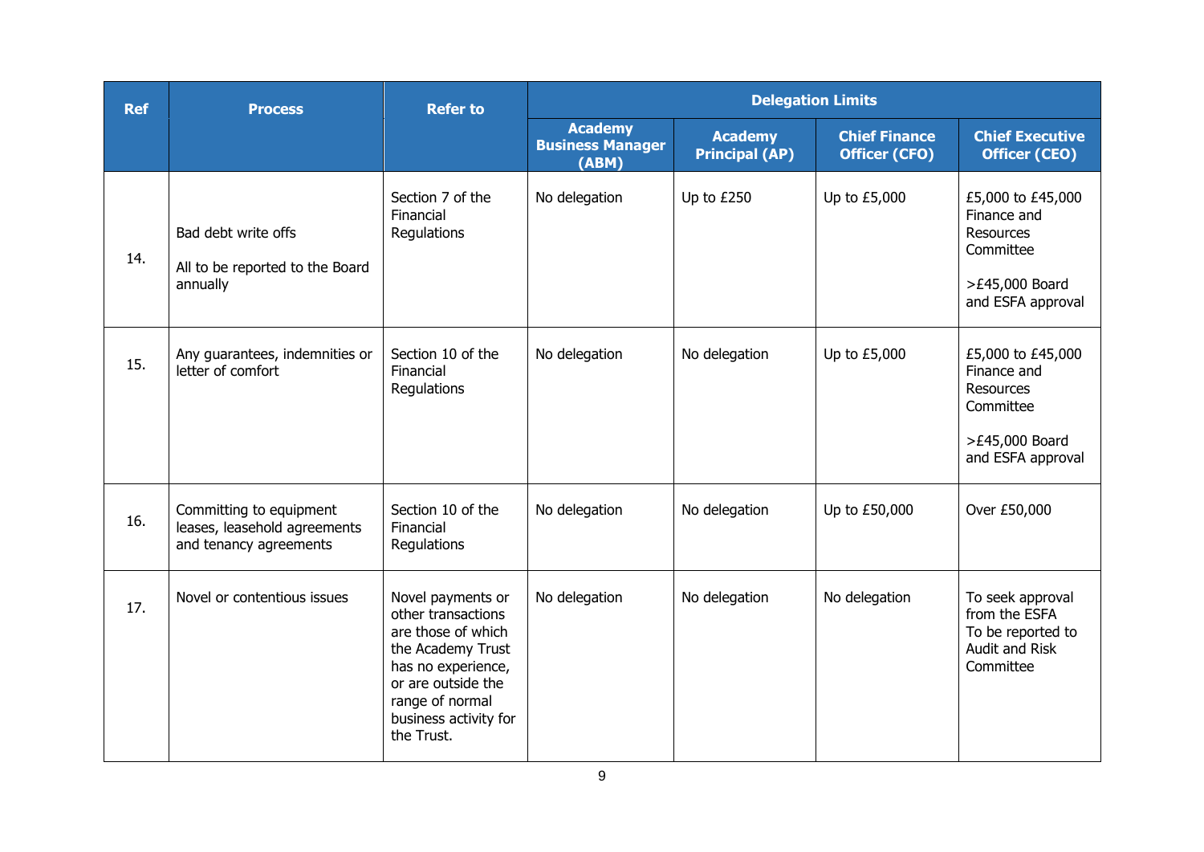| Ref | Process | Refer to | Delegation Limits | | | |
|---|---|---|---|---|---|---|
| | | | Academy Business Manager (ABM) | Academy Principal (AP) | Chief Finance Officer (CFO) | Chief Executive Officer (CEO) |
| 14. | Bad debt write offs<br><br>All to be reported to the Board annually | Section 7 of the Financial Regulations | No delegation | Up to £250 | Up to £5,000 | £5,000 to £45,000 Finance and Resources Committee<br><br>>£45,000 Board and ESFA approval |
| 15. | Any guarantees, indemnities or letter of comfort | Section 10 of the Financial Regulations | No delegation | No delegation | Up to £5,000 | £5,000 to £45,000 Finance and Resources Committee<br><br>>£45,000 Board and ESFA approval |
| 16. | Committing to equipment leases, leasehold agreements and tenancy agreements | Section 10 of the Financial Regulations | No delegation | No delegation | Up to £50,000 | Over £50,000 |
| 17. | Novel or contentious issues | Novel payments or other transactions are those of which the Academy Trust has no experience, or are outside the range of normal business activity for the Trust. | No delegation | No delegation | No delegation | To seek approval from the ESFA<br>To be reported to Audit and Risk Committee |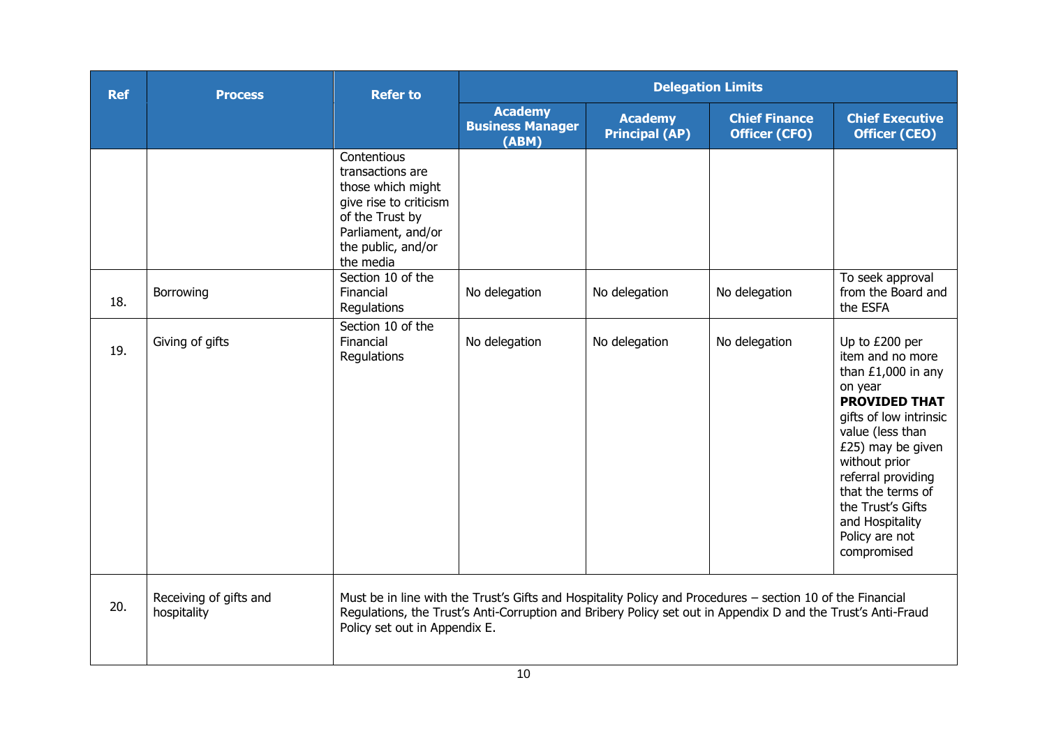| Ref | Process | Refer to | Delegation Limits | | | |
|---|---|---|---|---|---|---|
| | | | Academy Business Manager (ABM) | Academy Principal (AP) | Chief Finance Officer (CFO) | Chief Executive Officer (CEO) |
| | | Contentious transactions are those which might give rise to criticism of the Trust by Parliament, and/or the public, and/or the media | | | | |
| 18. | Borrowing | Section 10 of the Financial Regulations | No delegation | No delegation | No delegation | To seek approval from the Board and the ESFA |
| 19. | Giving of gifts | Section 10 of the Financial Regulations | No delegation | No delegation | No delegation | Up to £200 per item and no more than £1,000 in any on year **PROVIDED THAT** gifts of low intrinsic value (less than £25) may be given without prior referral providing that the terms of the Trust's Gifts and Hospitality Policy are not compromised |
| 20. | Receiving of gifts and hospitality | Must be in line with the Trust's Gifts and Hospitality Policy and Procedures – section 10 of the Financial Regulations, the Trust's Anti-Corruption and Bribery Policy set out in Appendix D and the Trust's Anti-Fraud Policy set out in Appendix E. | | | | |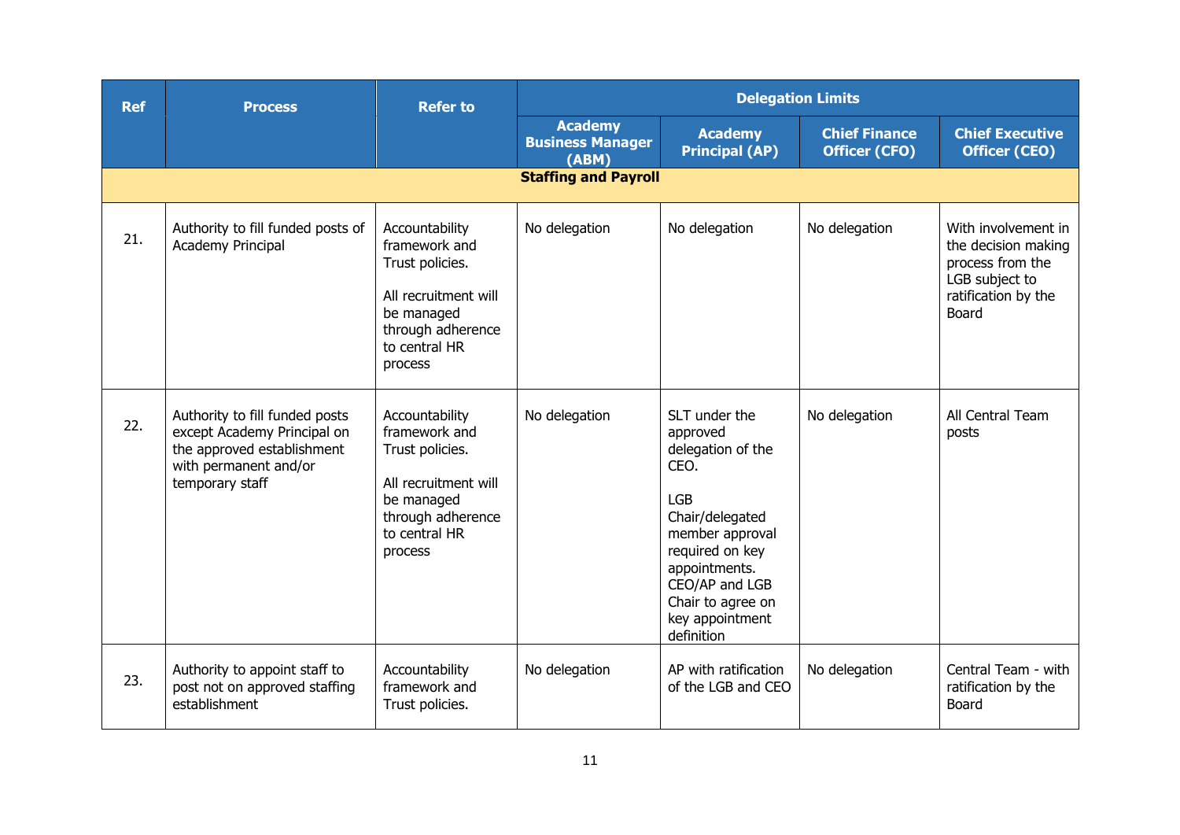| Ref | Process | Refer to | Delegation Limits | | | |
|---|---|---|---|---|---|---|
| | | | Academy Business Manager (ABM) | Academy Principal (AP) | Chief Finance Officer (CFO) | Chief Executive Officer (CEO) |
| | | | **Staffing and Payroll** | | | |
| 21. | Authority to fill funded posts of Academy Principal | Accountability framework and Trust policies.<br><br>All recruitment will be managed through adherence to central HR process | No delegation | No delegation | No delegation | With involvement in the decision making process from the LGB subject to ratification by the Board |
| 22. | Authority to fill funded posts except Academy Principal on the approved establishment with permanent and/or temporary staff | Accountability framework and Trust policies.<br><br>All recruitment will be managed through adherence to central HR process | No delegation | SLT under the approved delegation of the CEO.<br><br>LGB Chair/delegated member approval required on key appointments. CEO/AP and LGB Chair to agree on key appointment definition | No delegation | All Central Team posts |
| 23. | Authority to appoint staff to post not on approved staffing establishment | Accountability framework and Trust policies. | No delegation | AP with ratification of the LGB and CEO | No delegation | Central Team - with ratification by the Board |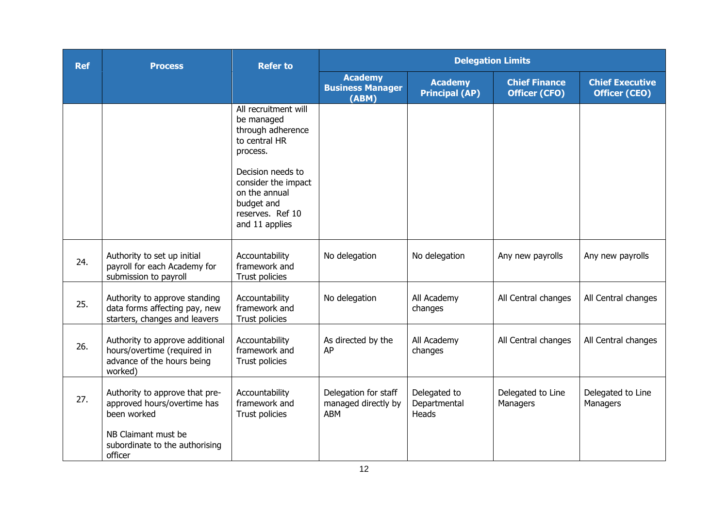| Ref | Process | Refer to | Delegation Limits | | | |
|---|---|---|---|---|---|---|
| | | | Academy Business Manager (ABM) | Academy Principal (AP) | Chief Finance Officer (CFO) | Chief Executive Officer (CEO) |
| | | All recruitment will be managed through adherence to central HR process.<br><br>Decision needs to consider the impact on the annual budget and reserves. Ref 10 and 11 applies | | | | |
| 24. | Authority to set up initial payroll for each Academy for submission to payroll | Accountability framework and Trust policies | No delegation | No delegation | Any new payrolls | Any new payrolls |
| 25. | Authority to approve standing data forms affecting pay, new starters, changes and leavers | Accountability framework and Trust policies | No delegation | All Academy changes | All Central changes | All Central changes |
| 26. | Authority to approve additional hours/overtime (required in advance of the hours being worked) | Accountability framework and Trust policies | As directed by the AP | All Academy changes | All Central changes | All Central changes |
| 27. | Authority to approve that pre-approved hours/overtime has been worked<br><br>NB Claimant must be subordinate to the authorising officer | Accountability framework and Trust policies | Delegation for staff managed directly by ABM | Delegated to Departmental Heads | Delegated to Line Managers | Delegated to Line Managers |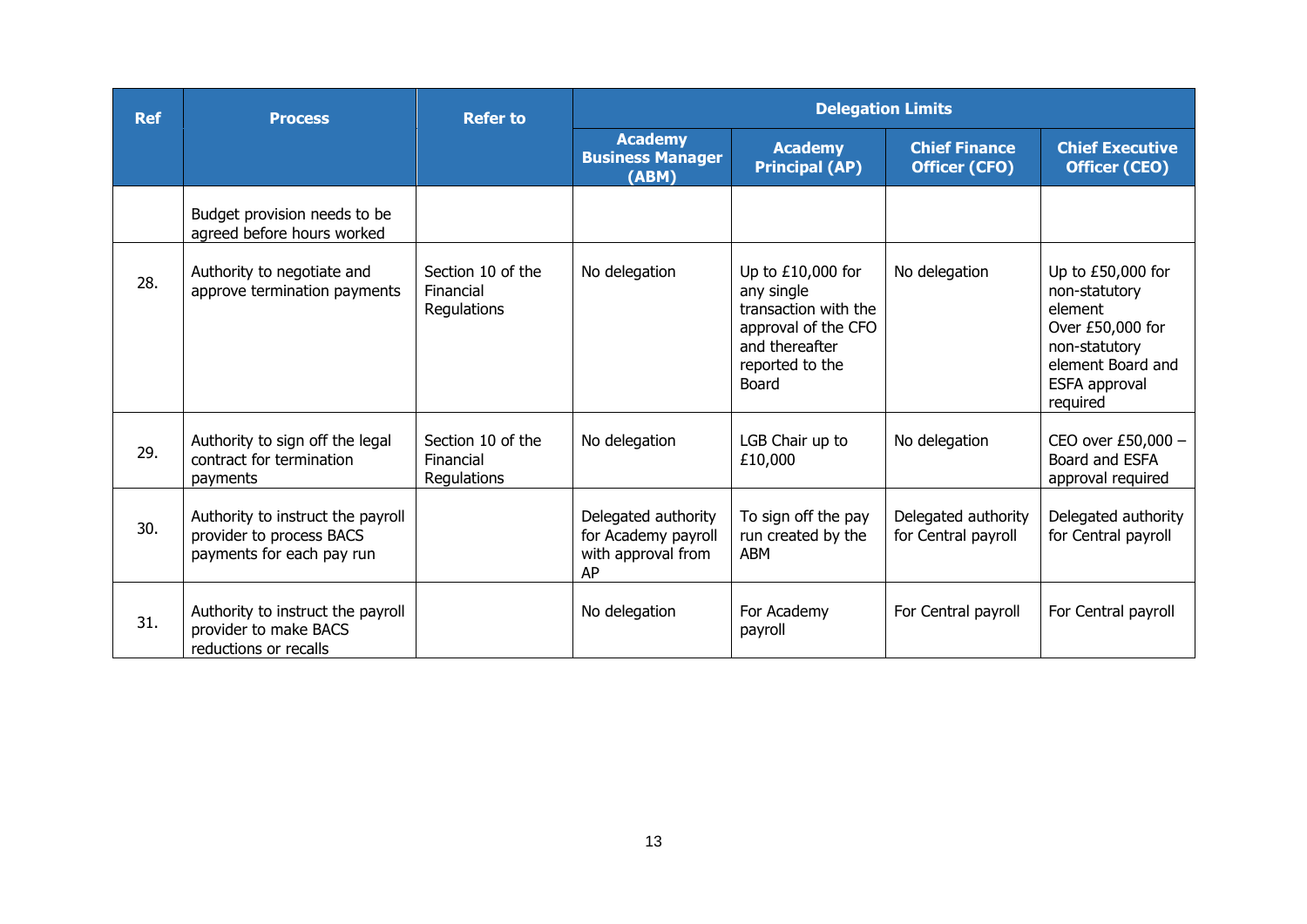| Ref | Process | Refer to | Delegation Limits | | | |
|---|---|---|---|---|---|---|
| | | | Academy Business Manager (ABM) | Academy Principal (AP) | Chief Finance Officer (CFO) | Chief Executive Officer (CEO) |
| | Budget provision needs to be agreed before hours worked | | | | | |
| 28. | Authority to negotiate and approve termination payments | Section 10 of the Financial Regulations | No delegation | Up to £10,000 for any single transaction with the approval of the CFO and thereafter reported to the Board | No delegation | Up to £50,000 for non-statutory element<br>Over £50,000 for non-statutory element Board and ESFA approval required |
| 29. | Authority to sign off the legal contract for termination payments | Section 10 of the Financial Regulations | No delegation | LGB Chair up to £10,000 | No delegation | CEO over £50,000 – Board and ESFA approval required |
| 30. | Authority to instruct the payroll provider to process BACS payments for each pay run | | Delegated authority for Academy payroll with approval from AP | To sign off the pay run created by the ABM | Delegated authority for Central payroll | Delegated authority for Central payroll |
| 31. | Authority to instruct the payroll provider to make BACS reductions or recalls | | No delegation | For Academy payroll | For Central payroll | For Central payroll |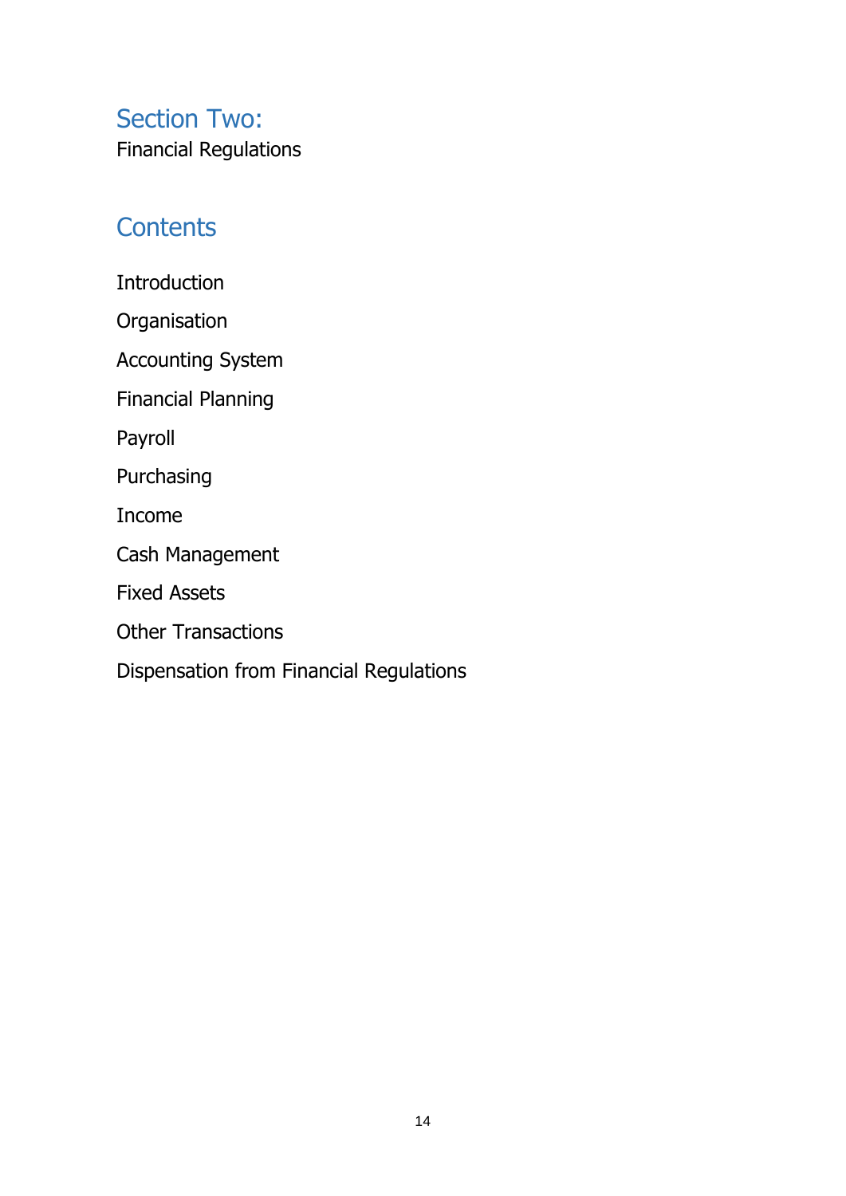# Section Two:

Financial Regulations

## Contents

Introduction

Organisation

Accounting System

Financial Planning

Payroll

Purchasing

Income

Cash Management

Fixed Assets

Other Transactions

Dispensation from Financial Regulations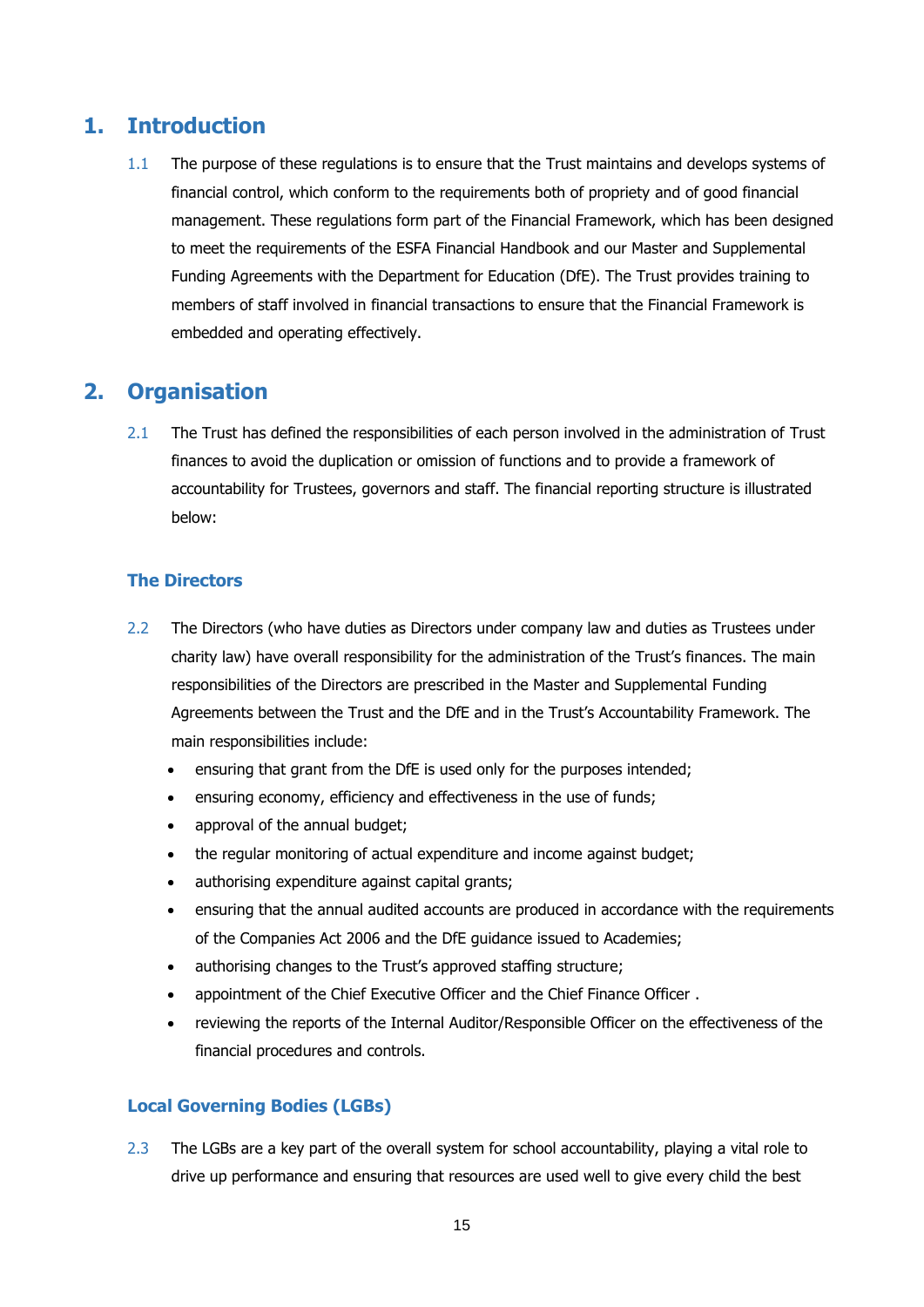# 1. Introduction

1.1 The purpose of these regulations is to ensure that the Trust maintains and develops systems of financial control, which conform to the requirements both of propriety and of good financial management. These regulations form part of the Financial Framework, which has been designed to meet the requirements of the ESFA Financial Handbook and our Master and Supplemental Funding Agreements with the Department for Education (DfE). The Trust provides training to members of staff involved in financial transactions to ensure that the Financial Framework is embedded and operating effectively.

# 2. Organisation

2.1 The Trust has defined the responsibilities of each person involved in the administration of Trust finances to avoid the duplication or omission of functions and to provide a framework of accountability for Trustees, governors and staff. The financial reporting structure is illustrated below:

### The Directors

2.2 The Directors (who have duties as Directors under company law and duties as Trustees under charity law) have overall responsibility for the administration of the Trust's finances. The main responsibilities of the Directors are prescribed in the Master and Supplemental Funding Agreements between the Trust and the DfE and in the Trust's Accountability Framework. The main responsibilities include:

- ensuring that grant from the DfE is used only for the purposes intended;
- ensuring economy, efficiency and effectiveness in the use of funds;
- approval of the annual budget;
- the regular monitoring of actual expenditure and income against budget;
- authorising expenditure against capital grants;
- ensuring that the annual audited accounts are produced in accordance with the requirements of the Companies Act 2006 and the DfE guidance issued to Academies;
- authorising changes to the Trust's approved staffing structure;
- appointment of the Chief Executive Officer and the Chief Finance Officer .
- reviewing the reports of the Internal Auditor/Responsible Officer on the effectiveness of the financial procedures and controls.

### Local Governing Bodies (LGBs)

2.3 The LGBs are a key part of the overall system for school accountability, playing a vital role to drive up performance and ensuring that resources are used well to give every child the best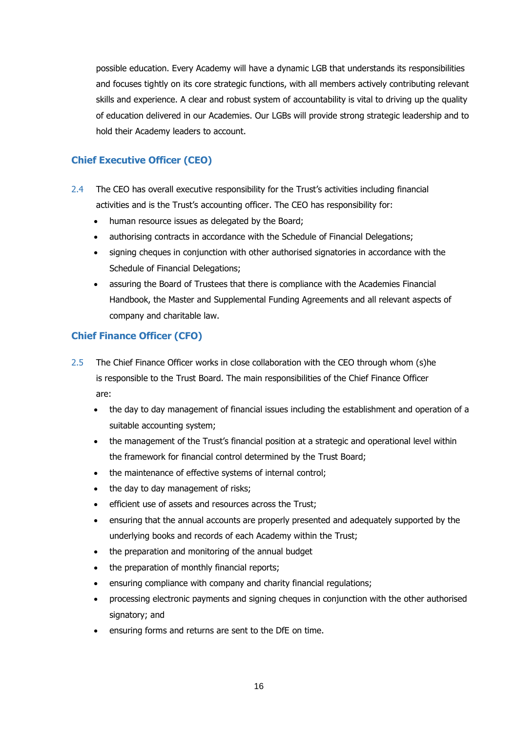possible education. Every Academy will have a dynamic LGB that understands its responsibilities and focuses tightly on its core strategic functions, with all members actively contributing relevant skills and experience. A clear and robust system of accountability is vital to driving up the quality of education delivered in our Academies. Our LGBs will provide strong strategic leadership and to hold their Academy leaders to account.

### Chief Executive Officer (CEO)

2.4 The CEO has overall executive responsibility for the Trust's activities including financial activities and is the Trust's accounting officer. The CEO has responsibility for:

- human resource issues as delegated by the Board;
- authorising contracts in accordance with the Schedule of Financial Delegations;
- signing cheques in conjunction with other authorised signatories in accordance with the Schedule of Financial Delegations;
- assuring the Board of Trustees that there is compliance with the Academies Financial Handbook, the Master and Supplemental Funding Agreements and all relevant aspects of company and charitable law.

### Chief Finance Officer (CFO)

2.5 The Chief Finance Officer works in close collaboration with the CEO through whom (s)he is responsible to the Trust Board. The main responsibilities of the Chief Finance Officer are:

- the day to day management of financial issues including the establishment and operation of a suitable accounting system;
- the management of the Trust's financial position at a strategic and operational level within the framework for financial control determined by the Trust Board;
- the maintenance of effective systems of internal control;
- the day to day management of risks;
- efficient use of assets and resources across the Trust;
- ensuring that the annual accounts are properly presented and adequately supported by the underlying books and records of each Academy within the Trust;
- the preparation and monitoring of the annual budget
- the preparation of monthly financial reports;
- ensuring compliance with company and charity financial regulations;
- processing electronic payments and signing cheques in conjunction with the other authorised signatory; and
- ensuring forms and returns are sent to the DfE on time.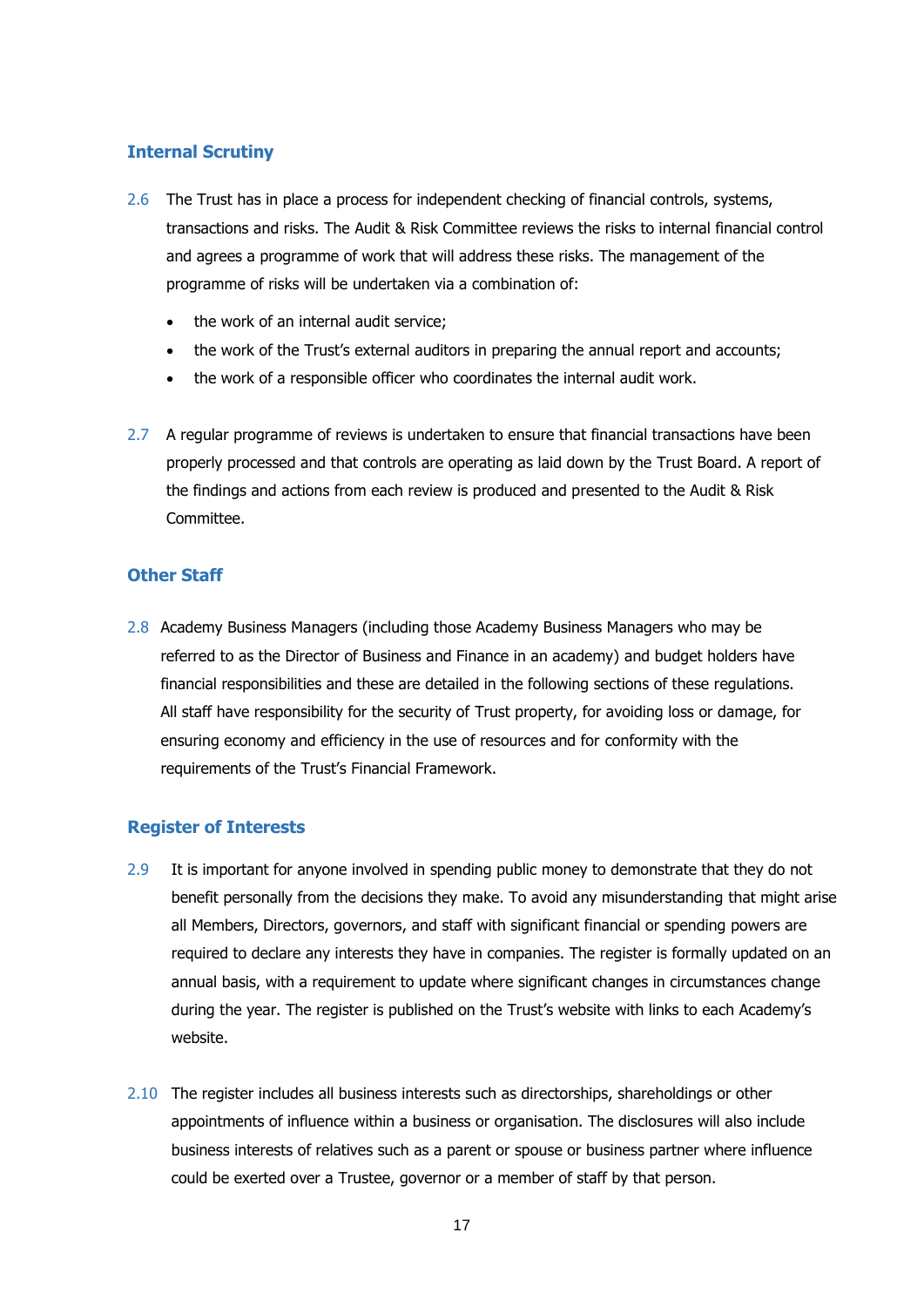## Internal Scrutiny

2.6 The Trust has in place a process for independent checking of financial controls, systems, transactions and risks. The Audit & Risk Committee reviews the risks to internal financial control and agrees a programme of work that will address these risks. The management of the programme of risks will be undertaken via a combination of:

- the work of an internal audit service;
- the work of the Trust's external auditors in preparing the annual report and accounts;
- the work of a responsible officer who coordinates the internal audit work.

2.7 A regular programme of reviews is undertaken to ensure that financial transactions have been properly processed and that controls are operating as laid down by the Trust Board. A report of the findings and actions from each review is produced and presented to the Audit & Risk Committee.

## Other Staff

2.8 Academy Business Managers (including those Academy Business Managers who may be referred to as the Director of Business and Finance in an academy) and budget holders have financial responsibilities and these are detailed in the following sections of these regulations. All staff have responsibility for the security of Trust property, for avoiding loss or damage, for ensuring economy and efficiency in the use of resources and for conformity with the requirements of the Trust's Financial Framework.

## Register of Interests

2.9 It is important for anyone involved in spending public money to demonstrate that they do not benefit personally from the decisions they make. To avoid any misunderstanding that might arise all Members, Directors, governors, and staff with significant financial or spending powers are required to declare any interests they have in companies. The register is formally updated on an annual basis, with a requirement to update where significant changes in circumstances change during the year. The register is published on the Trust's website with links to each Academy's website.

2.10 The register includes all business interests such as directorships, shareholdings or other appointments of influence within a business or organisation. The disclosures will also include business interests of relatives such as a parent or spouse or business partner where influence could be exerted over a Trustee, governor or a member of staff by that person.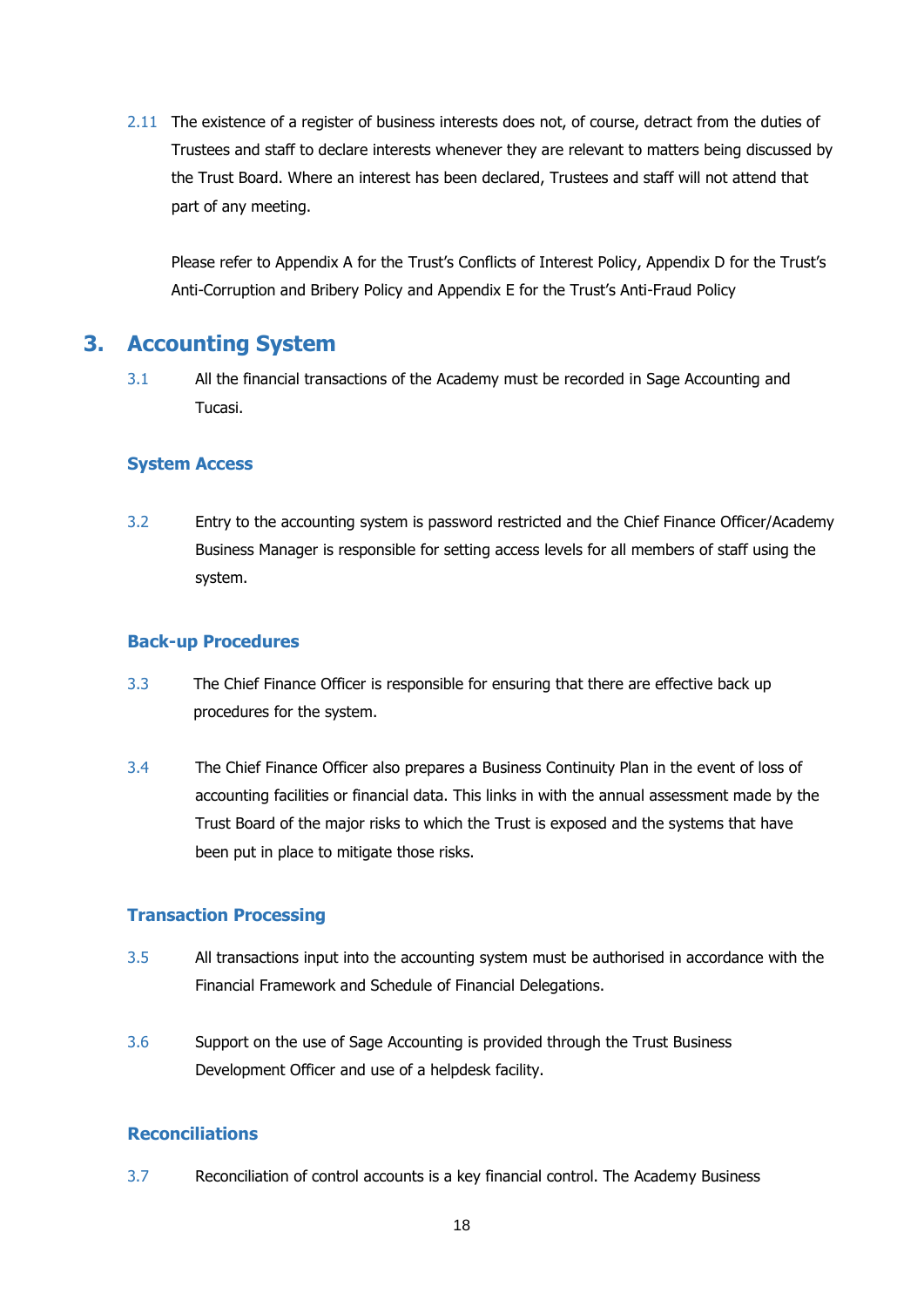2.11 The existence of a register of business interests does not, of course, detract from the duties of Trustees and staff to declare interests whenever they are relevant to matters being discussed by the Trust Board. Where an interest has been declared, Trustees and staff will not attend that part of any meeting.

Please refer to Appendix A for the Trust's Conflicts of Interest Policy, Appendix D for the Trust's Anti-Corruption and Bribery Policy and Appendix E for the Trust's Anti-Fraud Policy

## 3. Accounting System

3.1 All the financial transactions of the Academy must be recorded in Sage Accounting and Tucasi.

### System Access

3.2 Entry to the accounting system is password restricted and the Chief Finance Officer/Academy Business Manager is responsible for setting access levels for all members of staff using the system.

### Back-up Procedures

3.3 The Chief Finance Officer is responsible for ensuring that there are effective back up procedures for the system.

3.4 The Chief Finance Officer also prepares a Business Continuity Plan in the event of loss of accounting facilities or financial data. This links in with the annual assessment made by the Trust Board of the major risks to which the Trust is exposed and the systems that have been put in place to mitigate those risks.

### Transaction Processing

3.5 All transactions input into the accounting system must be authorised in accordance with the Financial Framework and Schedule of Financial Delegations.

3.6 Support on the use of Sage Accounting is provided through the Trust Business Development Officer and use of a helpdesk facility.

### Reconciliations

3.7 Reconciliation of control accounts is a key financial control. The Academy Business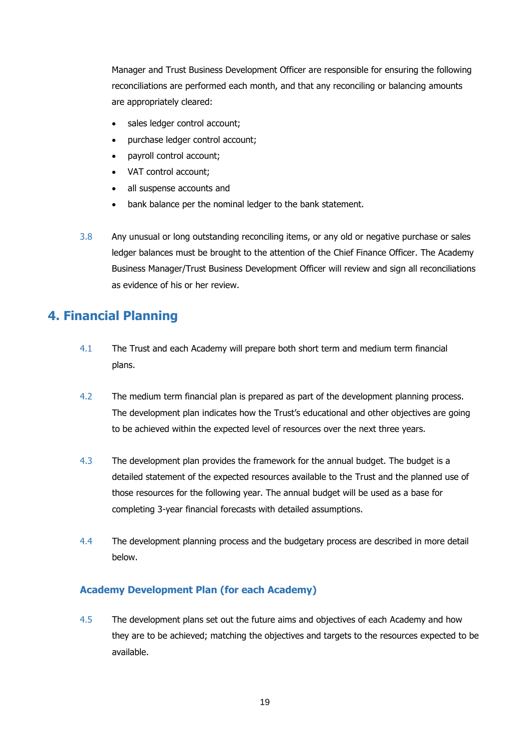Manager and Trust Business Development Officer are responsible for ensuring the following reconciliations are performed each month, and that any reconciling or balancing amounts are appropriately cleared:

- sales ledger control account;
- purchase ledger control account;
- payroll control account;
- VAT control account;
- all suspense accounts and
- bank balance per the nominal ledger to the bank statement.

3.8 Any unusual or long outstanding reconciling items, or any old or negative purchase or sales ledger balances must be brought to the attention of the Chief Finance Officer. The Academy Business Manager/Trust Business Development Officer will review and sign all reconciliations as evidence of his or her review.

## 4. Financial Planning

4.1 The Trust and each Academy will prepare both short term and medium term financial plans.

4.2 The medium term financial plan is prepared as part of the development planning process. The development plan indicates how the Trust's educational and other objectives are going to be achieved within the expected level of resources over the next three years.

4.3 The development plan provides the framework for the annual budget. The budget is a detailed statement of the expected resources available to the Trust and the planned use of those resources for the following year. The annual budget will be used as a base for completing 3-year financial forecasts with detailed assumptions.

4.4 The development planning process and the budgetary process are described in more detail below.

### Academy Development Plan (for each Academy)

4.5 The development plans set out the future aims and objectives of each Academy and how they are to be achieved; matching the objectives and targets to the resources expected to be available.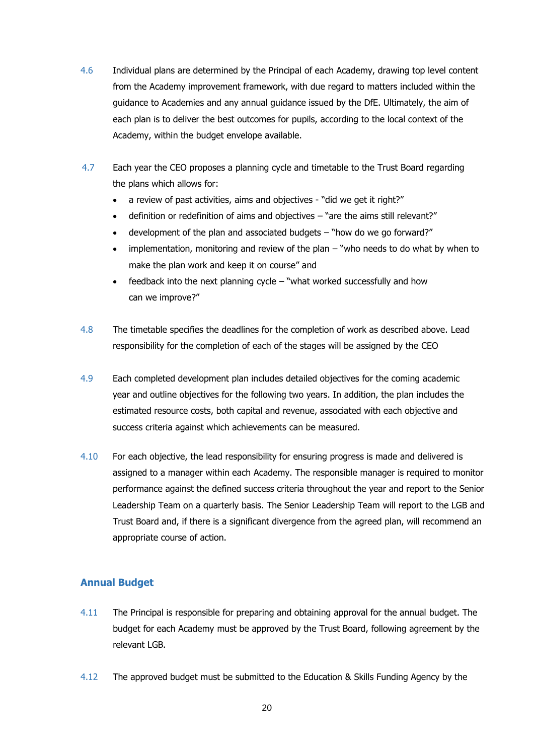4.6 Individual plans are determined by the Principal of each Academy, drawing top level content from the Academy improvement framework, with due regard to matters included within the guidance to Academies and any annual guidance issued by the DfE. Ultimately, the aim of each plan is to deliver the best outcomes for pupils, according to the local context of the Academy, within the budget envelope available.

4.7 Each year the CEO proposes a planning cycle and timetable to the Trust Board regarding the plans which allows for:

- a review of past activities, aims and objectives - "did we get it right?"
- definition or redefinition of aims and objectives – "are the aims still relevant?"
- development of the plan and associated budgets – "how do we go forward?"
- implementation, monitoring and review of the plan – "who needs to do what by when to make the plan work and keep it on course" and
- feedback into the next planning cycle – "what worked successfully and how can we improve?"

4.8 The timetable specifies the deadlines for the completion of work as described above. Lead responsibility for the completion of each of the stages will be assigned by the CEO

4.9 Each completed development plan includes detailed objectives for the coming academic year and outline objectives for the following two years. In addition, the plan includes the estimated resource costs, both capital and revenue, associated with each objective and success criteria against which achievements can be measured.

4.10 For each objective, the lead responsibility for ensuring progress is made and delivered is assigned to a manager within each Academy. The responsible manager is required to monitor performance against the defined success criteria throughout the year and report to the Senior Leadership Team on a quarterly basis. The Senior Leadership Team will report to the LGB and Trust Board and, if there is a significant divergence from the agreed plan, will recommend an appropriate course of action.

## Annual Budget

4.11 The Principal is responsible for preparing and obtaining approval for the annual budget. The budget for each Academy must be approved by the Trust Board, following agreement by the relevant LGB.

4.12 The approved budget must be submitted to the Education & Skills Funding Agency by the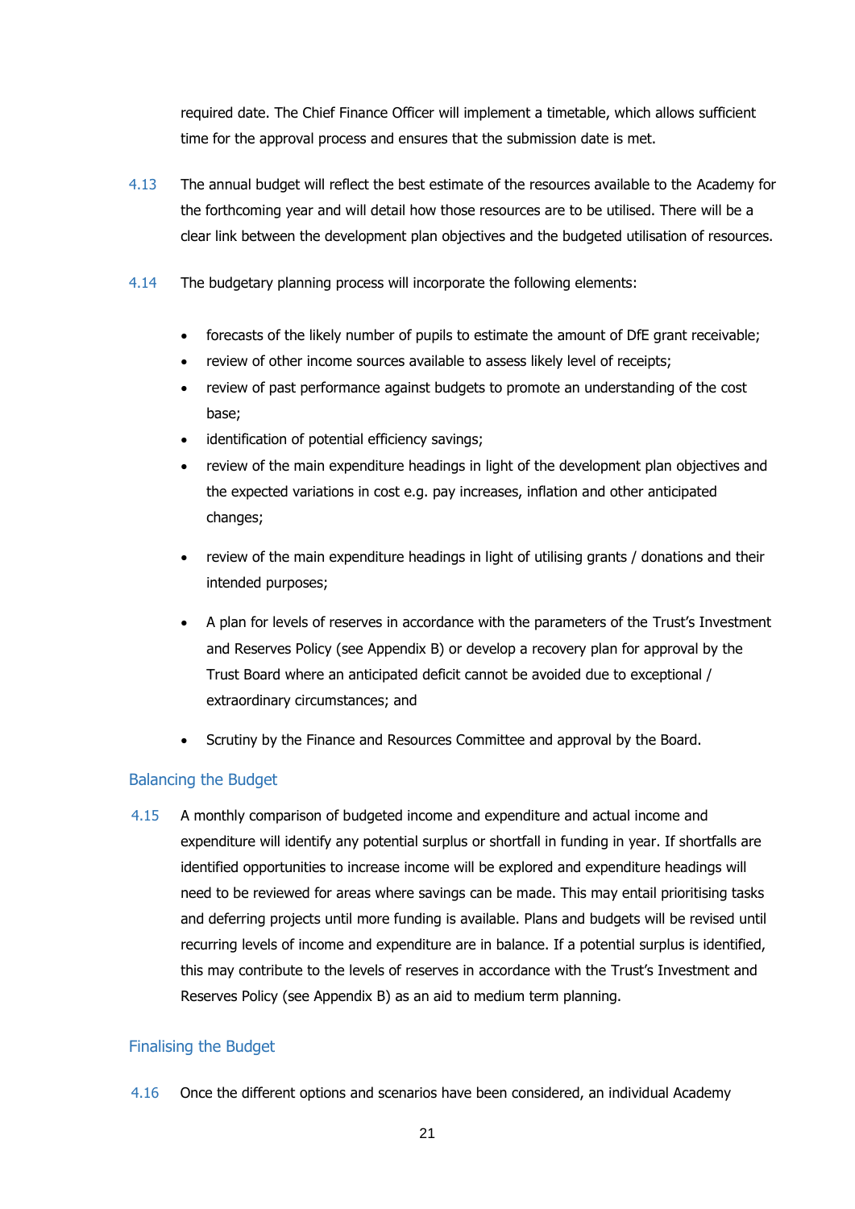required date. The Chief Finance Officer will implement a timetable, which allows sufficient time for the approval process and ensures that the submission date is met.

4.13 The annual budget will reflect the best estimate of the resources available to the Academy for the forthcoming year and will detail how those resources are to be utilised. There will be a clear link between the development plan objectives and the budgeted utilisation of resources.

4.14 The budgetary planning process will incorporate the following elements:

- forecasts of the likely number of pupils to estimate the amount of DfE grant receivable;
- review of other income sources available to assess likely level of receipts;
- review of past performance against budgets to promote an understanding of the cost base;
- identification of potential efficiency savings;
- review of the main expenditure headings in light of the development plan objectives and the expected variations in cost e.g. pay increases, inflation and other anticipated changes;
- review of the main expenditure headings in light of utilising grants / donations and their intended purposes;
- A plan for levels of reserves in accordance with the parameters of the Trust's Investment and Reserves Policy (see Appendix B) or develop a recovery plan for approval by the Trust Board where an anticipated deficit cannot be avoided due to exceptional / extraordinary circumstances; and
- Scrutiny by the Finance and Resources Committee and approval by the Board.

## Balancing the Budget

4.15 A monthly comparison of budgeted income and expenditure and actual income and expenditure will identify any potential surplus or shortfall in funding in year. If shortfalls are identified opportunities to increase income will be explored and expenditure headings will need to be reviewed for areas where savings can be made. This may entail prioritising tasks and deferring projects until more funding is available. Plans and budgets will be revised until recurring levels of income and expenditure are in balance. If a potential surplus is identified, this may contribute to the levels of reserves in accordance with the Trust's Investment and Reserves Policy (see Appendix B) as an aid to medium term planning.

## Finalising the Budget

4.16 Once the different options and scenarios have been considered, an individual Academy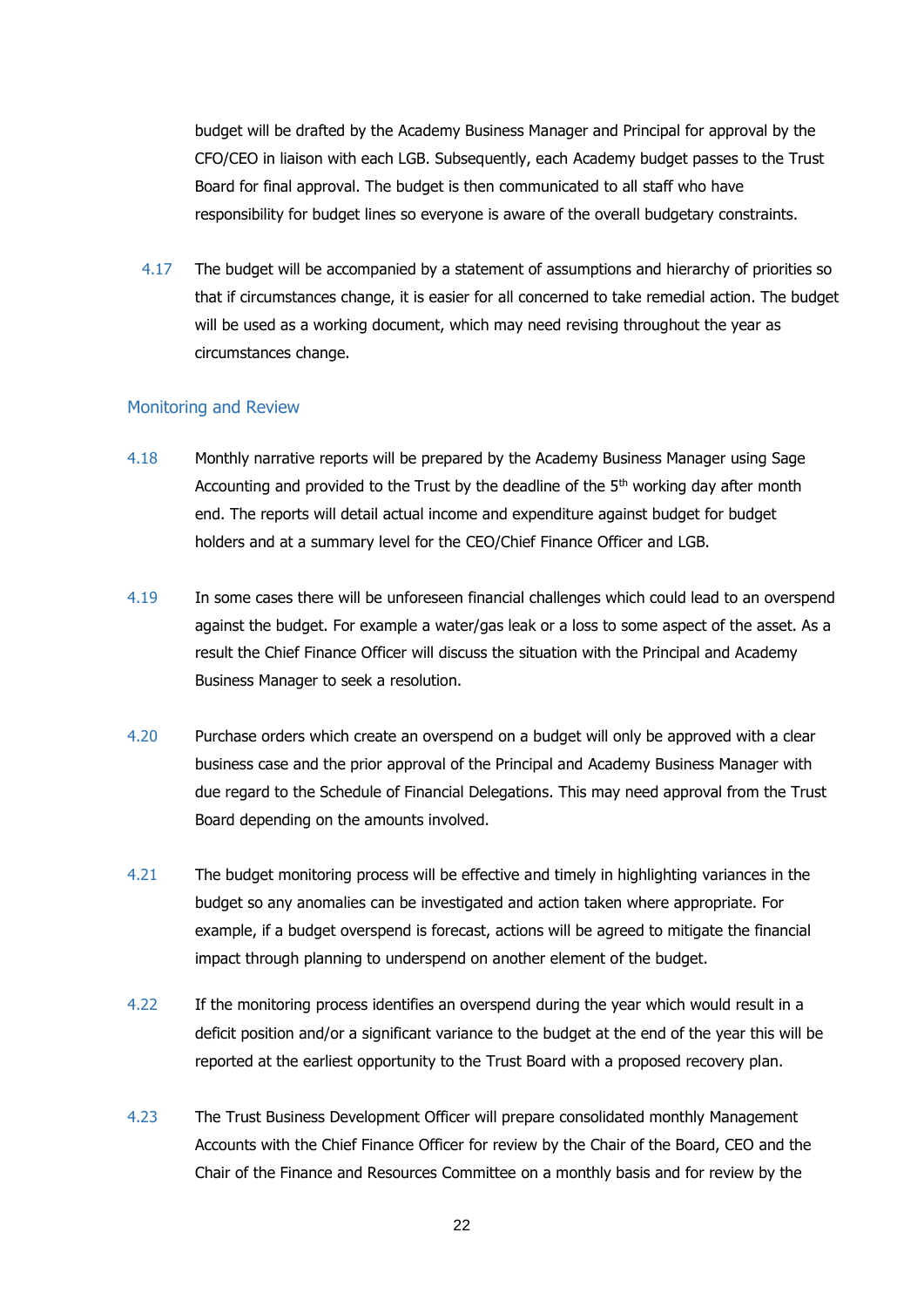budget will be drafted by the Academy Business Manager and Principal for approval by the CFO/CEO in liaison with each LGB. Subsequently, each Academy budget passes to the Trust Board for final approval. The budget is then communicated to all staff who have responsibility for budget lines so everyone is aware of the overall budgetary constraints.

4.17 The budget will be accompanied by a statement of assumptions and hierarchy of priorities so that if circumstances change, it is easier for all concerned to take remedial action. The budget will be used as a working document, which may need revising throughout the year as circumstances change.

## Monitoring and Review

4.18 Monthly narrative reports will be prepared by the Academy Business Manager using Sage Accounting and provided to the Trust by the deadline of the 5th working day after month end. The reports will detail actual income and expenditure against budget for budget holders and at a summary level for the CEO/Chief Finance Officer and LGB.

4.19 In some cases there will be unforeseen financial challenges which could lead to an overspend against the budget. For example a water/gas leak or a loss to some aspect of the asset. As a result the Chief Finance Officer will discuss the situation with the Principal and Academy Business Manager to seek a resolution.

4.20 Purchase orders which create an overspend on a budget will only be approved with a clear business case and the prior approval of the Principal and Academy Business Manager with due regard to the Schedule of Financial Delegations. This may need approval from the Trust Board depending on the amounts involved.

4.21 The budget monitoring process will be effective and timely in highlighting variances in the budget so any anomalies can be investigated and action taken where appropriate. For example, if a budget overspend is forecast, actions will be agreed to mitigate the financial impact through planning to underspend on another element of the budget.

4.22 If the monitoring process identifies an overspend during the year which would result in a deficit position and/or a significant variance to the budget at the end of the year this will be reported at the earliest opportunity to the Trust Board with a proposed recovery plan.

4.23 The Trust Business Development Officer will prepare consolidated monthly Management Accounts with the Chief Finance Officer for review by the Chair of the Board, CEO and the Chair of the Finance and Resources Committee on a monthly basis and for review by the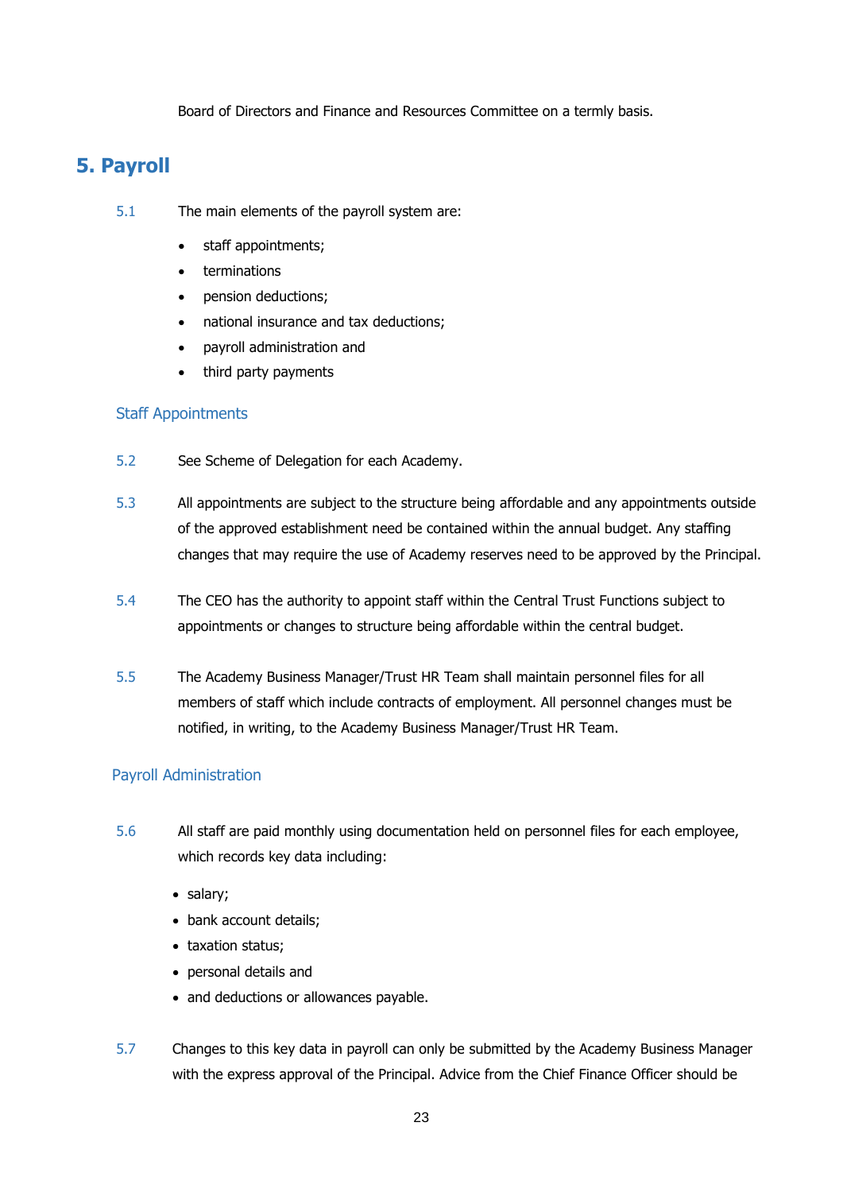Board of Directors and Finance and Resources Committee on a termly basis.

## 5. Payroll

5.1 The main elements of the payroll system are:

- staff appointments;
- terminations
- pension deductions;
- national insurance and tax deductions;
- payroll administration and
- third party payments

### Staff Appointments

5.2 See Scheme of Delegation for each Academy.

5.3 All appointments are subject to the structure being affordable and any appointments outside of the approved establishment need be contained within the annual budget. Any staffing changes that may require the use of Academy reserves need to be approved by the Principal.

5.4 The CEO has the authority to appoint staff within the Central Trust Functions subject to appointments or changes to structure being affordable within the central budget.

5.5 The Academy Business Manager/Trust HR Team shall maintain personnel files for all members of staff which include contracts of employment. All personnel changes must be notified, in writing, to the Academy Business Manager/Trust HR Team.

### Payroll Administration

5.6 All staff are paid monthly using documentation held on personnel files for each employee, which records key data including:

- salary;
- bank account details;
- taxation status;
- personal details and
- and deductions or allowances payable.

5.7 Changes to this key data in payroll can only be submitted by the Academy Business Manager with the express approval of the Principal. Advice from the Chief Finance Officer should be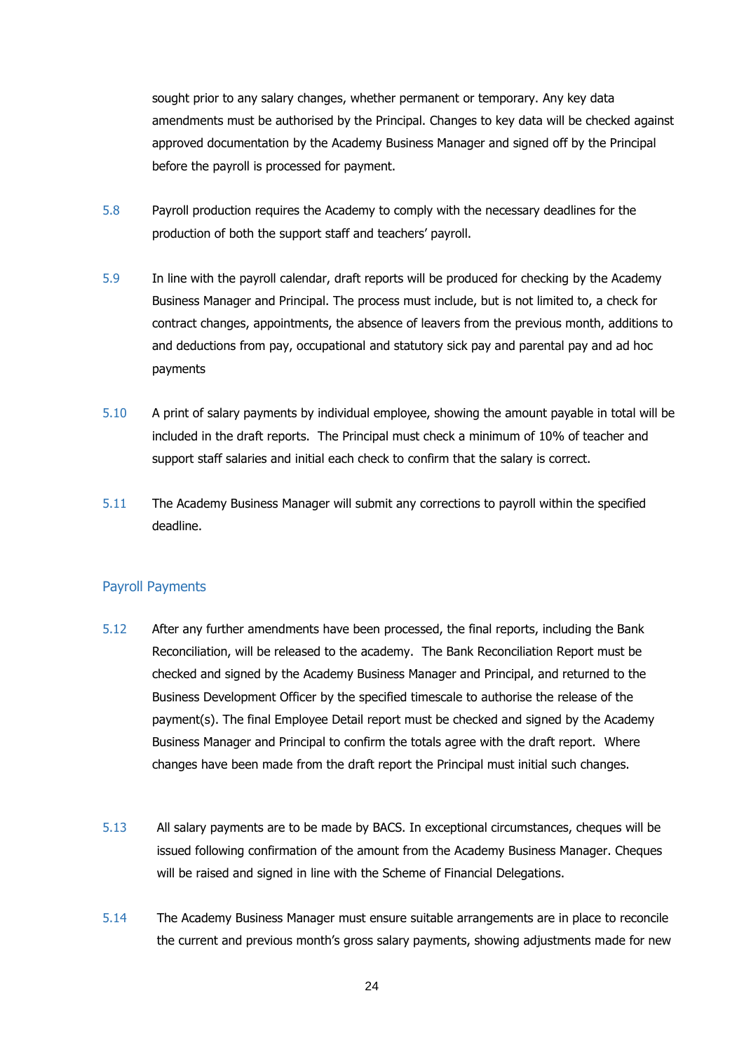sought prior to any salary changes, whether permanent or temporary. Any key data amendments must be authorised by the Principal. Changes to key data will be checked against approved documentation by the Academy Business Manager and signed off by the Principal before the payroll is processed for payment.

5.8 Payroll production requires the Academy to comply with the necessary deadlines for the production of both the support staff and teachers' payroll.

5.9 In line with the payroll calendar, draft reports will be produced for checking by the Academy Business Manager and Principal. The process must include, but is not limited to, a check for contract changes, appointments, the absence of leavers from the previous month, additions to and deductions from pay, occupational and statutory sick pay and parental pay and ad hoc payments

5.10 A print of salary payments by individual employee, showing the amount payable in total will be included in the draft reports. The Principal must check a minimum of 10% of teacher and support staff salaries and initial each check to confirm that the salary is correct.

5.11 The Academy Business Manager will submit any corrections to payroll within the specified deadline.

## Payroll Payments

5.12 After any further amendments have been processed, the final reports, including the Bank Reconciliation, will be released to the academy. The Bank Reconciliation Report must be checked and signed by the Academy Business Manager and Principal, and returned to the Business Development Officer by the specified timescale to authorise the release of the payment(s). The final Employee Detail report must be checked and signed by the Academy Business Manager and Principal to confirm the totals agree with the draft report. Where changes have been made from the draft report the Principal must initial such changes.

5.13 All salary payments are to be made by BACS. In exceptional circumstances, cheques will be issued following confirmation of the amount from the Academy Business Manager. Cheques will be raised and signed in line with the Scheme of Financial Delegations.

5.14 The Academy Business Manager must ensure suitable arrangements are in place to reconcile the current and previous month's gross salary payments, showing adjustments made for new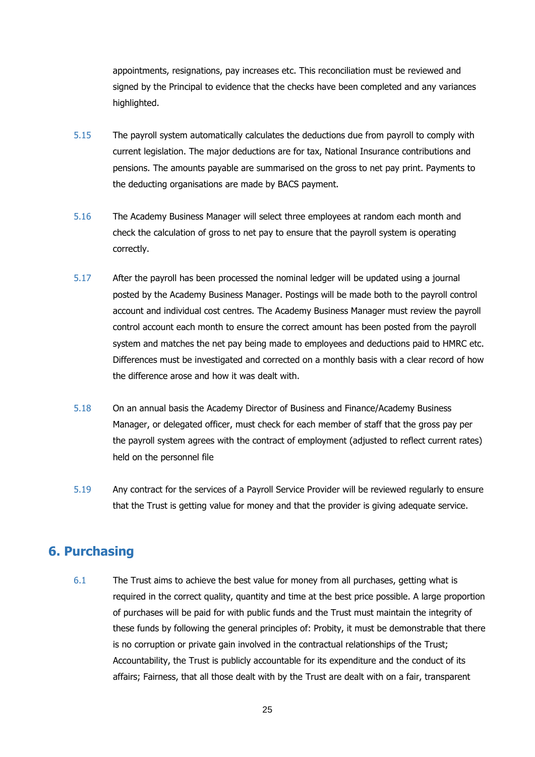appointments, resignations, pay increases etc. This reconciliation must be reviewed and signed by the Principal to evidence that the checks have been completed and any variances highlighted.

5.15 The payroll system automatically calculates the deductions due from payroll to comply with current legislation. The major deductions are for tax, National Insurance contributions and pensions. The amounts payable are summarised on the gross to net pay print. Payments to the deducting organisations are made by BACS payment.

5.16 The Academy Business Manager will select three employees at random each month and check the calculation of gross to net pay to ensure that the payroll system is operating correctly.

5.17 After the payroll has been processed the nominal ledger will be updated using a journal posted by the Academy Business Manager. Postings will be made both to the payroll control account and individual cost centres. The Academy Business Manager must review the payroll control account each month to ensure the correct amount has been posted from the payroll system and matches the net pay being made to employees and deductions paid to HMRC etc. Differences must be investigated and corrected on a monthly basis with a clear record of how the difference arose and how it was dealt with.

5.18 On an annual basis the Academy Director of Business and Finance/Academy Business Manager, or delegated officer, must check for each member of staff that the gross pay per the payroll system agrees with the contract of employment (adjusted to reflect current rates) held on the personnel file

5.19 Any contract for the services of a Payroll Service Provider will be reviewed regularly to ensure that the Trust is getting value for money and that the provider is giving adequate service.

## 6. Purchasing

6.1 The Trust aims to achieve the best value for money from all purchases, getting what is required in the correct quality, quantity and time at the best price possible. A large proportion of purchases will be paid for with public funds and the Trust must maintain the integrity of these funds by following the general principles of: Probity, it must be demonstrable that there is no corruption or private gain involved in the contractual relationships of the Trust; Accountability, the Trust is publicly accountable for its expenditure and the conduct of its affairs; Fairness, that all those dealt with by the Trust are dealt with on a fair, transparent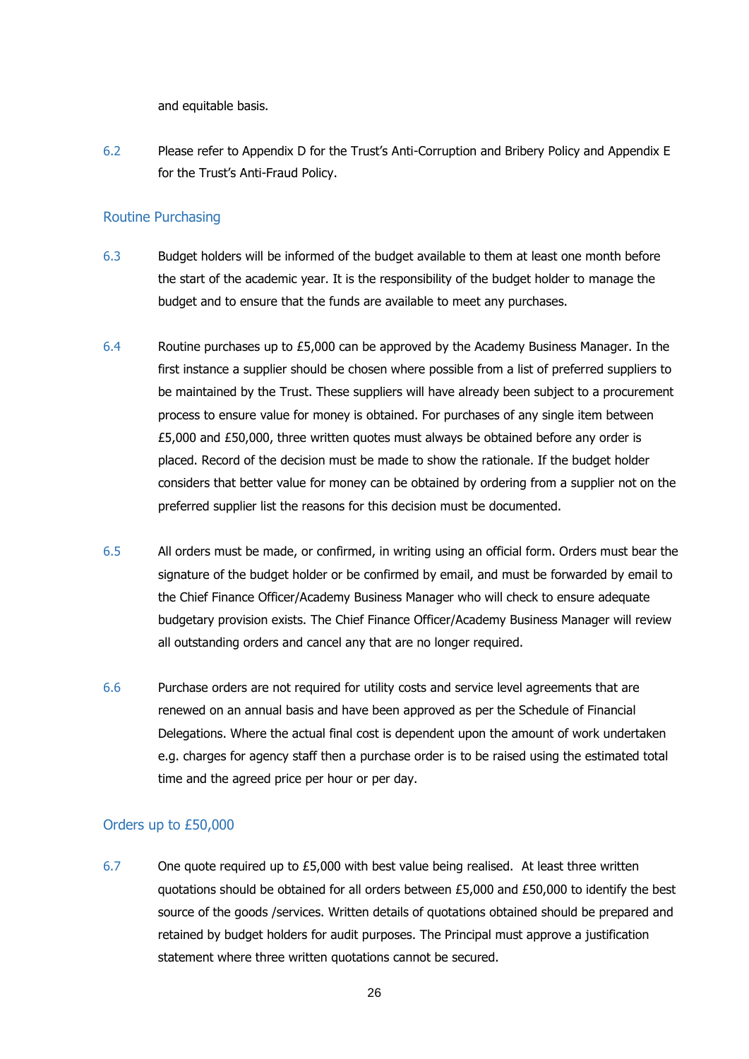and equitable basis.

6.2 Please refer to Appendix D for the Trust's Anti-Corruption and Bribery Policy and Appendix E for the Trust's Anti-Fraud Policy.

### Routine Purchasing

6.3 Budget holders will be informed of the budget available to them at least one month before the start of the academic year. It is the responsibility of the budget holder to manage the budget and to ensure that the funds are available to meet any purchases.

6.4 Routine purchases up to £5,000 can be approved by the Academy Business Manager. In the first instance a supplier should be chosen where possible from a list of preferred suppliers to be maintained by the Trust. These suppliers will have already been subject to a procurement process to ensure value for money is obtained. For purchases of any single item between £5,000 and £50,000, three written quotes must always be obtained before any order is placed. Record of the decision must be made to show the rationale. If the budget holder considers that better value for money can be obtained by ordering from a supplier not on the preferred supplier list the reasons for this decision must be documented.

6.5 All orders must be made, or confirmed, in writing using an official form. Orders must bear the signature of the budget holder or be confirmed by email, and must be forwarded by email to the Chief Finance Officer/Academy Business Manager who will check to ensure adequate budgetary provision exists. The Chief Finance Officer/Academy Business Manager will review all outstanding orders and cancel any that are no longer required.

6.6 Purchase orders are not required for utility costs and service level agreements that are renewed on an annual basis and have been approved as per the Schedule of Financial Delegations. Where the actual final cost is dependent upon the amount of work undertaken e.g. charges for agency staff then a purchase order is to be raised using the estimated total time and the agreed price per hour or per day.

### Orders up to £50,000

6.7 One quote required up to £5,000 with best value being realised. At least three written quotations should be obtained for all orders between £5,000 and £50,000 to identify the best source of the goods /services. Written details of quotations obtained should be prepared and retained by budget holders for audit purposes. The Principal must approve a justification statement where three written quotations cannot be secured.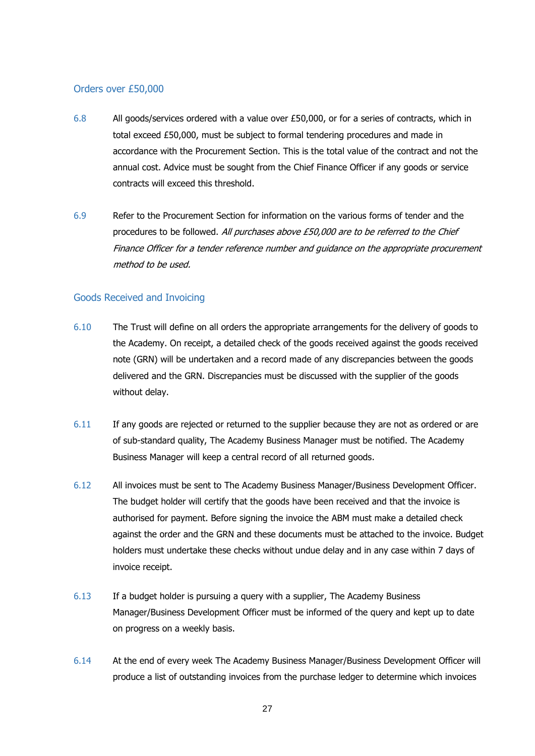### Orders over £50,000

6.8 All goods/services ordered with a value over £50,000, or for a series of contracts, which in total exceed £50,000, must be subject to formal tendering procedures and made in accordance with the Procurement Section. This is the total value of the contract and not the annual cost. Advice must be sought from the Chief Finance Officer if any goods or service contracts will exceed this threshold.

6.9 Refer to the Procurement Section for information on the various forms of tender and the procedures to be followed. *All purchases above £50,000 are to be referred to the Chief Finance Officer for a tender reference number and guidance on the appropriate procurement method to be used.*

### Goods Received and Invoicing

6.10 The Trust will define on all orders the appropriate arrangements for the delivery of goods to the Academy. On receipt, a detailed check of the goods received against the goods received note (GRN) will be undertaken and a record made of any discrepancies between the goods delivered and the GRN. Discrepancies must be discussed with the supplier of the goods without delay.

6.11 If any goods are rejected or returned to the supplier because they are not as ordered or are of sub-standard quality, The Academy Business Manager must be notified. The Academy Business Manager will keep a central record of all returned goods.

6.12 All invoices must be sent to The Academy Business Manager/Business Development Officer. The budget holder will certify that the goods have been received and that the invoice is authorised for payment. Before signing the invoice the ABM must make a detailed check against the order and the GRN and these documents must be attached to the invoice. Budget holders must undertake these checks without undue delay and in any case within 7 days of invoice receipt.

6.13 If a budget holder is pursuing a query with a supplier, The Academy Business Manager/Business Development Officer must be informed of the query and kept up to date on progress on a weekly basis.

6.14 At the end of every week The Academy Business Manager/Business Development Officer will produce a list of outstanding invoices from the purchase ledger to determine which invoices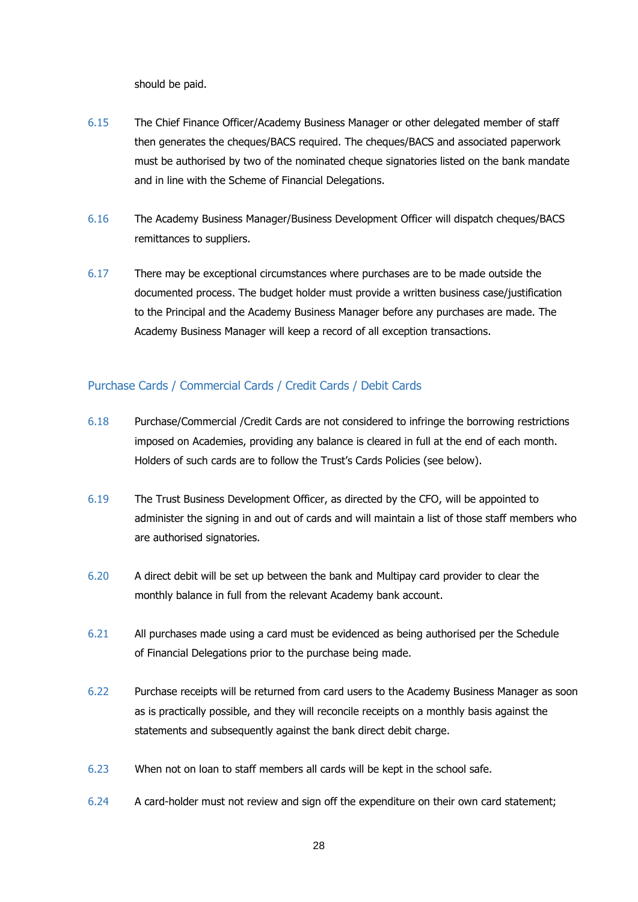should be paid.

6.15 The Chief Finance Officer/Academy Business Manager or other delegated member of staff then generates the cheques/BACS required. The cheques/BACS and associated paperwork must be authorised by two of the nominated cheque signatories listed on the bank mandate and in line with the Scheme of Financial Delegations.

6.16 The Academy Business Manager/Business Development Officer will dispatch cheques/BACS remittances to suppliers.

6.17 There may be exceptional circumstances where purchases are to be made outside the documented process. The budget holder must provide a written business case/justification to the Principal and the Academy Business Manager before any purchases are made. The Academy Business Manager will keep a record of all exception transactions.

### Purchase Cards / Commercial Cards / Credit Cards / Debit Cards

6.18 Purchase/Commercial /Credit Cards are not considered to infringe the borrowing restrictions imposed on Academies, providing any balance is cleared in full at the end of each month. Holders of such cards are to follow the Trust's Cards Policies (see below).

6.19 The Trust Business Development Officer, as directed by the CFO, will be appointed to administer the signing in and out of cards and will maintain a list of those staff members who are authorised signatories.

6.20 A direct debit will be set up between the bank and Multipay card provider to clear the monthly balance in full from the relevant Academy bank account.

6.21 All purchases made using a card must be evidenced as being authorised per the Schedule of Financial Delegations prior to the purchase being made.

6.22 Purchase receipts will be returned from card users to the Academy Business Manager as soon as is practically possible, and they will reconcile receipts on a monthly basis against the statements and subsequently against the bank direct debit charge.

6.23 When not on loan to staff members all cards will be kept in the school safe.

6.24 A card-holder must not review and sign off the expenditure on their own card statement;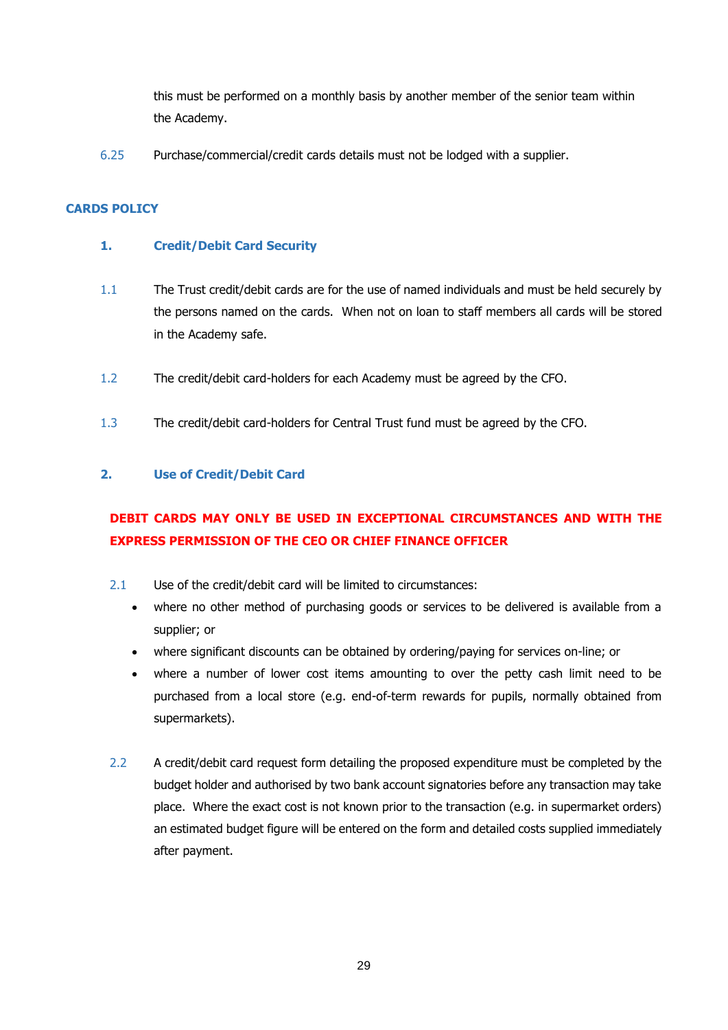this must be performed on a monthly basis by another member of the senior team within the Academy.

6.25 Purchase/commercial/credit cards details must not be lodged with a supplier.

## CARDS POLICY

### 1. Credit/Debit Card Security

1.1 The Trust credit/debit cards are for the use of named individuals and must be held securely by the persons named on the cards. When not on loan to staff members all cards will be stored in the Academy safe.

1.2 The credit/debit card-holders for each Academy must be agreed by the CFO.

1.3 The credit/debit card-holders for Central Trust fund must be agreed by the CFO.

### 2. Use of Credit/Debit Card

**DEBIT CARDS MAY ONLY BE USED IN EXCEPTIONAL CIRCUMSTANCES AND WITH THE EXPRESS PERMISSION OF THE CEO OR CHIEF FINANCE OFFICER**

2.1 Use of the credit/debit card will be limited to circumstances:

- where no other method of purchasing goods or services to be delivered is available from a supplier; or
- where significant discounts can be obtained by ordering/paying for services on-line; or
- where a number of lower cost items amounting to over the petty cash limit need to be purchased from a local store (e.g. end-of-term rewards for pupils, normally obtained from supermarkets).

2.2 A credit/debit card request form detailing the proposed expenditure must be completed by the budget holder and authorised by two bank account signatories before any transaction may take place. Where the exact cost is not known prior to the transaction (e.g. in supermarket orders) an estimated budget figure will be entered on the form and detailed costs supplied immediately after payment.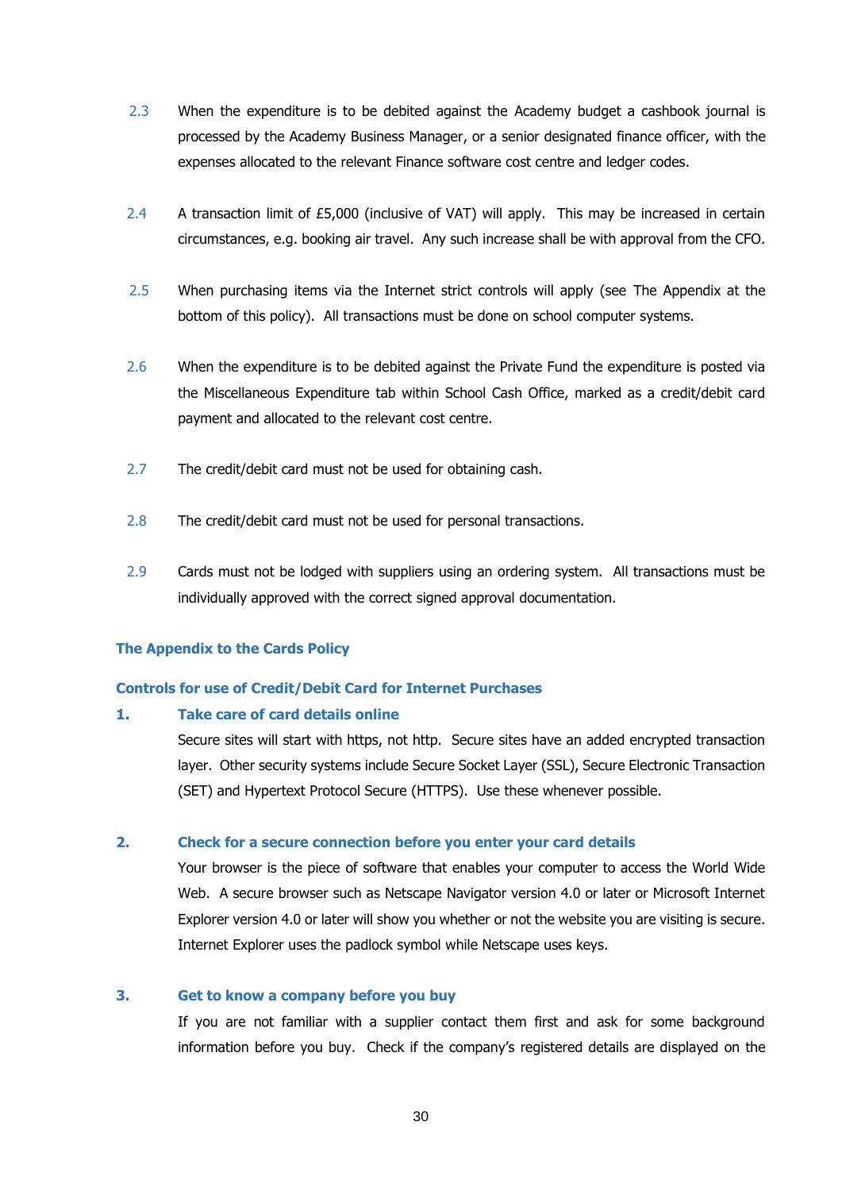2.3 When the expenditure is to be debited against the Academy budget a cashbook journal is processed by the Academy Business Manager, or a senior designated finance officer, with the expenses allocated to the relevant Finance software cost centre and ledger codes.

2.4 A transaction limit of £5,000 (inclusive of VAT) will apply. This may be increased in certain circumstances, e.g. booking air travel. Any such increase shall be with approval from the CFO.

2.5 When purchasing items via the Internet strict controls will apply (see The Appendix at the bottom of this policy). All transactions must be done on school computer systems.

2.6 When the expenditure is to be debited against the Private Fund the expenditure is posted via the Miscellaneous Expenditure tab within School Cash Office, marked as a credit/debit card payment and allocated to the relevant cost centre.

2.7 The credit/debit card must not be used for obtaining cash.

2.8 The credit/debit card must not be used for personal transactions.

2.9 Cards must not be lodged with suppliers using an ordering system. All transactions must be individually approved with the correct signed approval documentation.

## The Appendix to the Cards Policy

### Controls for use of Credit/Debit Card for Internet Purchases

**1. Take care of card details online**

Secure sites will start with https, not http. Secure sites have an added encrypted transaction layer. Other security systems include Secure Socket Layer (SSL), Secure Electronic Transaction (SET) and Hypertext Protocol Secure (HTTPS). Use these whenever possible.

**2. Check for a secure connection before you enter your card details**

Your browser is the piece of software that enables your computer to access the World Wide Web. A secure browser such as Netscape Navigator version 4.0 or later or Microsoft Internet Explorer version 4.0 or later will show you whether or not the website you are visiting is secure. Internet Explorer uses the padlock symbol while Netscape uses keys.

**3. Get to know a company before you buy**

If you are not familiar with a supplier contact them first and ask for some background information before you buy. Check if the company's registered details are displayed on the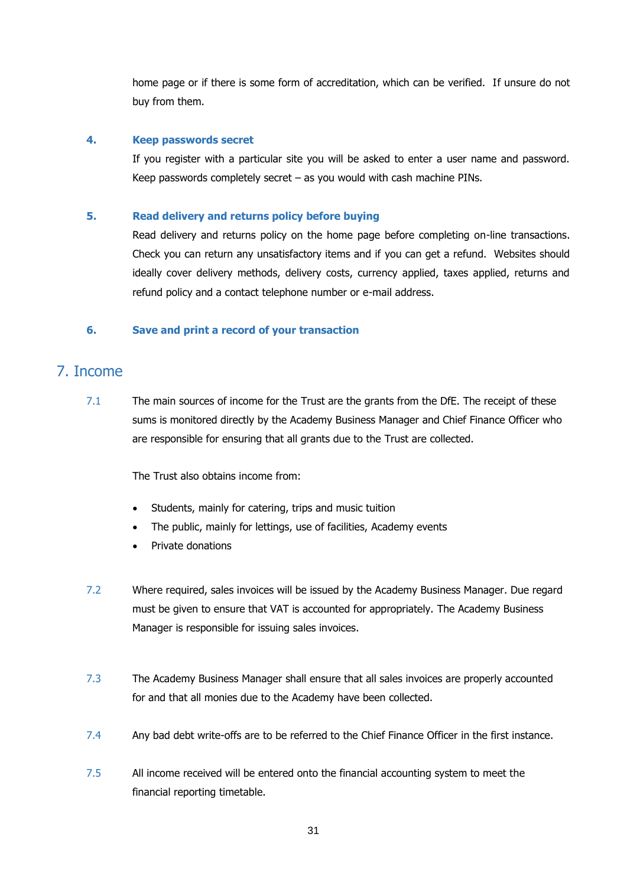home page or if there is some form of accreditation, which can be verified. If unsure do not buy from them.

**4. Keep passwords secret**

If you register with a particular site you will be asked to enter a user name and password. Keep passwords completely secret – as you would with cash machine PINs.

**5. Read delivery and returns policy before buying**

Read delivery and returns policy on the home page before completing on-line transactions. Check you can return any unsatisfactory items and if you can get a refund. Websites should ideally cover delivery methods, delivery costs, currency applied, taxes applied, returns and refund policy and a contact telephone number or e-mail address.

**6. Save and print a record of your transaction**

## 7. Income

7.1 The main sources of income for the Trust are the grants from the DfE. The receipt of these sums is monitored directly by the Academy Business Manager and Chief Finance Officer who are responsible for ensuring that all grants due to the Trust are collected.

The Trust also obtains income from:

- Students, mainly for catering, trips and music tuition
- The public, mainly for lettings, use of facilities, Academy events
- Private donations

7.2 Where required, sales invoices will be issued by the Academy Business Manager. Due regard must be given to ensure that VAT is accounted for appropriately. The Academy Business Manager is responsible for issuing sales invoices.

7.3 The Academy Business Manager shall ensure that all sales invoices are properly accounted for and that all monies due to the Academy have been collected.

7.4 Any bad debt write-offs are to be referred to the Chief Finance Officer in the first instance.

7.5 All income received will be entered onto the financial accounting system to meet the financial reporting timetable.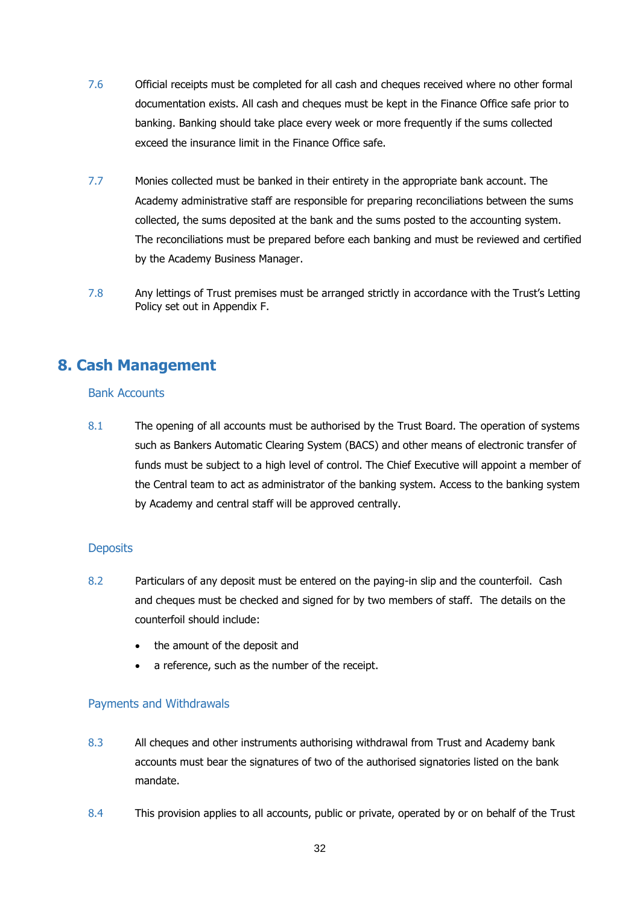7.6 Official receipts must be completed for all cash and cheques received where no other formal documentation exists. All cash and cheques must be kept in the Finance Office safe prior to banking. Banking should take place every week or more frequently if the sums collected exceed the insurance limit in the Finance Office safe.

7.7 Monies collected must be banked in their entirety in the appropriate bank account. The Academy administrative staff are responsible for preparing reconciliations between the sums collected, the sums deposited at the bank and the sums posted to the accounting system. The reconciliations must be prepared before each banking and must be reviewed and certified by the Academy Business Manager.

7.8 Any lettings of Trust premises must be arranged strictly in accordance with the Trust's Letting Policy set out in Appendix F.

## 8. Cash Management

### Bank Accounts

8.1 The opening of all accounts must be authorised by the Trust Board. The operation of systems such as Bankers Automatic Clearing System (BACS) and other means of electronic transfer of funds must be subject to a high level of control. The Chief Executive will appoint a member of the Central team to act as administrator of the banking system. Access to the banking system by Academy and central staff will be approved centrally.

### Deposits

8.2 Particulars of any deposit must be entered on the paying-in slip and the counterfoil. Cash and cheques must be checked and signed for by two members of staff. The details on the counterfoil should include:

- the amount of the deposit and
- a reference, such as the number of the receipt.

### Payments and Withdrawals

8.3 All cheques and other instruments authorising withdrawal from Trust and Academy bank accounts must bear the signatures of two of the authorised signatories listed on the bank mandate.

8.4 This provision applies to all accounts, public or private, operated by or on behalf of the Trust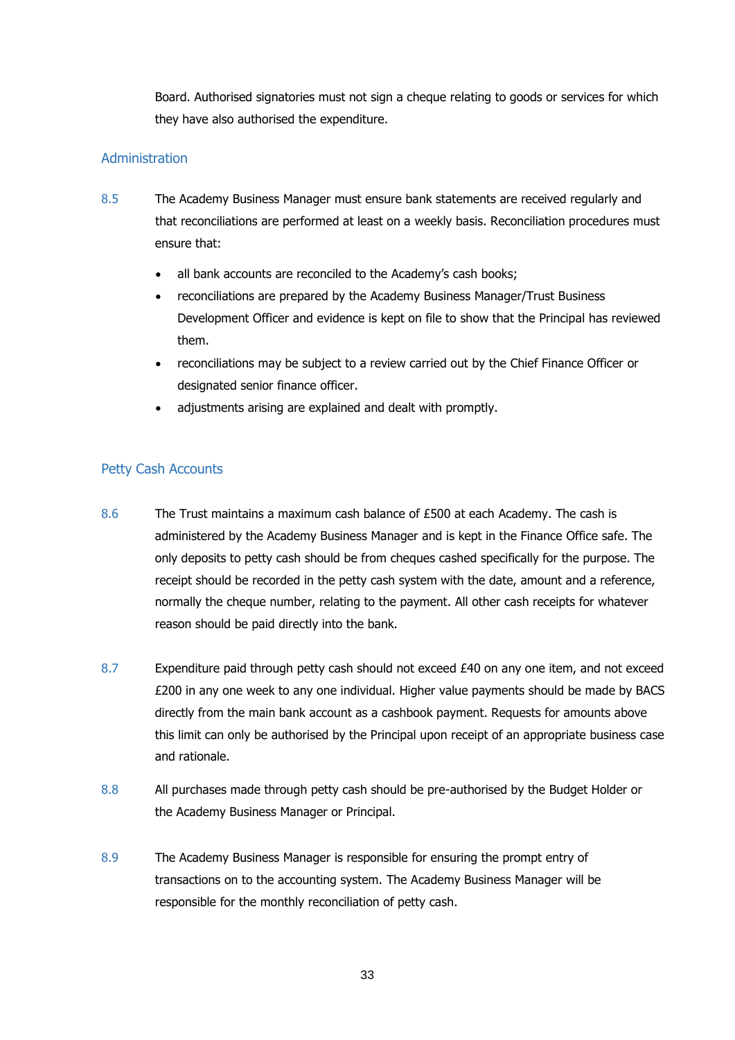Board. Authorised signatories must not sign a cheque relating to goods or services for which they have also authorised the expenditure.

### Administration

8.5 The Academy Business Manager must ensure bank statements are received regularly and that reconciliations are performed at least on a weekly basis. Reconciliation procedures must ensure that:

- all bank accounts are reconciled to the Academy's cash books;
- reconciliations are prepared by the Academy Business Manager/Trust Business Development Officer and evidence is kept on file to show that the Principal has reviewed them.
- reconciliations may be subject to a review carried out by the Chief Finance Officer or designated senior finance officer.
- adjustments arising are explained and dealt with promptly.

### Petty Cash Accounts

8.6 The Trust maintains a maximum cash balance of £500 at each Academy. The cash is administered by the Academy Business Manager and is kept in the Finance Office safe. The only deposits to petty cash should be from cheques cashed specifically for the purpose. The receipt should be recorded in the petty cash system with the date, amount and a reference, normally the cheque number, relating to the payment. All other cash receipts for whatever reason should be paid directly into the bank.

8.7 Expenditure paid through petty cash should not exceed £40 on any one item, and not exceed £200 in any one week to any one individual. Higher value payments should be made by BACS directly from the main bank account as a cashbook payment. Requests for amounts above this limit can only be authorised by the Principal upon receipt of an appropriate business case and rationale.

8.8 All purchases made through petty cash should be pre-authorised by the Budget Holder or the Academy Business Manager or Principal.

8.9 The Academy Business Manager is responsible for ensuring the prompt entry of transactions on to the accounting system. The Academy Business Manager will be responsible for the monthly reconciliation of petty cash.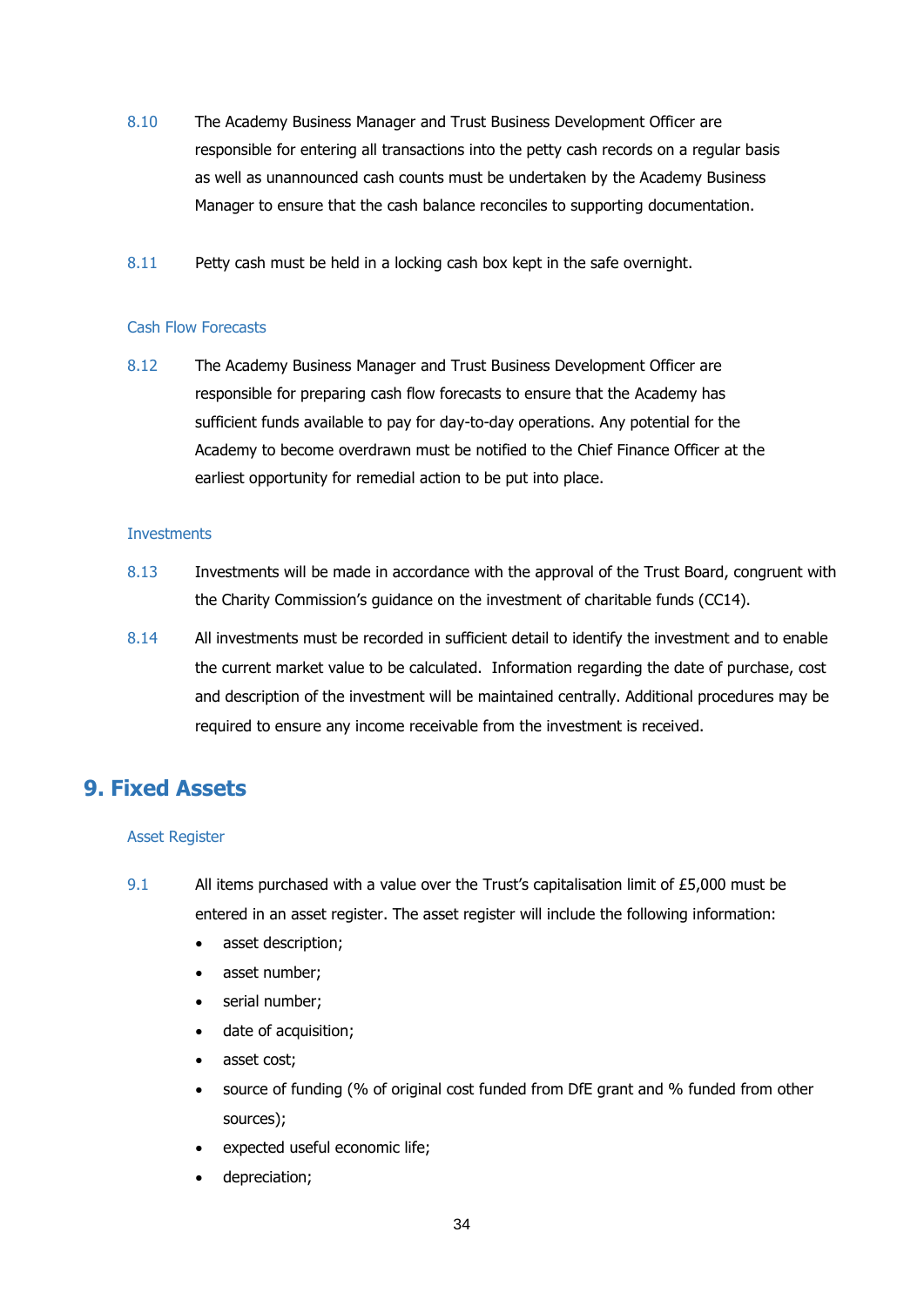8.10 The Academy Business Manager and Trust Business Development Officer are responsible for entering all transactions into the petty cash records on a regular basis as well as unannounced cash counts must be undertaken by the Academy Business Manager to ensure that the cash balance reconciles to supporting documentation.

8.11 Petty cash must be held in a locking cash box kept in the safe overnight.

### Cash Flow Forecasts

8.12 The Academy Business Manager and Trust Business Development Officer are responsible for preparing cash flow forecasts to ensure that the Academy has sufficient funds available to pay for day-to-day operations. Any potential for the Academy to become overdrawn must be notified to the Chief Finance Officer at the earliest opportunity for remedial action to be put into place.

### Investments

8.13 Investments will be made in accordance with the approval of the Trust Board, congruent with the Charity Commission's guidance on the investment of charitable funds (CC14).

8.14 All investments must be recorded in sufficient detail to identify the investment and to enable the current market value to be calculated. Information regarding the date of purchase, cost and description of the investment will be maintained centrally. Additional procedures may be required to ensure any income receivable from the investment is received.

## 9. Fixed Assets

### Asset Register

9.1 All items purchased with a value over the Trust's capitalisation limit of £5,000 must be entered in an asset register. The asset register will include the following information:

- asset description;
- asset number;
- serial number;
- date of acquisition;
- asset cost;
- source of funding (% of original cost funded from DfE grant and % funded from other sources);
- expected useful economic life;
- depreciation;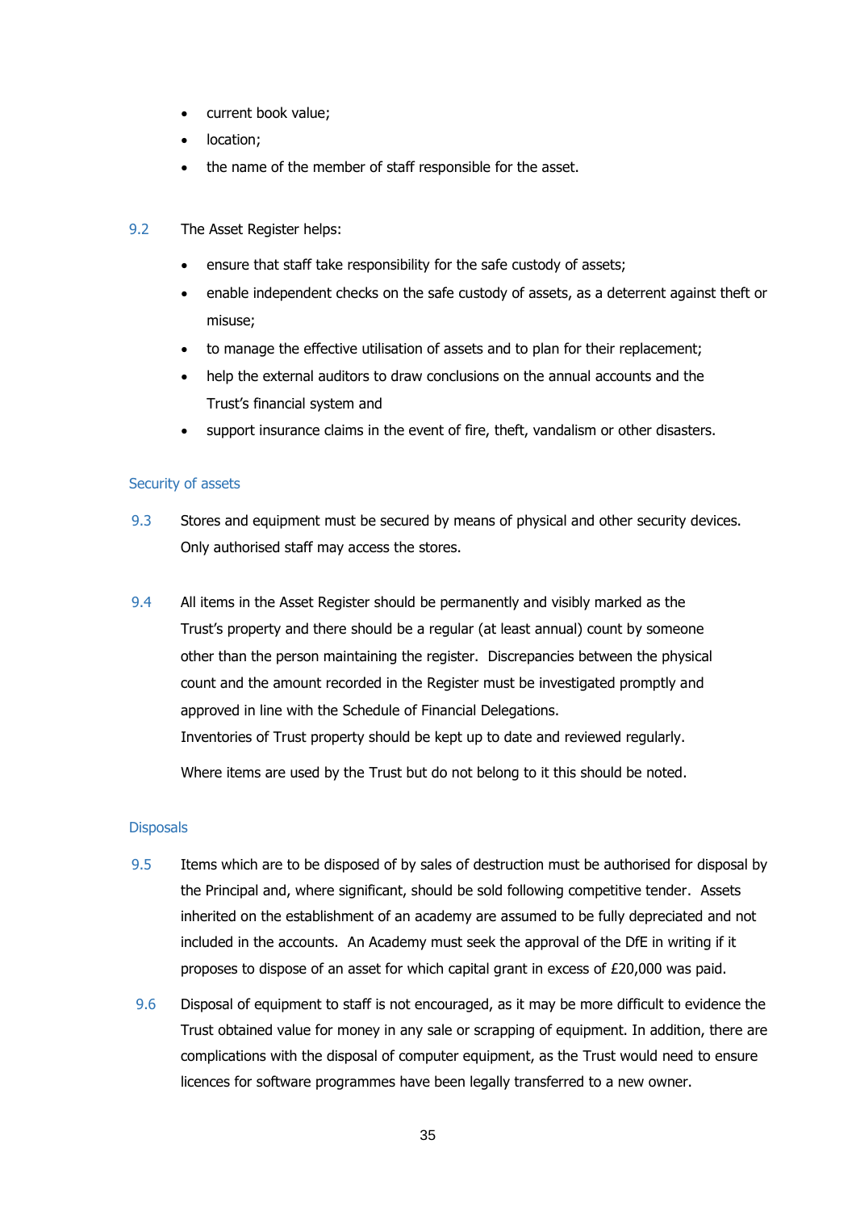- current book value;
- location;
- the name of the member of staff responsible for the asset.

9.2 The Asset Register helps:

- ensure that staff take responsibility for the safe custody of assets;
- enable independent checks on the safe custody of assets, as a deterrent against theft or misuse;
- to manage the effective utilisation of assets and to plan for their replacement;
- help the external auditors to draw conclusions on the annual accounts and the Trust's financial system and
- support insurance claims in the event of fire, theft, vandalism or other disasters.

### Security of assets

9.3 Stores and equipment must be secured by means of physical and other security devices. Only authorised staff may access the stores.

9.4 All items in the Asset Register should be permanently and visibly marked as the Trust's property and there should be a regular (at least annual) count by someone other than the person maintaining the register. Discrepancies between the physical count and the amount recorded in the Register must be investigated promptly and approved in line with the Schedule of Financial Delegations.
Inventories of Trust property should be kept up to date and reviewed regularly.

Where items are used by the Trust but do not belong to it this should be noted.

### Disposals

9.5 Items which are to be disposed of by sales of destruction must be authorised for disposal by the Principal and, where significant, should be sold following competitive tender. Assets inherited on the establishment of an academy are assumed to be fully depreciated and not included in the accounts. An Academy must seek the approval of the DfE in writing if it proposes to dispose of an asset for which capital grant in excess of £20,000 was paid.

9.6 Disposal of equipment to staff is not encouraged, as it may be more difficult to evidence the Trust obtained value for money in any sale or scrapping of equipment. In addition, there are complications with the disposal of computer equipment, as the Trust would need to ensure licences for software programmes have been legally transferred to a new owner.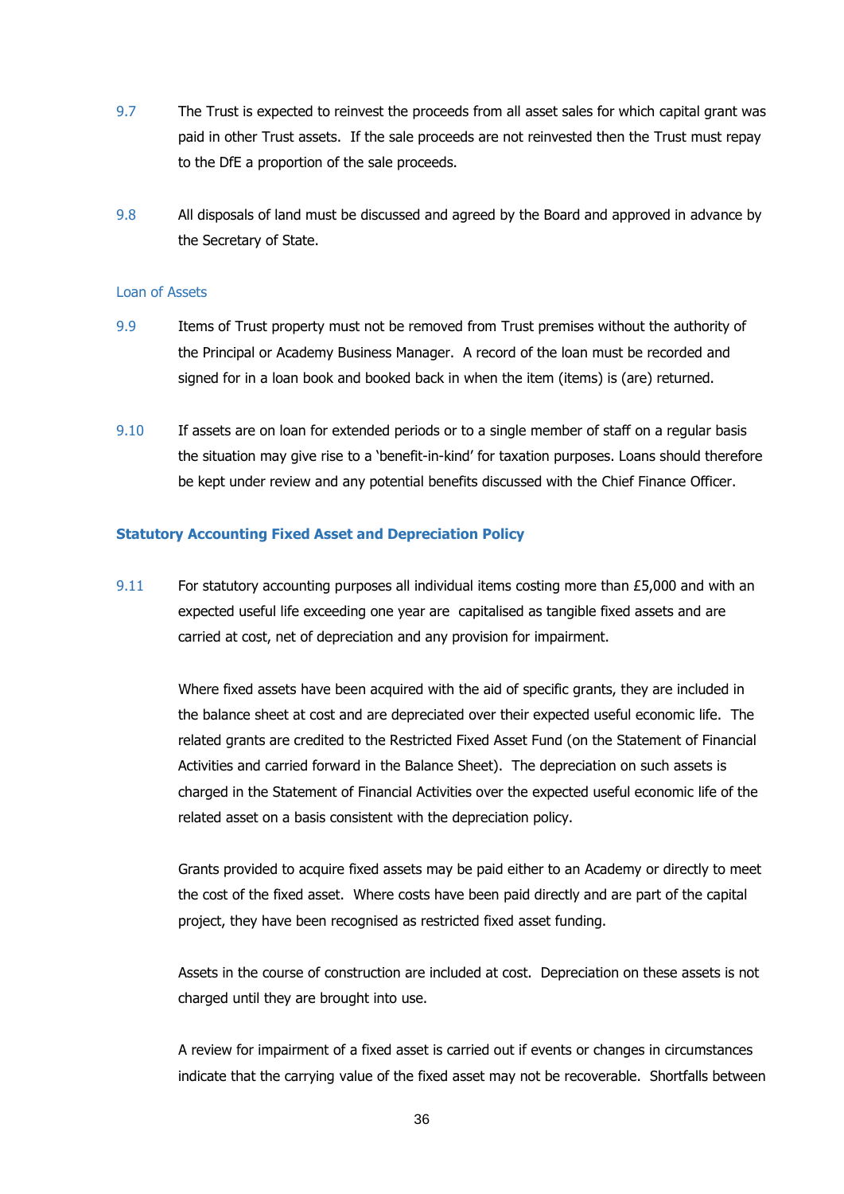9.7 The Trust is expected to reinvest the proceeds from all asset sales for which capital grant was paid in other Trust assets. If the sale proceeds are not reinvested then the Trust must repay to the DfE a proportion of the sale proceeds.

9.8 All disposals of land must be discussed and agreed by the Board and approved in advance by the Secretary of State.

### Loan of Assets

9.9 Items of Trust property must not be removed from Trust premises without the authority of the Principal or Academy Business Manager. A record of the loan must be recorded and signed for in a loan book and booked back in when the item (items) is (are) returned.

9.10 If assets are on loan for extended periods or to a single member of staff on a regular basis the situation may give rise to a 'benefit-in-kind' for taxation purposes. Loans should therefore be kept under review and any potential benefits discussed with the Chief Finance Officer.

## Statutory Accounting Fixed Asset and Depreciation Policy

9.11 For statutory accounting purposes all individual items costing more than £5,000 and with an expected useful life exceeding one year are capitalised as tangible fixed assets and are carried at cost, net of depreciation and any provision for impairment.

Where fixed assets have been acquired with the aid of specific grants, they are included in the balance sheet at cost and are depreciated over their expected useful economic life. The related grants are credited to the Restricted Fixed Asset Fund (on the Statement of Financial Activities and carried forward in the Balance Sheet). The depreciation on such assets is charged in the Statement of Financial Activities over the expected useful economic life of the related asset on a basis consistent with the depreciation policy.

Grants provided to acquire fixed assets may be paid either to an Academy or directly to meet the cost of the fixed asset. Where costs have been paid directly and are part of the capital project, they have been recognised as restricted fixed asset funding.

Assets in the course of construction are included at cost. Depreciation on these assets is not charged until they are brought into use.

A review for impairment of a fixed asset is carried out if events or changes in circumstances indicate that the carrying value of the fixed asset may not be recoverable. Shortfalls between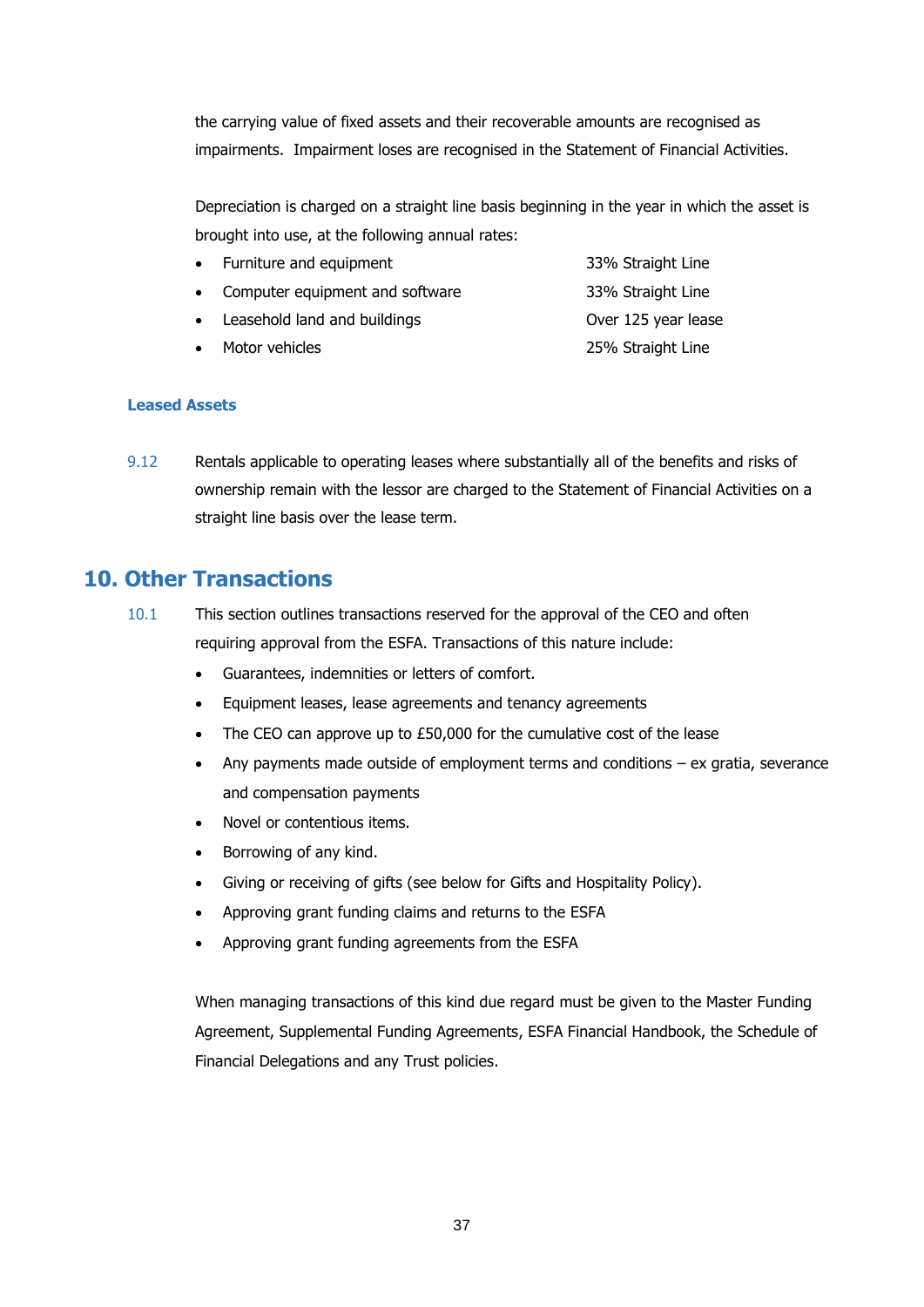the carrying value of fixed assets and their recoverable amounts are recognised as impairments. Impairment loses are recognised in the Statement of Financial Activities.

Depreciation is charged on a straight line basis beginning in the year in which the asset is brought into use, at the following annual rates:

- Furniture and equipment — 33% Straight Line
- Computer equipment and software — 33% Straight Line
- Leasehold land and buildings — Over 125 year lease
- Motor vehicles — 25% Straight Line

**Leased Assets**

9.12 Rentals applicable to operating leases where substantially all of the benefits and risks of ownership remain with the lessor are charged to the Statement of Financial Activities on a straight line basis over the lease term.

## 10. Other Transactions

10.1 This section outlines transactions reserved for the approval of the CEO and often requiring approval from the ESFA. Transactions of this nature include:

- Guarantees, indemnities or letters of comfort.
- Equipment leases, lease agreements and tenancy agreements
- The CEO can approve up to £50,000 for the cumulative cost of the lease
- Any payments made outside of employment terms and conditions – ex gratia, severance and compensation payments
- Novel or contentious items.
- Borrowing of any kind.
- Giving or receiving of gifts (see below for Gifts and Hospitality Policy).
- Approving grant funding claims and returns to the ESFA
- Approving grant funding agreements from the ESFA

When managing transactions of this kind due regard must be given to the Master Funding Agreement, Supplemental Funding Agreements, ESFA Financial Handbook, the Schedule of Financial Delegations and any Trust policies.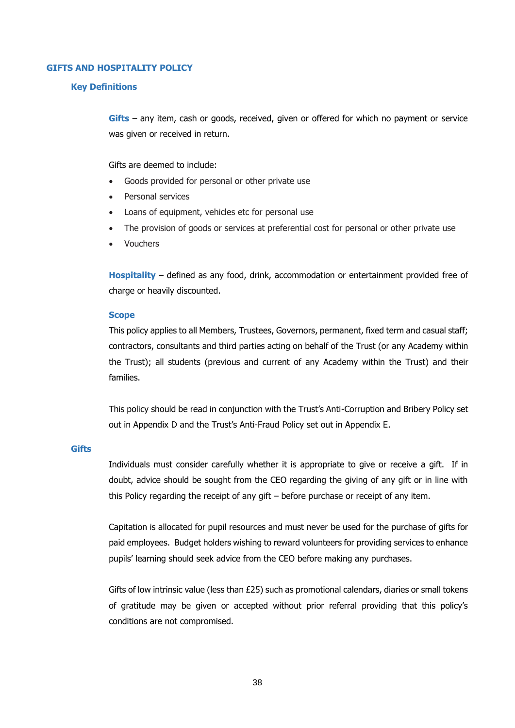## GIFTS AND HOSPITALITY POLICY

### Key Definitions

**Gifts** – any item, cash or goods, received, given or offered for which no payment or service was given or received in return.

Gifts are deemed to include:

- Goods provided for personal or other private use
- Personal services
- Loans of equipment, vehicles etc for personal use
- The provision of goods or services at preferential cost for personal or other private use
- Vouchers

**Hospitality** – defined as any food, drink, accommodation or entertainment provided free of charge or heavily discounted.

#### Scope

This policy applies to all Members, Trustees, Governors, permanent, fixed term and casual staff; contractors, consultants and third parties acting on behalf of the Trust (or any Academy within the Trust); all students (previous and current of any Academy within the Trust) and their families.

This policy should be read in conjunction with the Trust's Anti-Corruption and Bribery Policy set out in Appendix D and the Trust's Anti-Fraud Policy set out in Appendix E.

### Gifts

Individuals must consider carefully whether it is appropriate to give or receive a gift. If in doubt, advice should be sought from the CEO regarding the giving of any gift or in line with this Policy regarding the receipt of any gift – before purchase or receipt of any item.

Capitation is allocated for pupil resources and must never be used for the purchase of gifts for paid employees. Budget holders wishing to reward volunteers for providing services to enhance pupils' learning should seek advice from the CEO before making any purchases.

Gifts of low intrinsic value (less than £25) such as promotional calendars, diaries or small tokens of gratitude may be given or accepted without prior referral providing that this policy's conditions are not compromised.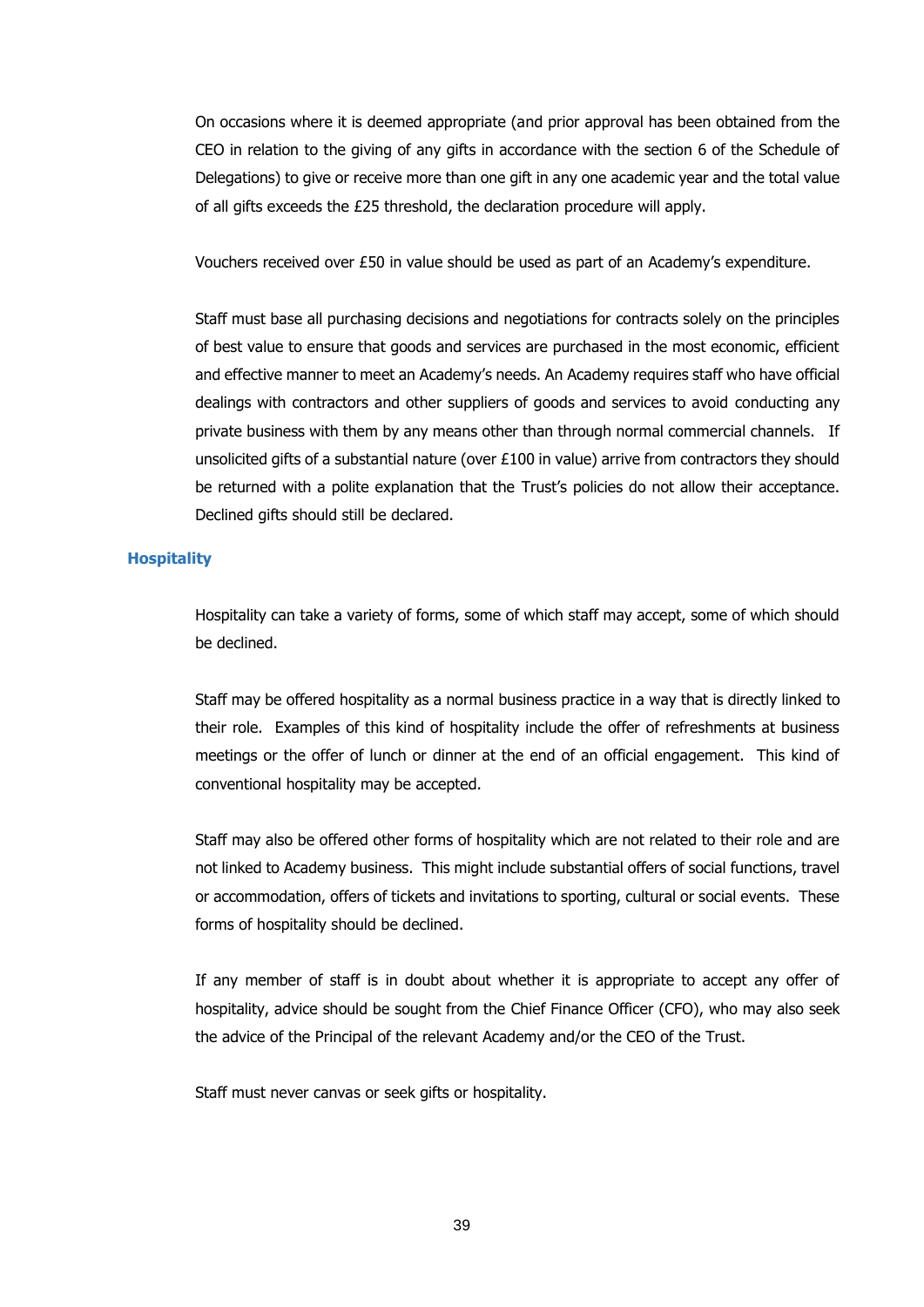On occasions where it is deemed appropriate (and prior approval has been obtained from the CEO in relation to the giving of any gifts in accordance with the section 6 of the Schedule of Delegations) to give or receive more than one gift in any one academic year and the total value of all gifts exceeds the £25 threshold, the declaration procedure will apply.

Vouchers received over £50 in value should be used as part of an Academy's expenditure.

Staff must base all purchasing decisions and negotiations for contracts solely on the principles of best value to ensure that goods and services are purchased in the most economic, efficient and effective manner to meet an Academy's needs. An Academy requires staff who have official dealings with contractors and other suppliers of goods and services to avoid conducting any private business with them by any means other than through normal commercial channels. If unsolicited gifts of a substantial nature (over £100 in value) arrive from contractors they should be returned with a polite explanation that the Trust's policies do not allow their acceptance. Declined gifts should still be declared.

### Hospitality

Hospitality can take a variety of forms, some of which staff may accept, some of which should be declined.

Staff may be offered hospitality as a normal business practice in a way that is directly linked to their role. Examples of this kind of hospitality include the offer of refreshments at business meetings or the offer of lunch or dinner at the end of an official engagement. This kind of conventional hospitality may be accepted.

Staff may also be offered other forms of hospitality which are not related to their role and are not linked to Academy business. This might include substantial offers of social functions, travel or accommodation, offers of tickets and invitations to sporting, cultural or social events. These forms of hospitality should be declined.

If any member of staff is in doubt about whether it is appropriate to accept any offer of hospitality, advice should be sought from the Chief Finance Officer (CFO), who may also seek the advice of the Principal of the relevant Academy and/or the CEO of the Trust.

Staff must never canvas or seek gifts or hospitality.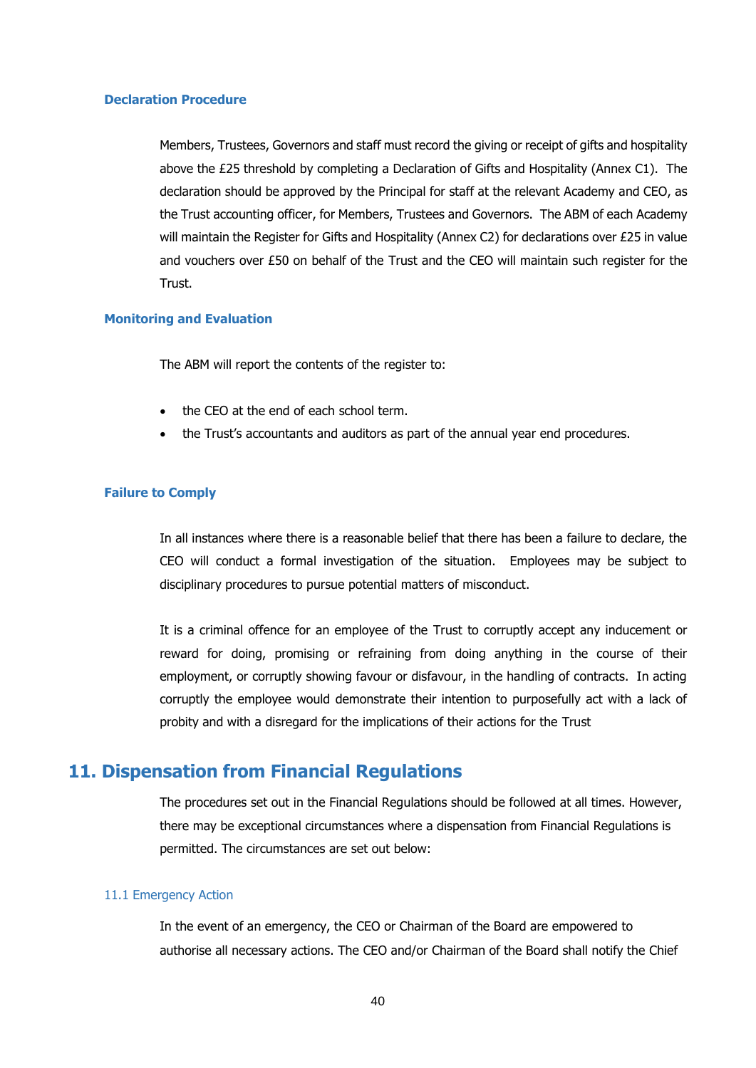### Declaration Procedure

Members, Trustees, Governors and staff must record the giving or receipt of gifts and hospitality above the £25 threshold by completing a Declaration of Gifts and Hospitality (Annex C1). The declaration should be approved by the Principal for staff at the relevant Academy and CEO, as the Trust accounting officer, for Members, Trustees and Governors. The ABM of each Academy will maintain the Register for Gifts and Hospitality (Annex C2) for declarations over £25 in value and vouchers over £50 on behalf of the Trust and the CEO will maintain such register for the Trust.

### Monitoring and Evaluation

The ABM will report the contents of the register to:

- the CEO at the end of each school term.
- the Trust's accountants and auditors as part of the annual year end procedures.

### Failure to Comply

In all instances where there is a reasonable belief that there has been a failure to declare, the CEO will conduct a formal investigation of the situation. Employees may be subject to disciplinary procedures to pursue potential matters of misconduct.

It is a criminal offence for an employee of the Trust to corruptly accept any inducement or reward for doing, promising or refraining from doing anything in the course of their employment, or corruptly showing favour or disfavour, in the handling of contracts. In acting corruptly the employee would demonstrate their intention to purposefully act with a lack of probity and with a disregard for the implications of their actions for the Trust

## 11. Dispensation from Financial Regulations

The procedures set out in the Financial Regulations should be followed at all times. However, there may be exceptional circumstances where a dispensation from Financial Regulations is permitted. The circumstances are set out below:

### 11.1 Emergency Action

In the event of an emergency, the CEO or Chairman of the Board are empowered to authorise all necessary actions. The CEO and/or Chairman of the Board shall notify the Chief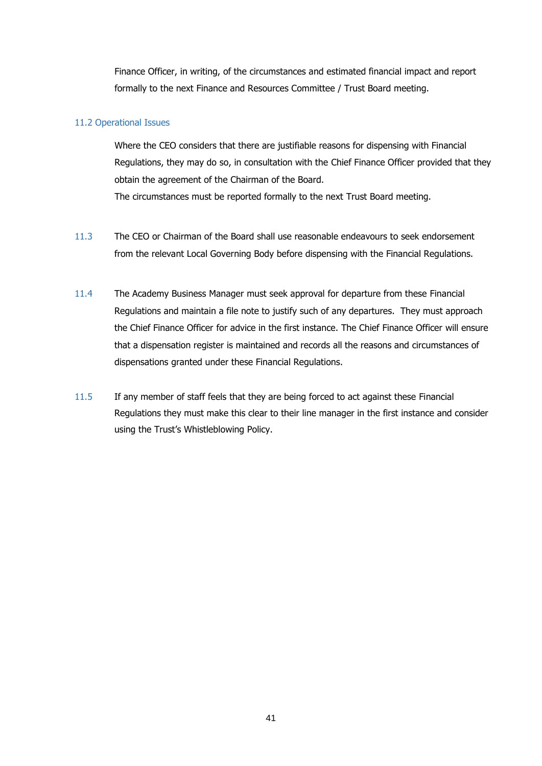Finance Officer, in writing, of the circumstances and estimated financial impact and report formally to the next Finance and Resources Committee / Trust Board meeting.

### 11.2 Operational Issues

Where the CEO considers that there are justifiable reasons for dispensing with Financial Regulations, they may do so, in consultation with the Chief Finance Officer provided that they obtain the agreement of the Chairman of the Board.
The circumstances must be reported formally to the next Trust Board meeting.

11.3 The CEO or Chairman of the Board shall use reasonable endeavours to seek endorsement from the relevant Local Governing Body before dispensing with the Financial Regulations.

11.4 The Academy Business Manager must seek approval for departure from these Financial Regulations and maintain a file note to justify such of any departures. They must approach the Chief Finance Officer for advice in the first instance. The Chief Finance Officer will ensure that a dispensation register is maintained and records all the reasons and circumstances of dispensations granted under these Financial Regulations.

11.5 If any member of staff feels that they are being forced to act against these Financial Regulations they must make this clear to their line manager in the first instance and consider using the Trust's Whistleblowing Policy.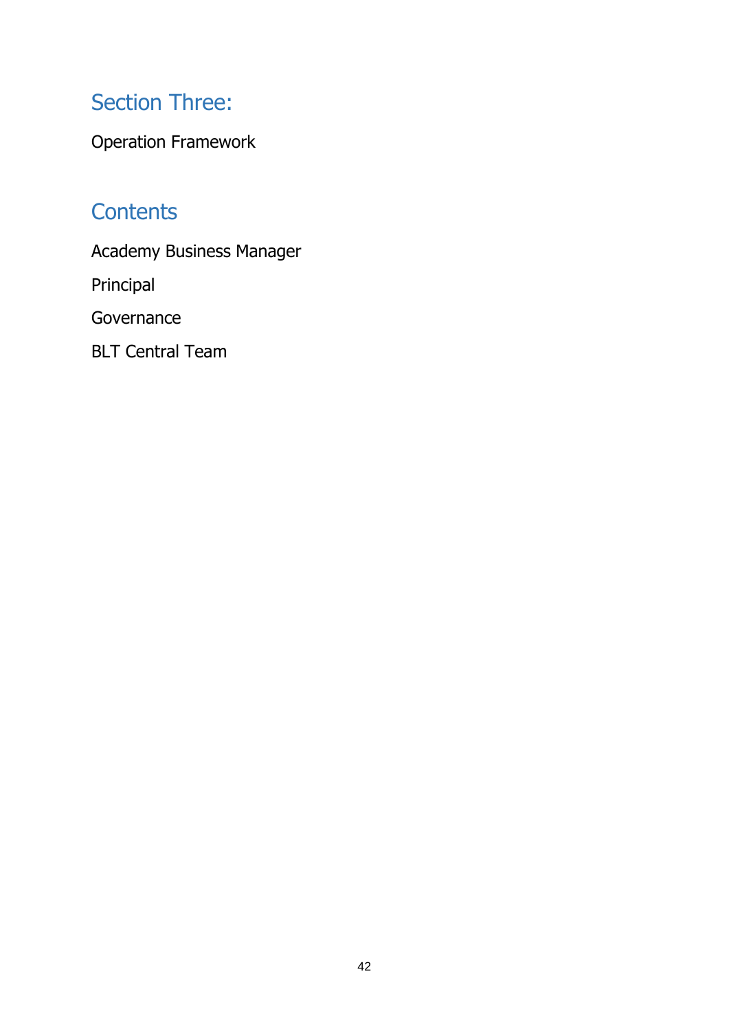## Section Three:

Operation Framework

## Contents

Academy Business Manager

Principal

Governance

BLT Central Team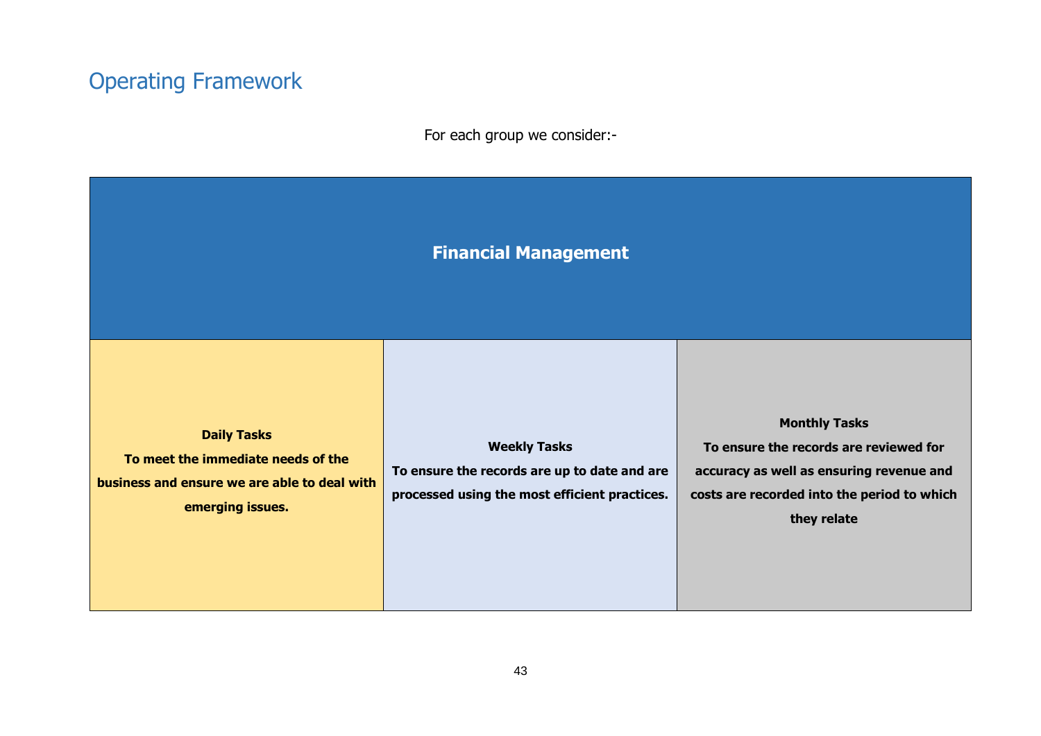## Operating Framework

For each group we consider:-

| Financial Management | | |
|---|---|---|
| **Daily Tasks**<br>**To meet the immediate needs of the business and ensure we are able to deal with emerging issues.** | **Weekly Tasks**<br>**To ensure the records are up to date and are processed using the most efficient practices.** | **Monthly Tasks**<br>**To ensure the records are reviewed for accuracy as well as ensuring revenue and costs are recorded into the period to which they relate** |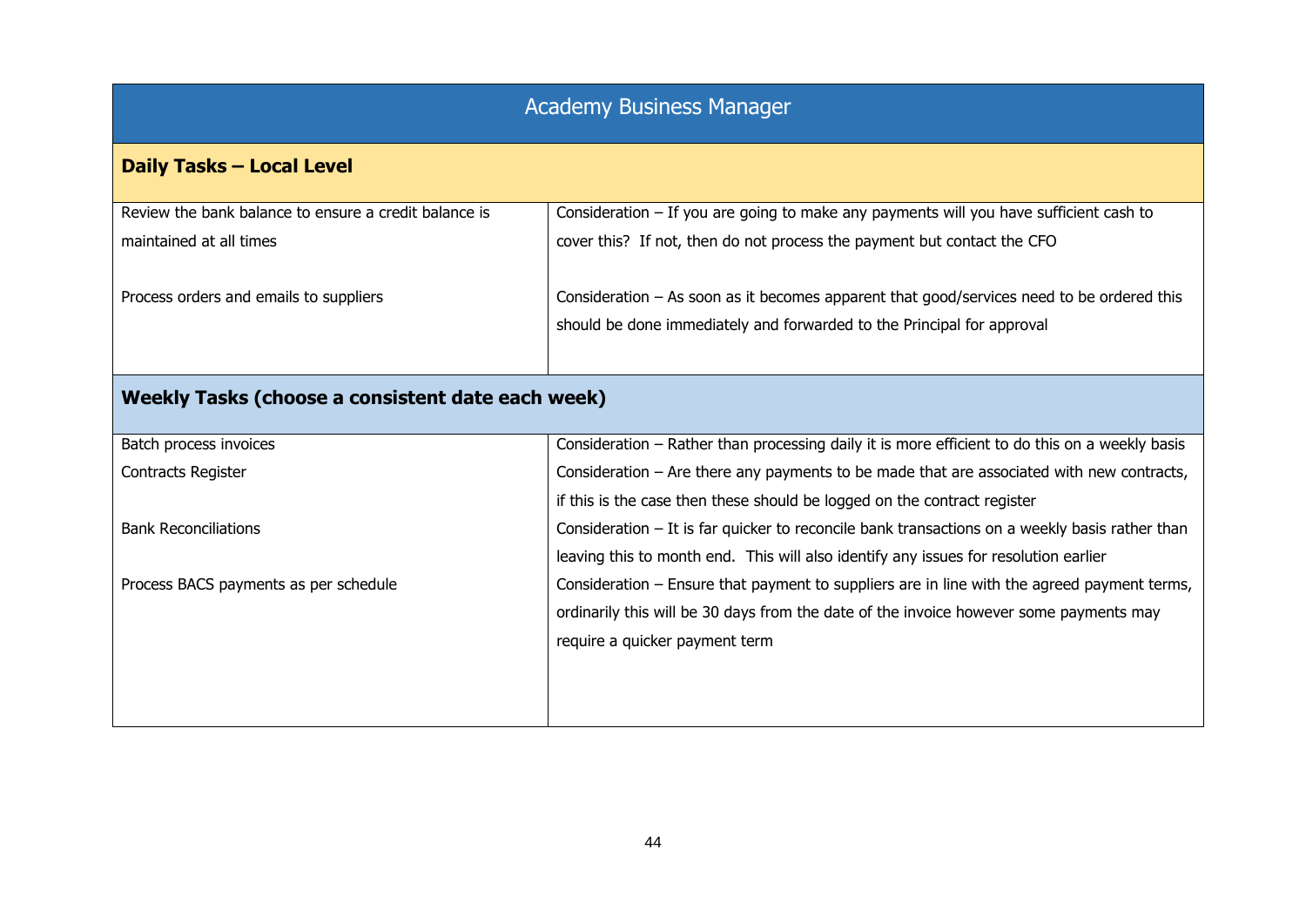## Academy Business Manager

### Daily Tasks – Local Level

| Task | Consideration |
|---|---|
| Review the bank balance to ensure a credit balance is maintained at all times | Consideration – If you are going to make any payments will you have sufficient cash to cover this? If not, then do not process the payment but contact the CFO |
| Process orders and emails to suppliers | Consideration – As soon as it becomes apparent that good/services need to be ordered this should be done immediately and forwarded to the Principal for approval |

### Weekly Tasks (choose a consistent date each week)

| Task | Consideration |
|---|---|
| Batch process invoices | Consideration – Rather than processing daily it is more efficient to do this on a weekly basis |
| Contracts Register | Consideration – Are there any payments to be made that are associated with new contracts, if this is the case then these should be logged on the contract register |
| Bank Reconciliations | Consideration – It is far quicker to reconcile bank transactions on a weekly basis rather than leaving this to month end. This will also identify any issues for resolution earlier |
| Process BACS payments as per schedule | Consideration – Ensure that payment to suppliers are in line with the agreed payment terms, ordinarily this will be 30 days from the date of the invoice however some payments may require a quicker payment term |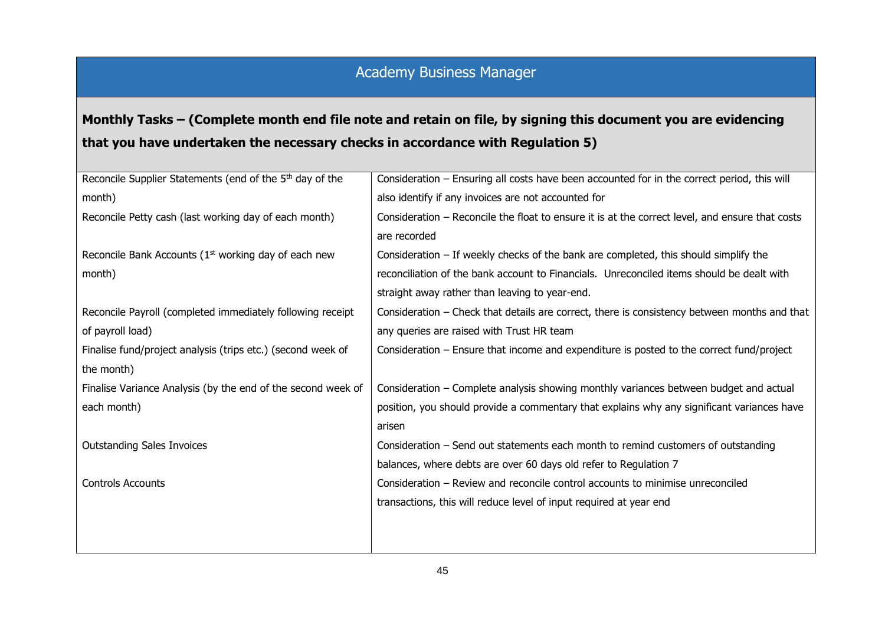| Academy Business Manager | |
|---|---|
| **Monthly Tasks – (Complete month end file note and retain on file, by signing this document you are evidencing that you have undertaken the necessary checks in accordance with Regulation 5)** | |
| Reconcile Supplier Statements (end of the 5th day of the month) | Consideration – Ensuring all costs have been accounted for in the correct period, this will also identify if any invoices are not accounted for |
| Reconcile Petty cash (last working day of each month) | Consideration – Reconcile the float to ensure it is at the correct level, and ensure that costs are recorded |
| Reconcile Bank Accounts (1st working day of each new month) | Consideration – If weekly checks of the bank are completed, this should simplify the reconciliation of the bank account to Financials. Unreconciled items should be dealt with straight away rather than leaving to year-end. |
| Reconcile Payroll (completed immediately following receipt of payroll load) | Consideration – Check that details are correct, there is consistency between months and that any queries are raised with Trust HR team |
| Finalise fund/project analysis (trips etc.) (second week of the month) | Consideration – Ensure that income and expenditure is posted to the correct fund/project |
| Finalise Variance Analysis (by the end of the second week of each month) | Consideration – Complete analysis showing monthly variances between budget and actual position, you should provide a commentary that explains why any significant variances have arisen |
| Outstanding Sales Invoices | Consideration – Send out statements each month to remind customers of outstanding balances, where debts are over 60 days old refer to Regulation 7 |
| Controls Accounts | Consideration – Review and reconcile control accounts to minimise unreconciled transactions, this will reduce level of input required at year end |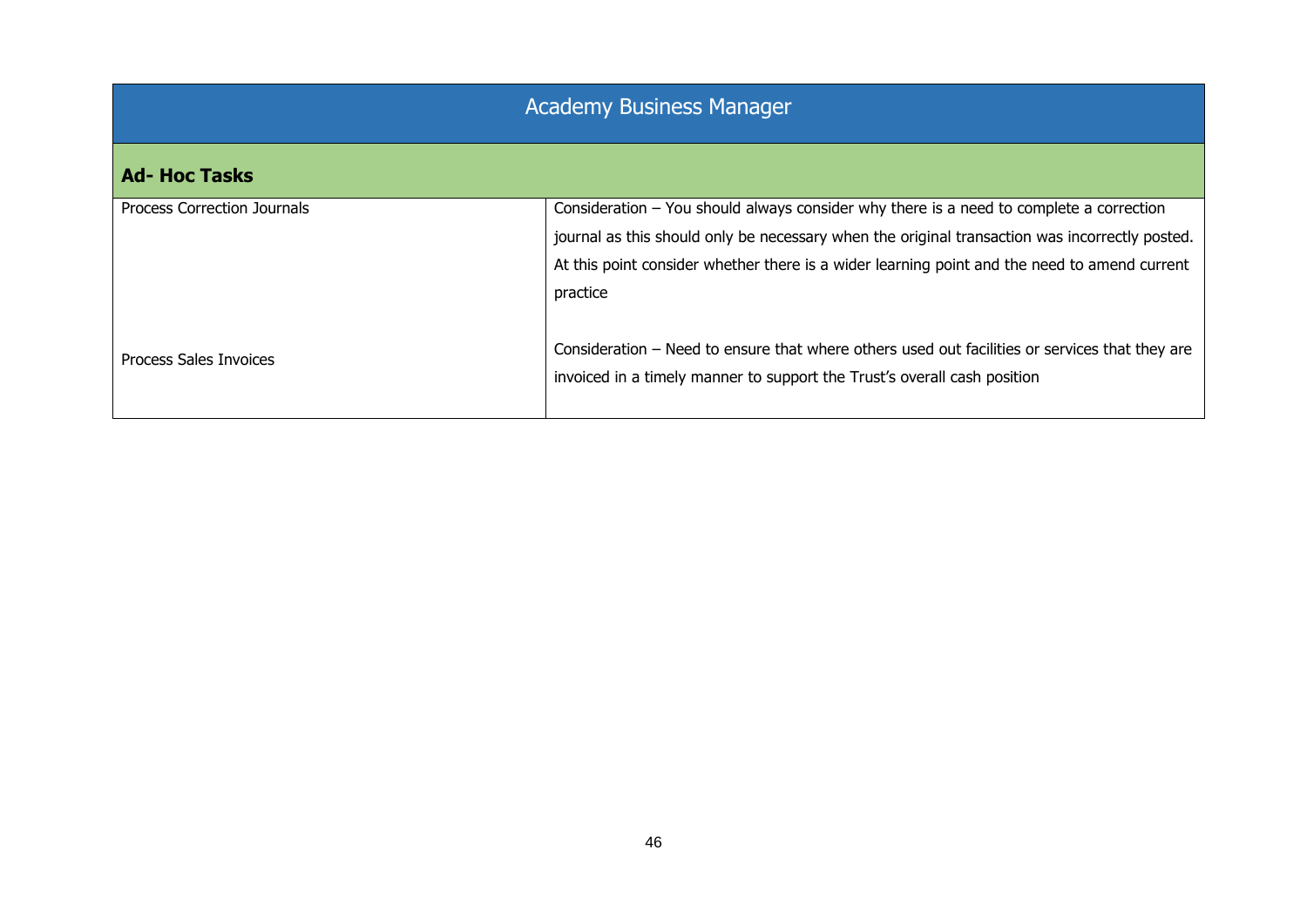| Academy Business Manager | |
|---|---|
| **Ad- Hoc Tasks** | |
| Process Correction Journals | Consideration – You should always consider why there is a need to complete a correction journal as this should only be necessary when the original transaction was incorrectly posted. At this point consider whether there is a wider learning point and the need to amend current practice |
| Process Sales Invoices | Consideration – Need to ensure that where others used out facilities or services that they are invoiced in a timely manner to support the Trust's overall cash position |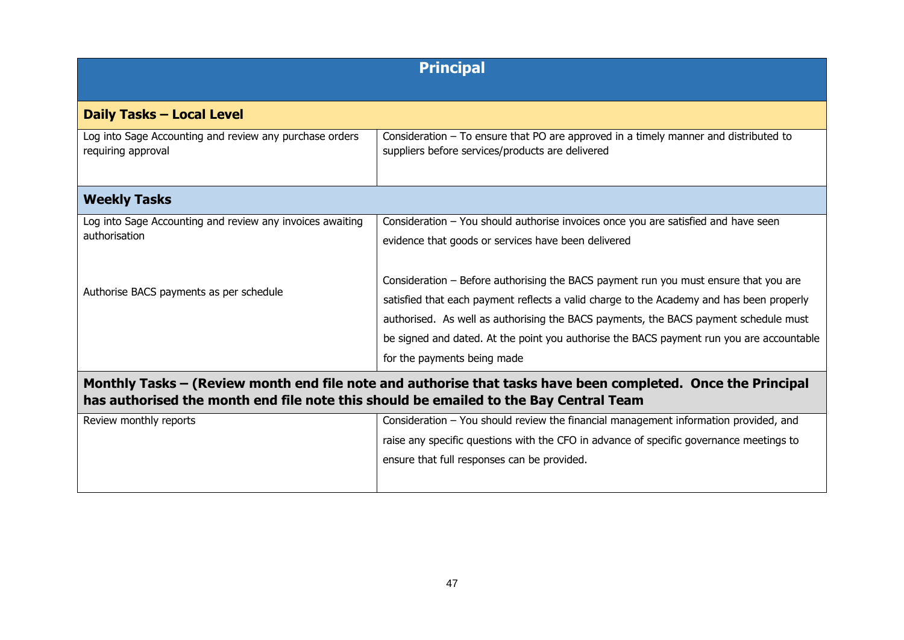| Principal | |
|---|---|
| **Daily Tasks – Local Level** | |
| Log into Sage Accounting and review any purchase orders requiring approval | Consideration – To ensure that PO are approved in a timely manner and distributed to suppliers before services/products are delivered |
| **Weekly Tasks** | |
| Log into Sage Accounting and review any invoices awaiting authorisation | Consideration – You should authorise invoices once you are satisfied and have seen evidence that goods or services have been delivered |
| Authorise BACS payments as per schedule | Consideration – Before authorising the BACS payment run you must ensure that you are satisfied that each payment reflects a valid charge to the Academy and has been properly authorised. As well as authorising the BACS payments, the BACS payment schedule must be signed and dated. At the point you authorise the BACS payment run you are accountable for the payments being made |
| **Monthly Tasks – (Review month end file note and authorise that tasks have been completed. Once the Principal has authorised the month end file note this should be emailed to the Bay Central Team** | |
| Review monthly reports | Consideration – You should review the financial management information provided, and raise any specific questions with the CFO in advance of specific governance meetings to ensure that full responses can be provided. |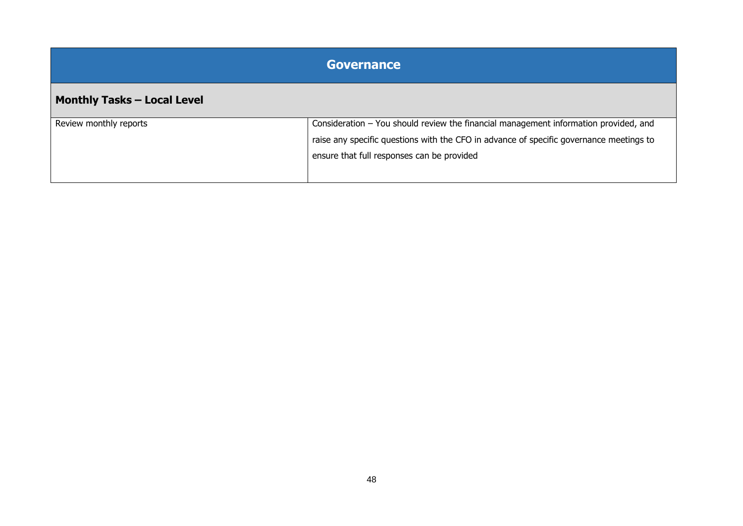| Governance | |
|---|---|
| **Monthly Tasks – Local Level** | |
| Review monthly reports | Consideration – You should review the financial management information provided, and raise any specific questions with the CFO in advance of specific governance meetings to ensure that full responses can be provided |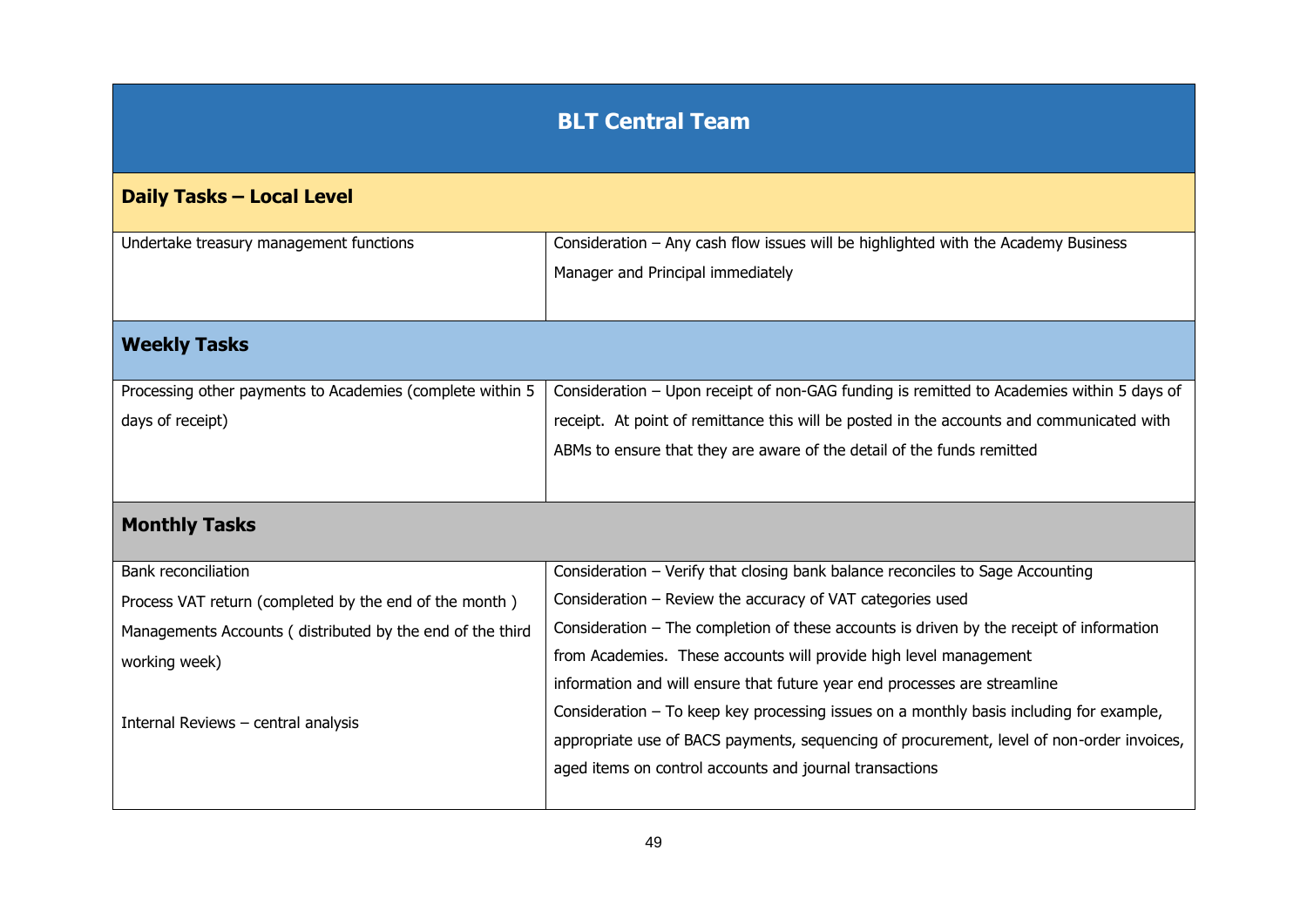| BLT Central Team | |
|---|---|
| **Daily Tasks – Local Level** | |
| Undertake treasury management functions | Consideration – Any cash flow issues will be highlighted with the Academy Business Manager and Principal immediately |
| **Weekly Tasks** | |
| Processing other payments to Academies (complete within 5 days of receipt) | Consideration – Upon receipt of non-GAG funding is remitted to Academies within 5 days of receipt. At point of remittance this will be posted in the accounts and communicated with ABMs to ensure that they are aware of the detail of the funds remitted |
| **Monthly Tasks** | |
| Bank reconciliation | Consideration – Verify that closing bank balance reconciles to Sage Accounting |
| Process VAT return (completed by the end of the month ) | Consideration – Review the accuracy of VAT categories used |
| Managements Accounts ( distributed by the end of the third working week) | Consideration – The completion of these accounts is driven by the receipt of information from Academies. These accounts will provide high level management information and will ensure that future year end processes are streamline |
| Internal Reviews – central analysis | Consideration – To keep key processing issues on a monthly basis including for example, appropriate use of BACS payments, sequencing of procurement, level of non-order invoices, aged items on control accounts and journal transactions |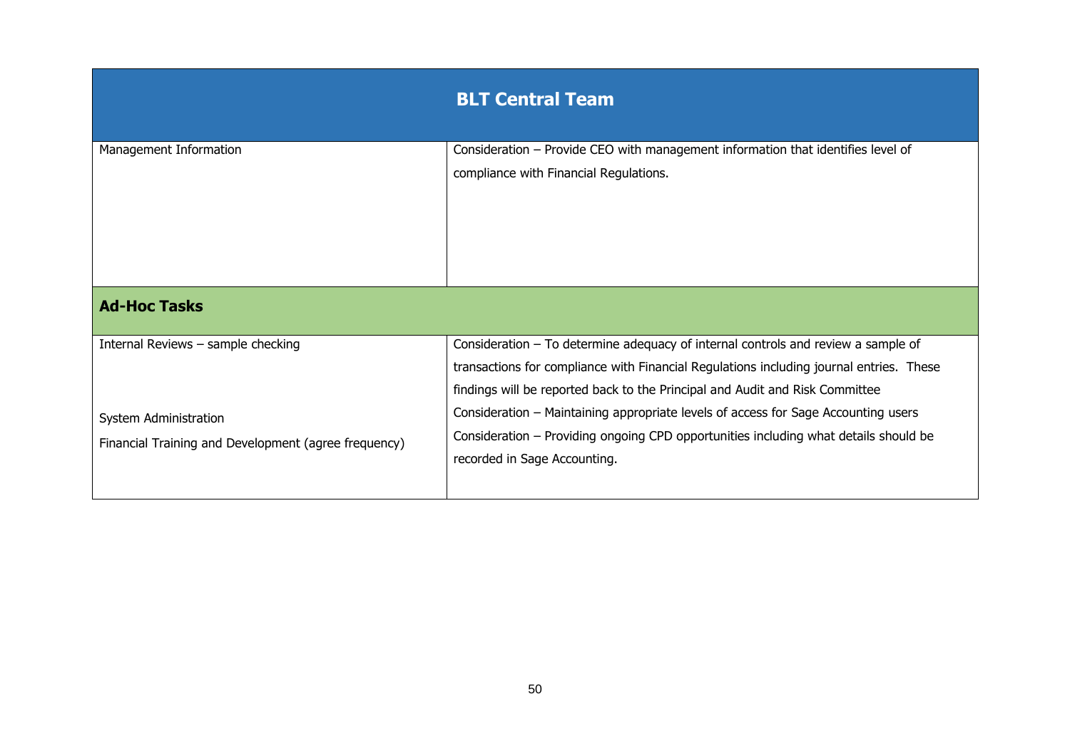| BLT Central Team | |
|---|---|
| Management Information | Consideration – Provide CEO with management information that identifies level of compliance with Financial Regulations. |
| **Ad-Hoc Tasks** | |
| Internal Reviews – sample checking | Consideration – To determine adequacy of internal controls and review a sample of transactions for compliance with Financial Regulations including journal entries. These findings will be reported back to the Principal and Audit and Risk Committee |
| System Administration | Consideration – Maintaining appropriate levels of access for Sage Accounting users |
| Financial Training and Development (agree frequency) | Consideration – Providing ongoing CPD opportunities including what details should be recorded in Sage Accounting. |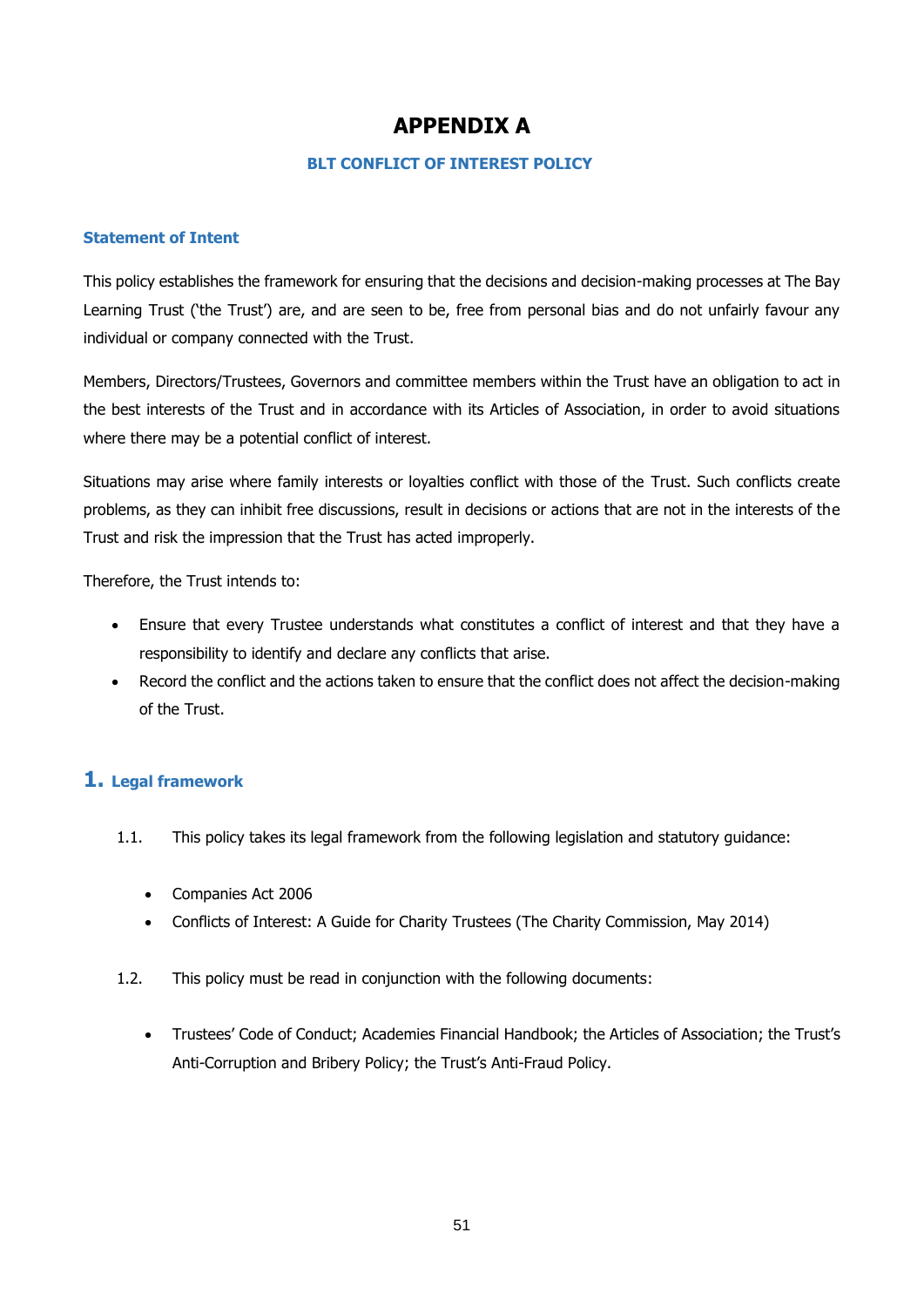# APPENDIX A

### BLT CONFLICT OF INTEREST POLICY

### Statement of Intent

This policy establishes the framework for ensuring that the decisions and decision-making processes at The Bay Learning Trust ('the Trust') are, and are seen to be, free from personal bias and do not unfairly favour any individual or company connected with the Trust.

Members, Directors/Trustees, Governors and committee members within the Trust have an obligation to act in the best interests of the Trust and in accordance with its Articles of Association, in order to avoid situations where there may be a potential conflict of interest.

Situations may arise where family interests or loyalties conflict with those of the Trust. Such conflicts create problems, as they can inhibit free discussions, result in decisions or actions that are not in the interests of the Trust and risk the impression that the Trust has acted improperly.

Therefore, the Trust intends to:

- Ensure that every Trustee understands what constitutes a conflict of interest and that they have a responsibility to identify and declare any conflicts that arise.
- Record the conflict and the actions taken to ensure that the conflict does not affect the decision-making of the Trust.

## 1. Legal framework

1.1. This policy takes its legal framework from the following legislation and statutory guidance:

- Companies Act 2006
- Conflicts of Interest: A Guide for Charity Trustees (The Charity Commission, May 2014)

1.2. This policy must be read in conjunction with the following documents:

- Trustees' Code of Conduct; Academies Financial Handbook; the Articles of Association; the Trust's Anti-Corruption and Bribery Policy; the Trust's Anti-Fraud Policy.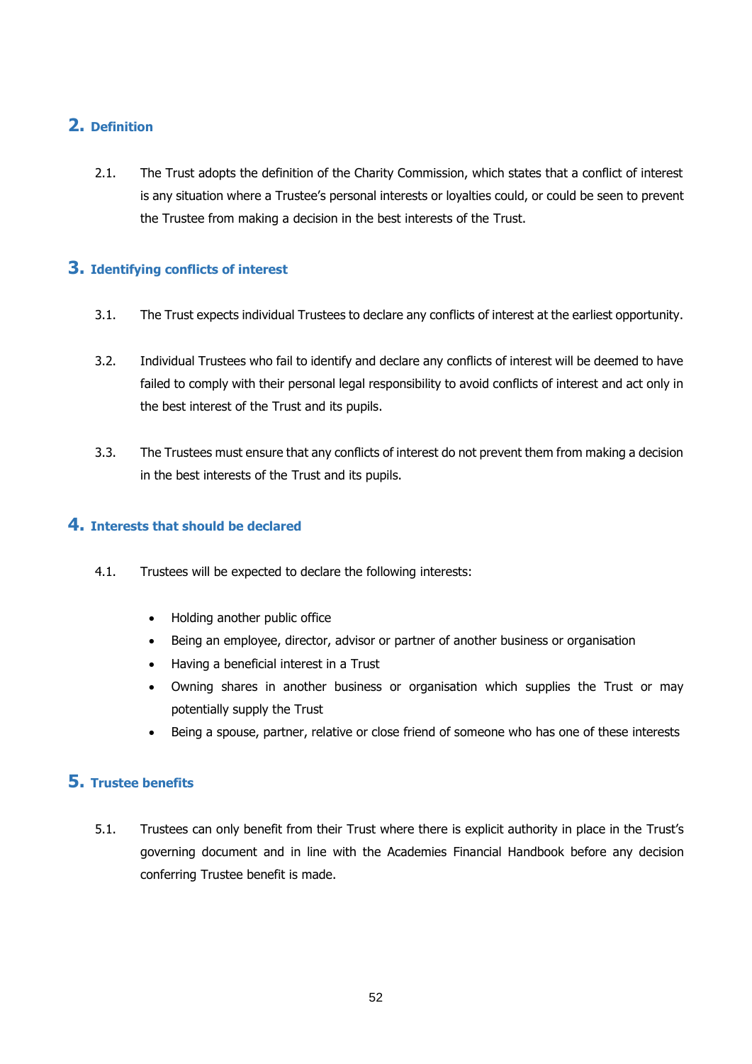## 2. Definition

2.1. The Trust adopts the definition of the Charity Commission, which states that a conflict of interest is any situation where a Trustee's personal interests or loyalties could, or could be seen to prevent the Trustee from making a decision in the best interests of the Trust.

## 3. Identifying conflicts of interest

3.1. The Trust expects individual Trustees to declare any conflicts of interest at the earliest opportunity.

3.2. Individual Trustees who fail to identify and declare any conflicts of interest will be deemed to have failed to comply with their personal legal responsibility to avoid conflicts of interest and act only in the best interest of the Trust and its pupils.

3.3. The Trustees must ensure that any conflicts of interest do not prevent them from making a decision in the best interests of the Trust and its pupils.

## 4. Interests that should be declared

4.1. Trustees will be expected to declare the following interests:

- Holding another public office
- Being an employee, director, advisor or partner of another business or organisation
- Having a beneficial interest in a Trust
- Owning shares in another business or organisation which supplies the Trust or may potentially supply the Trust
- Being a spouse, partner, relative or close friend of someone who has one of these interests

## 5. Trustee benefits

5.1. Trustees can only benefit from their Trust where there is explicit authority in place in the Trust's governing document and in line with the Academies Financial Handbook before any decision conferring Trustee benefit is made.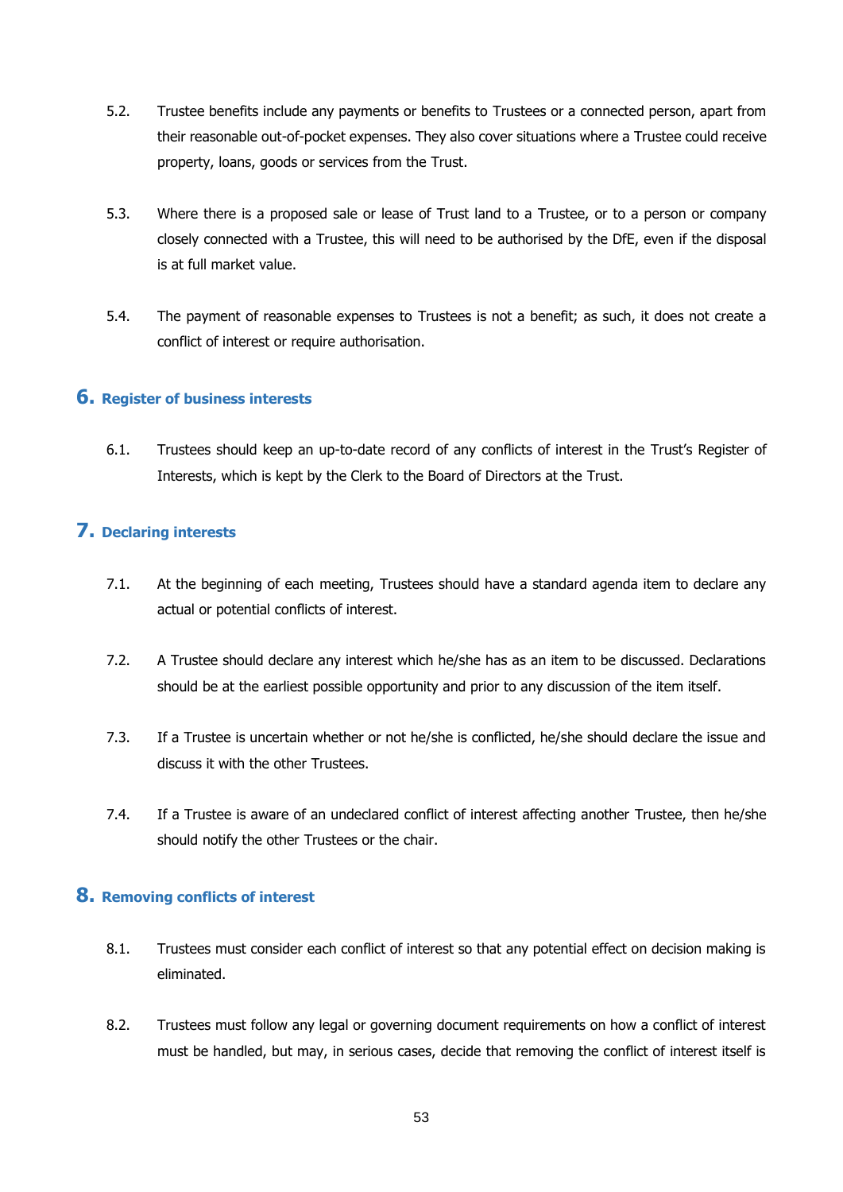5.2. Trustee benefits include any payments or benefits to Trustees or a connected person, apart from their reasonable out-of-pocket expenses. They also cover situations where a Trustee could receive property, loans, goods or services from the Trust.

5.3. Where there is a proposed sale or lease of Trust land to a Trustee, or to a person or company closely connected with a Trustee, this will need to be authorised by the DfE, even if the disposal is at full market value.

5.4. The payment of reasonable expenses to Trustees is not a benefit; as such, it does not create a conflict of interest or require authorisation.

## 6. Register of business interests

6.1. Trustees should keep an up-to-date record of any conflicts of interest in the Trust's Register of Interests, which is kept by the Clerk to the Board of Directors at the Trust.

## 7. Declaring interests

7.1. At the beginning of each meeting, Trustees should have a standard agenda item to declare any actual or potential conflicts of interest.

7.2. A Trustee should declare any interest which he/she has as an item to be discussed. Declarations should be at the earliest possible opportunity and prior to any discussion of the item itself.

7.3. If a Trustee is uncertain whether or not he/she is conflicted, he/she should declare the issue and discuss it with the other Trustees.

7.4. If a Trustee is aware of an undeclared conflict of interest affecting another Trustee, then he/she should notify the other Trustees or the chair.

## 8. Removing conflicts of interest

8.1. Trustees must consider each conflict of interest so that any potential effect on decision making is eliminated.

8.2. Trustees must follow any legal or governing document requirements on how a conflict of interest must be handled, but may, in serious cases, decide that removing the conflict of interest itself is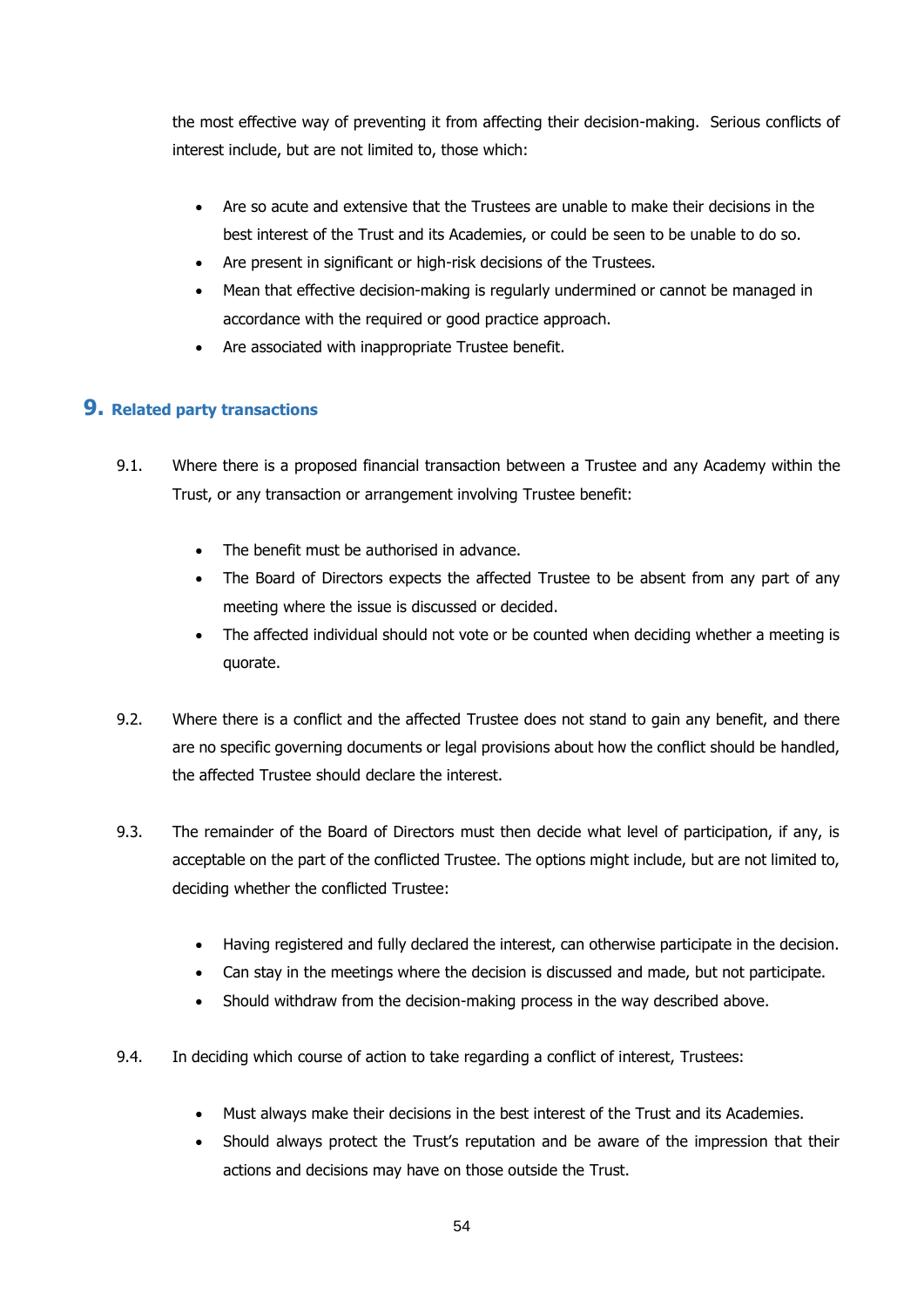the most effective way of preventing it from affecting their decision-making. Serious conflicts of interest include, but are not limited to, those which:

- Are so acute and extensive that the Trustees are unable to make their decisions in the best interest of the Trust and its Academies, or could be seen to be unable to do so.
- Are present in significant or high-risk decisions of the Trustees.
- Mean that effective decision-making is regularly undermined or cannot be managed in accordance with the required or good practice approach.
- Are associated with inappropriate Trustee benefit.

## 9. Related party transactions

9.1. Where there is a proposed financial transaction between a Trustee and any Academy within the Trust, or any transaction or arrangement involving Trustee benefit:

- The benefit must be authorised in advance.
- The Board of Directors expects the affected Trustee to be absent from any part of any meeting where the issue is discussed or decided.
- The affected individual should not vote or be counted when deciding whether a meeting is quorate.

9.2. Where there is a conflict and the affected Trustee does not stand to gain any benefit, and there are no specific governing documents or legal provisions about how the conflict should be handled, the affected Trustee should declare the interest.

9.3. The remainder of the Board of Directors must then decide what level of participation, if any, is acceptable on the part of the conflicted Trustee. The options might include, but are not limited to, deciding whether the conflicted Trustee:

- Having registered and fully declared the interest, can otherwise participate in the decision.
- Can stay in the meetings where the decision is discussed and made, but not participate.
- Should withdraw from the decision-making process in the way described above.

9.4. In deciding which course of action to take regarding a conflict of interest, Trustees:

- Must always make their decisions in the best interest of the Trust and its Academies.
- Should always protect the Trust's reputation and be aware of the impression that their actions and decisions may have on those outside the Trust.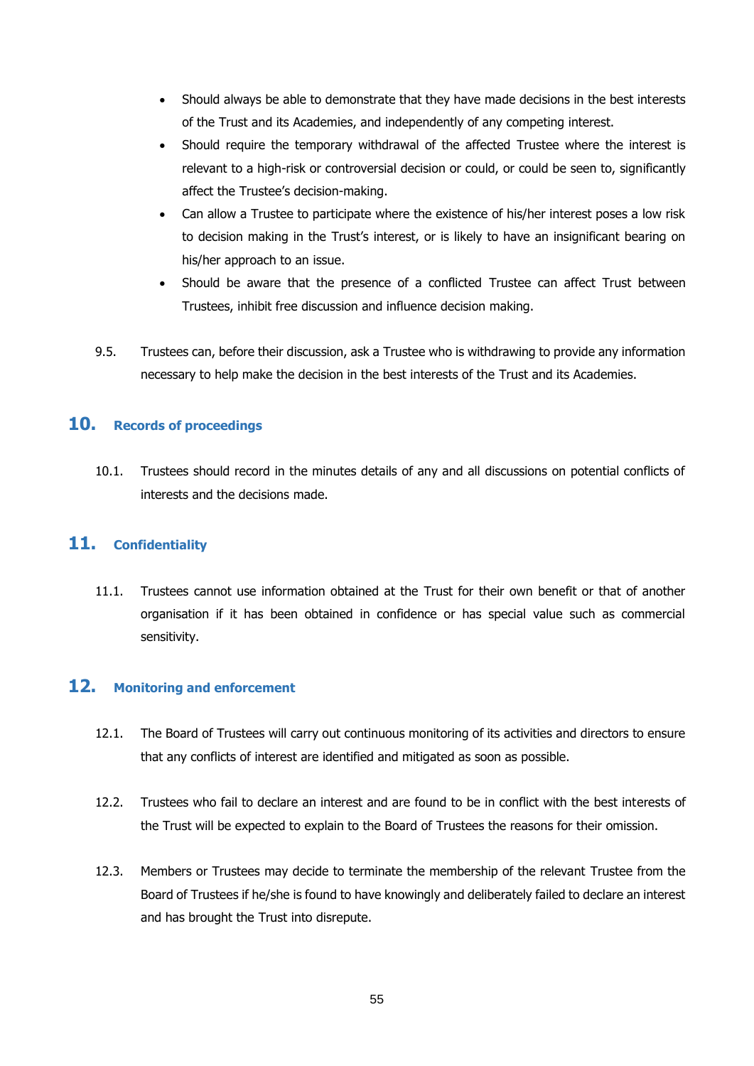- Should always be able to demonstrate that they have made decisions in the best interests of the Trust and its Academies, and independently of any competing interest.
- Should require the temporary withdrawal of the affected Trustee where the interest is relevant to a high-risk or controversial decision or could, or could be seen to, significantly affect the Trustee's decision-making.
- Can allow a Trustee to participate where the existence of his/her interest poses a low risk to decision making in the Trust's interest, or is likely to have an insignificant bearing on his/her approach to an issue.
- Should be aware that the presence of a conflicted Trustee can affect Trust between Trustees, inhibit free discussion and influence decision making.

9.5. Trustees can, before their discussion, ask a Trustee who is withdrawing to provide any information necessary to help make the decision in the best interests of the Trust and its Academies.

## 10. Records of proceedings

10.1. Trustees should record in the minutes details of any and all discussions on potential conflicts of interests and the decisions made.

## 11. Confidentiality

11.1. Trustees cannot use information obtained at the Trust for their own benefit or that of another organisation if it has been obtained in confidence or has special value such as commercial sensitivity.

## 12. Monitoring and enforcement

12.1. The Board of Trustees will carry out continuous monitoring of its activities and directors to ensure that any conflicts of interest are identified and mitigated as soon as possible.

12.2. Trustees who fail to declare an interest and are found to be in conflict with the best interests of the Trust will be expected to explain to the Board of Trustees the reasons for their omission.

12.3. Members or Trustees may decide to terminate the membership of the relevant Trustee from the Board of Trustees if he/she is found to have knowingly and deliberately failed to declare an interest and has brought the Trust into disrepute.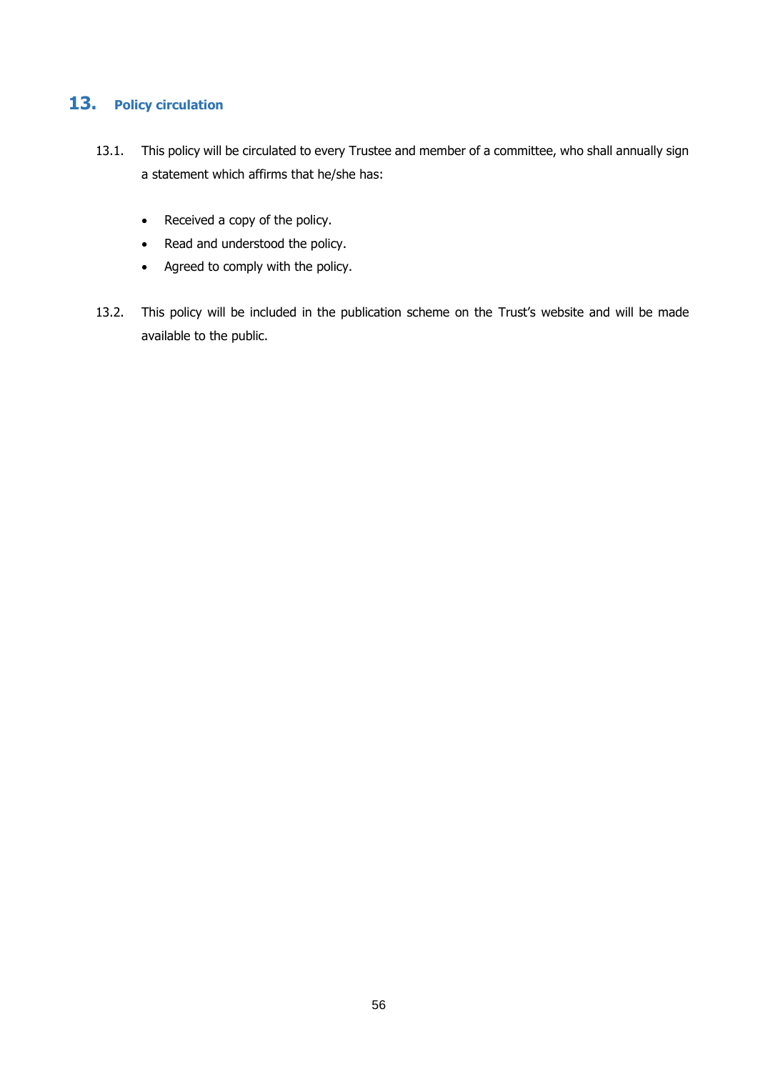## 13. Policy circulation

13.1. This policy will be circulated to every Trustee and member of a committee, who shall annually sign a statement which affirms that he/she has:

- Received a copy of the policy.
- Read and understood the policy.
- Agreed to comply with the policy.

13.2. This policy will be included in the publication scheme on the Trust's website and will be made available to the public.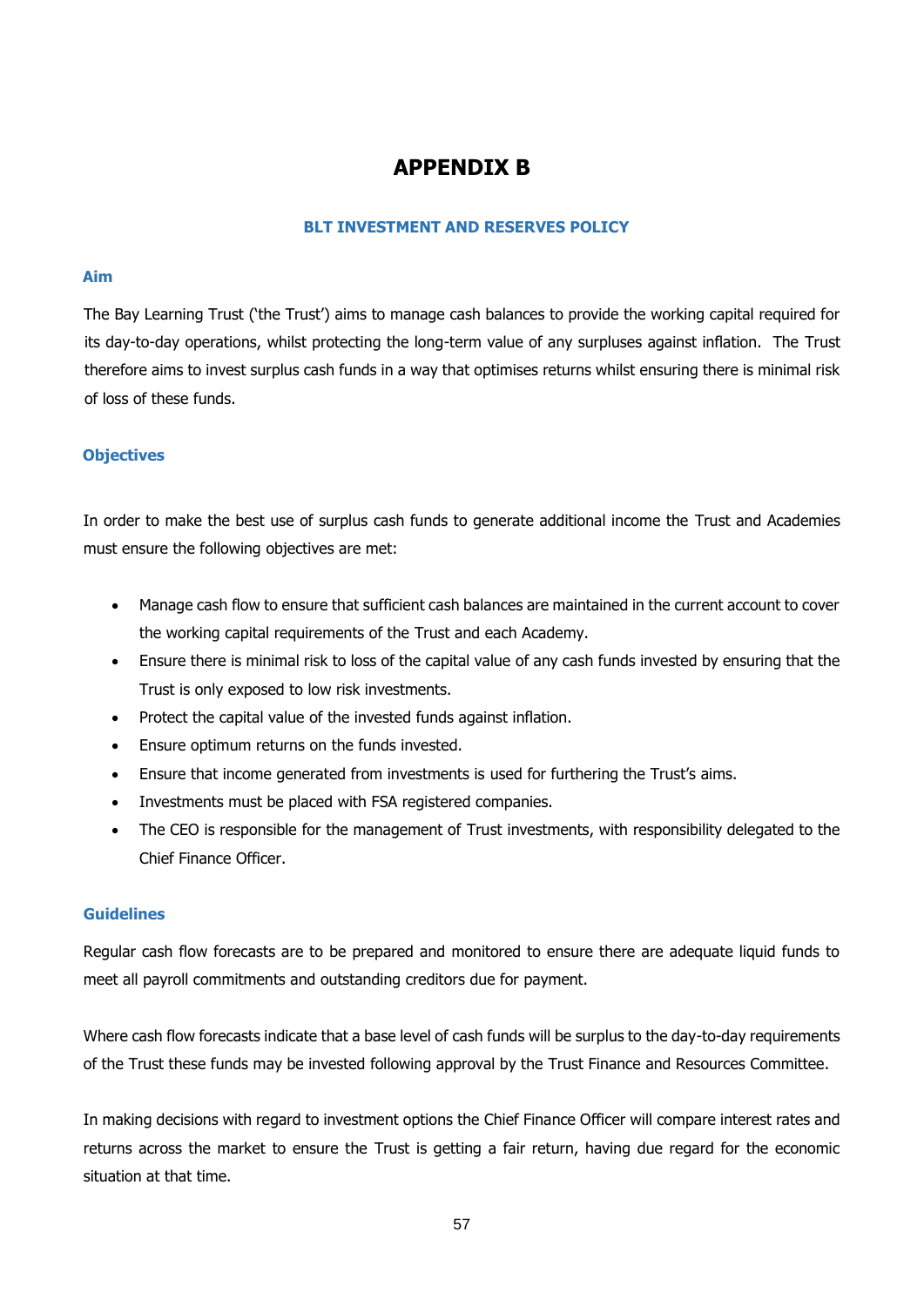# APPENDIX B

## BLT INVESTMENT AND RESERVES POLICY

### Aim

The Bay Learning Trust ('the Trust') aims to manage cash balances to provide the working capital required for its day-to-day operations, whilst protecting the long-term value of any surpluses against inflation. The Trust therefore aims to invest surplus cash funds in a way that optimises returns whilst ensuring there is minimal risk of loss of these funds.

### Objectives

In order to make the best use of surplus cash funds to generate additional income the Trust and Academies must ensure the following objectives are met:

- Manage cash flow to ensure that sufficient cash balances are maintained in the current account to cover the working capital requirements of the Trust and each Academy.
- Ensure there is minimal risk to loss of the capital value of any cash funds invested by ensuring that the Trust is only exposed to low risk investments.
- Protect the capital value of the invested funds against inflation.
- Ensure optimum returns on the funds invested.
- Ensure that income generated from investments is used for furthering the Trust's aims.
- Investments must be placed with FSA registered companies.
- The CEO is responsible for the management of Trust investments, with responsibility delegated to the Chief Finance Officer.

### Guidelines

Regular cash flow forecasts are to be prepared and monitored to ensure there are adequate liquid funds to meet all payroll commitments and outstanding creditors due for payment.

Where cash flow forecasts indicate that a base level of cash funds will be surplus to the day-to-day requirements of the Trust these funds may be invested following approval by the Trust Finance and Resources Committee.

In making decisions with regard to investment options the Chief Finance Officer will compare interest rates and returns across the market to ensure the Trust is getting a fair return, having due regard for the economic situation at that time.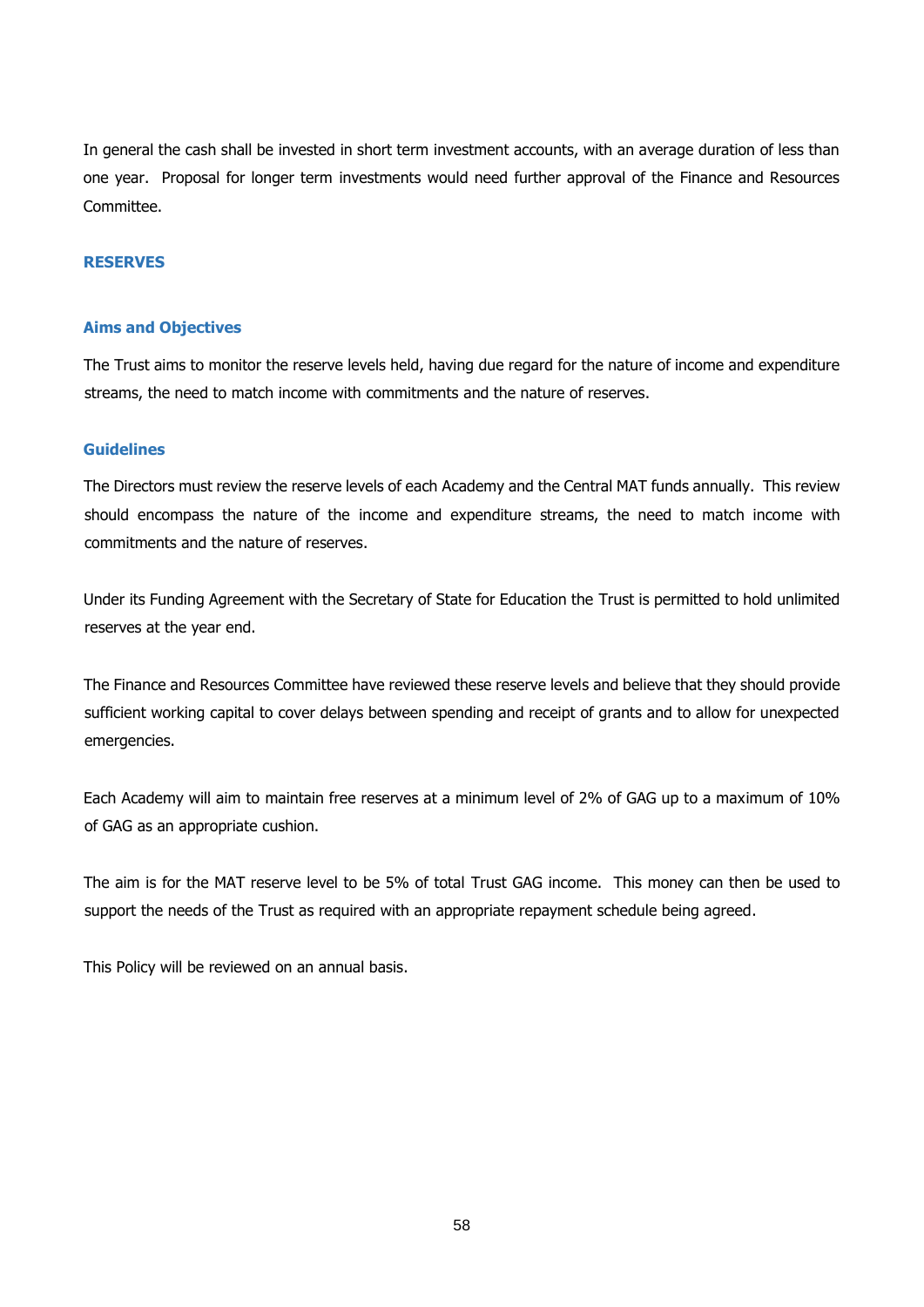In general the cash shall be invested in short term investment accounts, with an average duration of less than one year. Proposal for longer term investments would need further approval of the Finance and Resources Committee.

## RESERVES

### Aims and Objectives

The Trust aims to monitor the reserve levels held, having due regard for the nature of income and expenditure streams, the need to match income with commitments and the nature of reserves.

### Guidelines

The Directors must review the reserve levels of each Academy and the Central MAT funds annually. This review should encompass the nature of the income and expenditure streams, the need to match income with commitments and the nature of reserves.

Under its Funding Agreement with the Secretary of State for Education the Trust is permitted to hold unlimited reserves at the year end.

The Finance and Resources Committee have reviewed these reserve levels and believe that they should provide sufficient working capital to cover delays between spending and receipt of grants and to allow for unexpected emergencies.

Each Academy will aim to maintain free reserves at a minimum level of 2% of GAG up to a maximum of 10% of GAG as an appropriate cushion.

The aim is for the MAT reserve level to be 5% of total Trust GAG income. This money can then be used to support the needs of the Trust as required with an appropriate repayment schedule being agreed.

This Policy will be reviewed on an annual basis.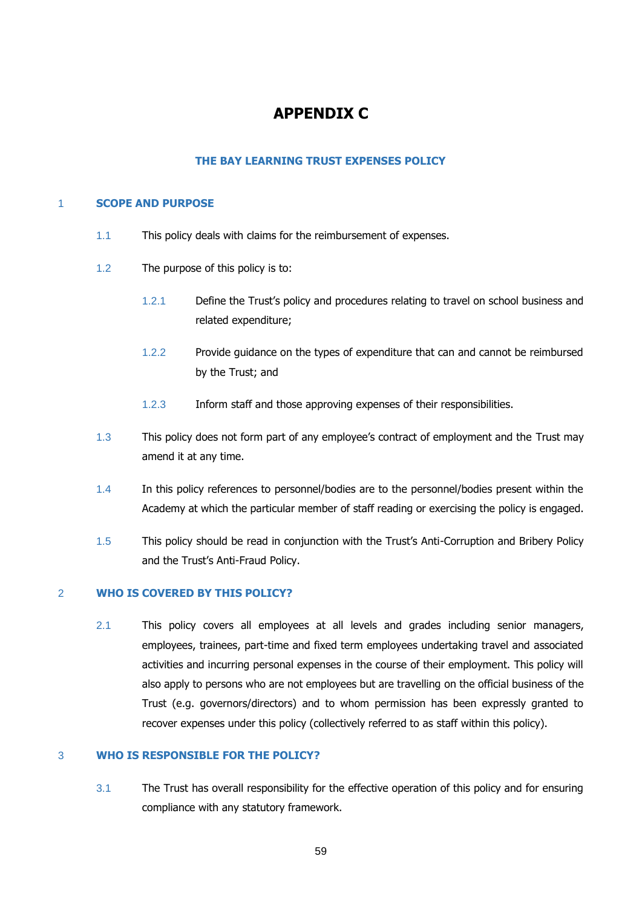# APPENDIX C

## THE BAY LEARNING TRUST EXPENSES POLICY

### 1 SCOPE AND PURPOSE

1.1 This policy deals with claims for the reimbursement of expenses.

1.2 The purpose of this policy is to:

1.2.1 Define the Trust's policy and procedures relating to travel on school business and related expenditure;

1.2.2 Provide guidance on the types of expenditure that can and cannot be reimbursed by the Trust; and

1.2.3 Inform staff and those approving expenses of their responsibilities.

1.3 This policy does not form part of any employee's contract of employment and the Trust may amend it at any time.

1.4 In this policy references to personnel/bodies are to the personnel/bodies present within the Academy at which the particular member of staff reading or exercising the policy is engaged.

1.5 This policy should be read in conjunction with the Trust's Anti-Corruption and Bribery Policy and the Trust's Anti-Fraud Policy.

### 2 WHO IS COVERED BY THIS POLICY?

2.1 This policy covers all employees at all levels and grades including senior managers, employees, trainees, part-time and fixed term employees undertaking travel and associated activities and incurring personal expenses in the course of their employment. This policy will also apply to persons who are not employees but are travelling on the official business of the Trust (e.g. governors/directors) and to whom permission has been expressly granted to recover expenses under this policy (collectively referred to as staff within this policy).

### 3 WHO IS RESPONSIBLE FOR THE POLICY?

3.1 The Trust has overall responsibility for the effective operation of this policy and for ensuring compliance with any statutory framework.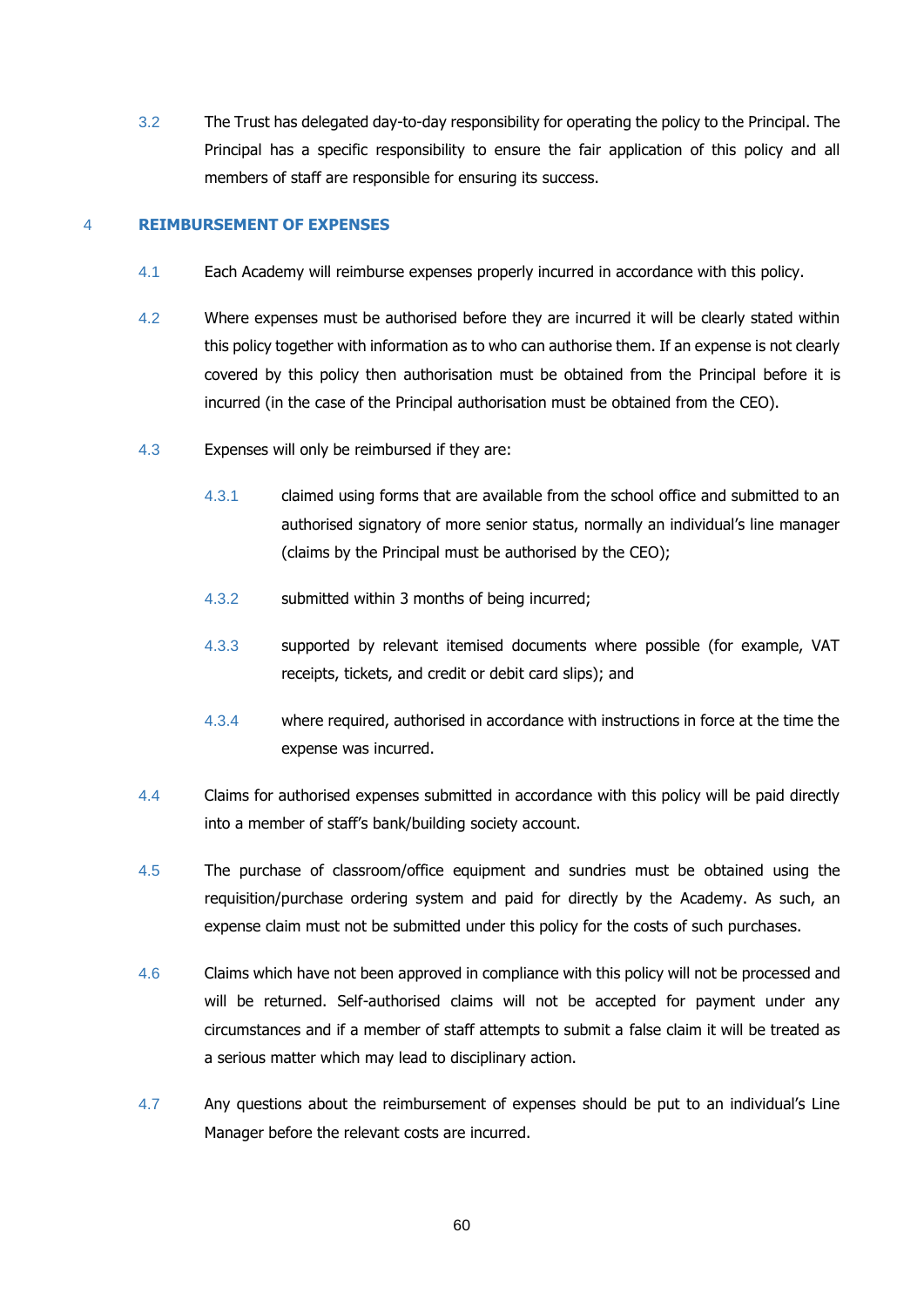3.2 The Trust has delegated day-to-day responsibility for operating the policy to the Principal. The Principal has a specific responsibility to ensure the fair application of this policy and all members of staff are responsible for ensuring its success.

## 4 REIMBURSEMENT OF EXPENSES

4.1 Each Academy will reimburse expenses properly incurred in accordance with this policy.

4.2 Where expenses must be authorised before they are incurred it will be clearly stated within this policy together with information as to who can authorise them. If an expense is not clearly covered by this policy then authorisation must be obtained from the Principal before it is incurred (in the case of the Principal authorisation must be obtained from the CEO).

4.3 Expenses will only be reimbursed if they are:

4.3.1 claimed using forms that are available from the school office and submitted to an authorised signatory of more senior status, normally an individual's line manager (claims by the Principal must be authorised by the CEO);

4.3.2 submitted within 3 months of being incurred;

4.3.3 supported by relevant itemised documents where possible (for example, VAT receipts, tickets, and credit or debit card slips); and

4.3.4 where required, authorised in accordance with instructions in force at the time the expense was incurred.

4.4 Claims for authorised expenses submitted in accordance with this policy will be paid directly into a member of staff's bank/building society account.

4.5 The purchase of classroom/office equipment and sundries must be obtained using the requisition/purchase ordering system and paid for directly by the Academy. As such, an expense claim must not be submitted under this policy for the costs of such purchases.

4.6 Claims which have not been approved in compliance with this policy will not be processed and will be returned. Self-authorised claims will not be accepted for payment under any circumstances and if a member of staff attempts to submit a false claim it will be treated as a serious matter which may lead to disciplinary action.

4.7 Any questions about the reimbursement of expenses should be put to an individual's Line Manager before the relevant costs are incurred.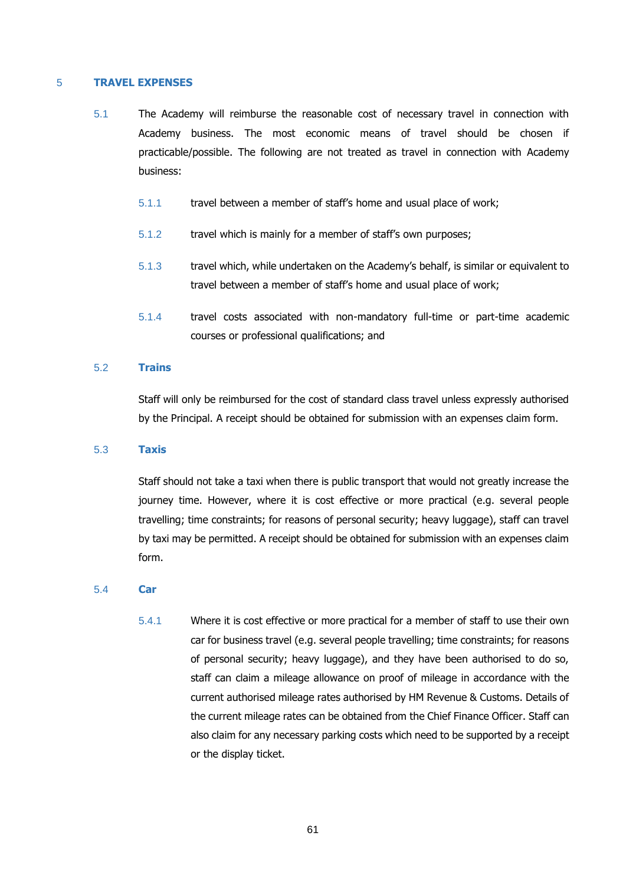## 5 TRAVEL EXPENSES

5.1 The Academy will reimburse the reasonable cost of necessary travel in connection with Academy business. The most economic means of travel should be chosen if practicable/possible. The following are not treated as travel in connection with Academy business:

5.1.1 travel between a member of staff's home and usual place of work;

5.1.2 travel which is mainly for a member of staff's own purposes;

5.1.3 travel which, while undertaken on the Academy's behalf, is similar or equivalent to travel between a member of staff's home and usual place of work;

5.1.4 travel costs associated with non-mandatory full-time or part-time academic courses or professional qualifications; and

### 5.2 Trains

Staff will only be reimbursed for the cost of standard class travel unless expressly authorised by the Principal. A receipt should be obtained for submission with an expenses claim form.

### 5.3 Taxis

Staff should not take a taxi when there is public transport that would not greatly increase the journey time. However, where it is cost effective or more practical (e.g. several people travelling; time constraints; for reasons of personal security; heavy luggage), staff can travel by taxi may be permitted. A receipt should be obtained for submission with an expenses claim form.

### 5.4 Car

5.4.1 Where it is cost effective or more practical for a member of staff to use their own car for business travel (e.g. several people travelling; time constraints; for reasons of personal security; heavy luggage), and they have been authorised to do so, staff can claim a mileage allowance on proof of mileage in accordance with the current authorised mileage rates authorised by HM Revenue & Customs. Details of the current mileage rates can be obtained from the Chief Finance Officer. Staff can also claim for any necessary parking costs which need to be supported by a receipt or the display ticket.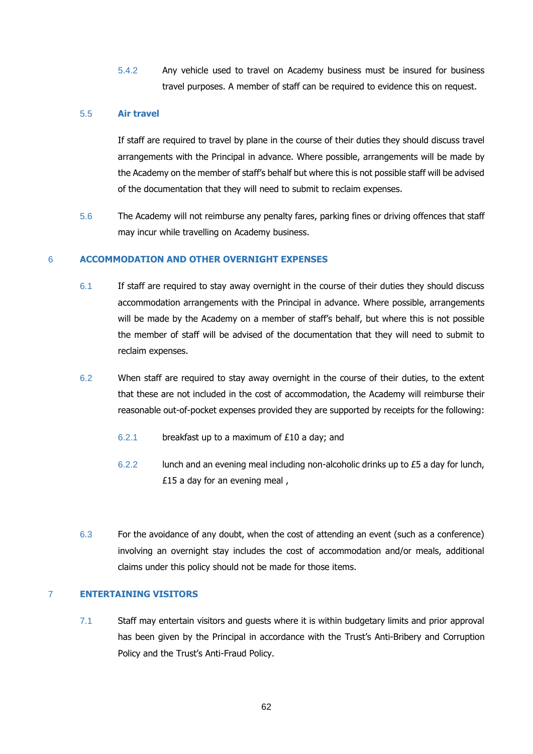5.4.2 Any vehicle used to travel on Academy business must be insured for business travel purposes. A member of staff can be required to evidence this on request.

### 5.5 Air travel

If staff are required to travel by plane in the course of their duties they should discuss travel arrangements with the Principal in advance. Where possible, arrangements will be made by the Academy on the member of staff's behalf but where this is not possible staff will be advised of the documentation that they will need to submit to reclaim expenses.

5.6 The Academy will not reimburse any penalty fares, parking fines or driving offences that staff may incur while travelling on Academy business.

## 6 ACCOMMODATION AND OTHER OVERNIGHT EXPENSES

6.1 If staff are required to stay away overnight in the course of their duties they should discuss accommodation arrangements with the Principal in advance. Where possible, arrangements will be made by the Academy on a member of staff's behalf, but where this is not possible the member of staff will be advised of the documentation that they will need to submit to reclaim expenses.

6.2 When staff are required to stay away overnight in the course of their duties, to the extent that these are not included in the cost of accommodation, the Academy will reimburse their reasonable out-of-pocket expenses provided they are supported by receipts for the following:

6.2.1 breakfast up to a maximum of £10 a day; and

6.2.2 lunch and an evening meal including non-alcoholic drinks up to £5 a day for lunch, £15 a day for an evening meal ,

6.3 For the avoidance of any doubt, when the cost of attending an event (such as a conference) involving an overnight stay includes the cost of accommodation and/or meals, additional claims under this policy should not be made for those items.

## 7 ENTERTAINING VISITORS

7.1 Staff may entertain visitors and guests where it is within budgetary limits and prior approval has been given by the Principal in accordance with the Trust's Anti-Bribery and Corruption Policy and the Trust's Anti-Fraud Policy.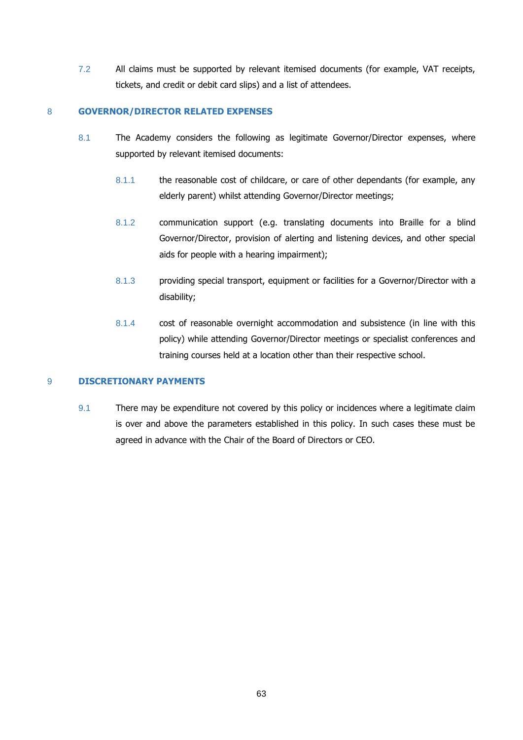7.2 All claims must be supported by relevant itemised documents (for example, VAT receipts, tickets, and credit or debit card slips) and a list of attendees.

## 8 GOVERNOR/DIRECTOR RELATED EXPENSES

8.1 The Academy considers the following as legitimate Governor/Director expenses, where supported by relevant itemised documents:

8.1.1 the reasonable cost of childcare, or care of other dependants (for example, any elderly parent) whilst attending Governor/Director meetings;

8.1.2 communication support (e.g. translating documents into Braille for a blind Governor/Director, provision of alerting and listening devices, and other special aids for people with a hearing impairment);

8.1.3 providing special transport, equipment or facilities for a Governor/Director with a disability;

8.1.4 cost of reasonable overnight accommodation and subsistence (in line with this policy) while attending Governor/Director meetings or specialist conferences and training courses held at a location other than their respective school.

## 9 DISCRETIONARY PAYMENTS

9.1 There may be expenditure not covered by this policy or incidences where a legitimate claim is over and above the parameters established in this policy. In such cases these must be agreed in advance with the Chair of the Board of Directors or CEO.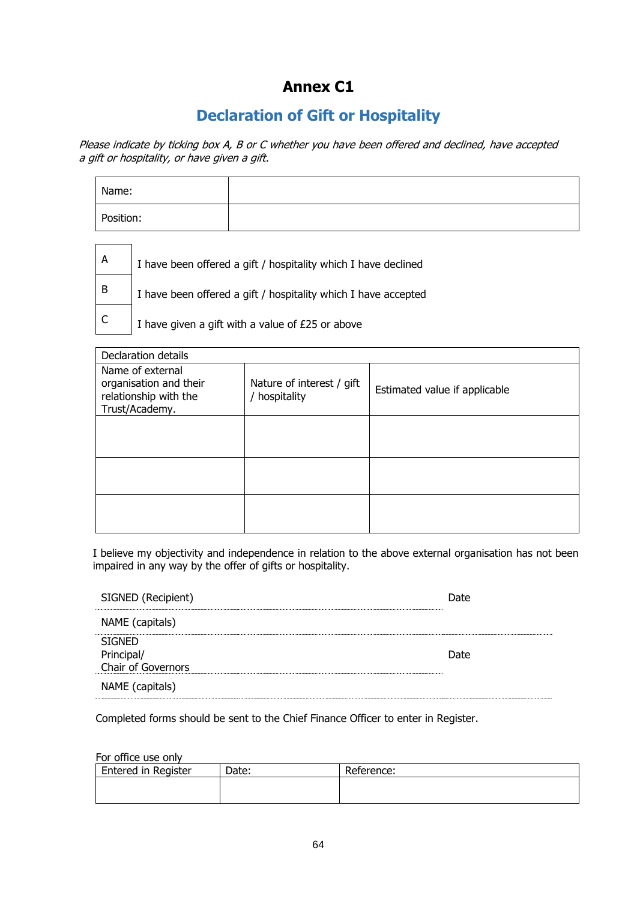# Annex C1

## Declaration of Gift or Hospitality

*Please indicate by ticking box A, B or C whether you have been offered and declined, have accepted a gift or hospitality, or have given a gift.*

| Name: | |
|---|---|
| Position: | |

| | |
|---|---|
| A | I have been offered a gift / hospitality which I have declined |
| B | I have been offered a gift / hospitality which I have accepted |
| C | I have given a gift with a value of £25 or above |

| Declaration details | | |
|---|---|---|
| Name of external organisation and their relationship with the Trust/Academy. | Nature of interest / gift / hospitality | Estimated value if applicable |
| | | |
| | | |
| | | |

I believe my objectivity and independence in relation to the above external organisation has not been impaired in any way by the offer of gifts or hospitality.

SIGNED (Recipient) .................................................................... Date

NAME (capitals) ....................................................................

SIGNED Principal/ Chair of Governors .................................................................... Date

NAME (capitals) ....................................................................

Completed forms should be sent to the Chief Finance Officer to enter in Register.

For office use only

| Entered in Register | Date: | Reference: |
|---|---|---|
| | | |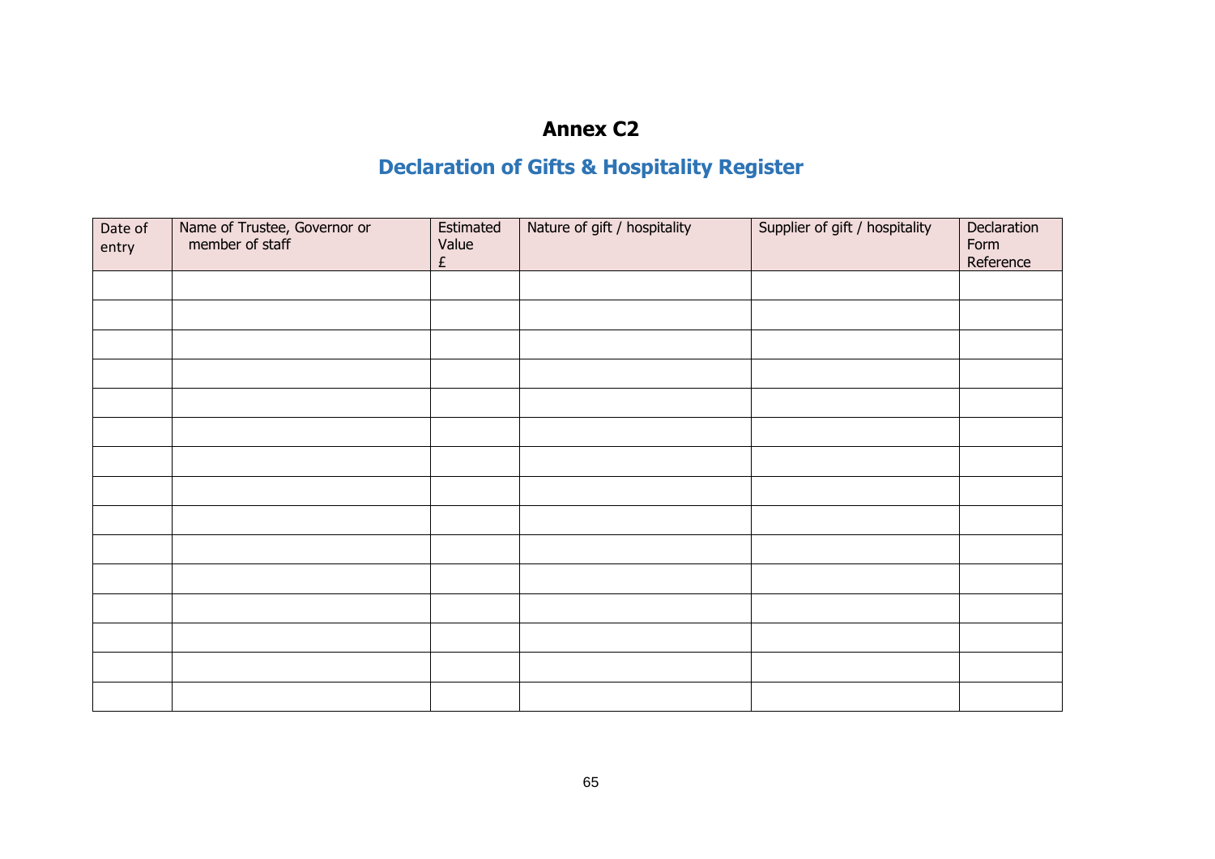# Annex C2

## Declaration of Gifts & Hospitality Register

| Date of entry | Name of Trustee, Governor or member of staff | Estimated Value £ | Nature of gift / hospitality | Supplier of gift / hospitality | Declaration Form Reference |
|---|---|---|---|---|---|
| | | | | | |
| | | | | | |
| | | | | | |
| | | | | | |
| | | | | | |
| | | | | | |
| | | | | | |
| | | | | | |
| | | | | | |
| | | | | | |
| | | | | | |
| | | | | | |
| | | | | | |
| | | | | | |
| | | | | | |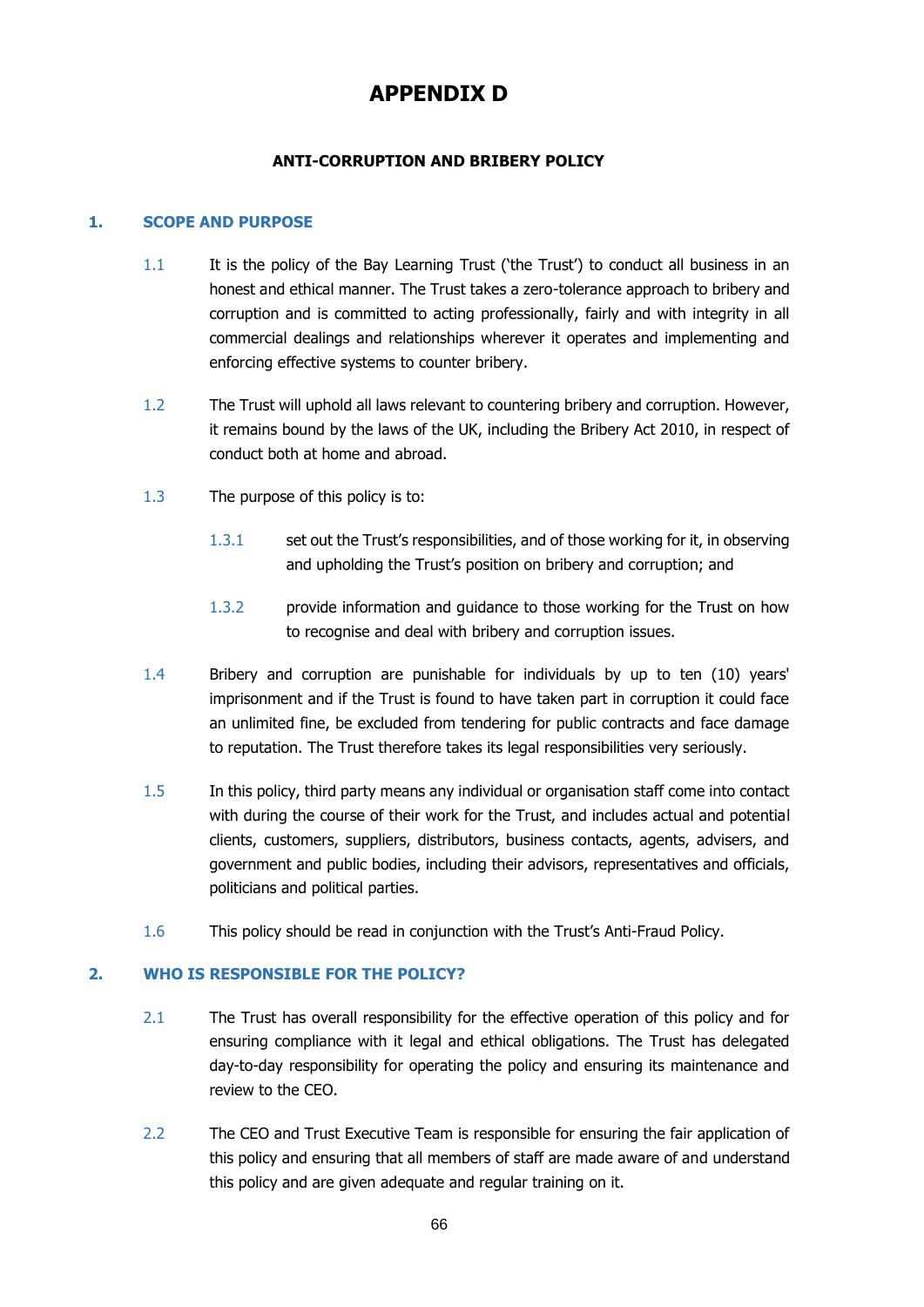# APPENDIX D

## ANTI-CORRUPTION AND BRIBERY POLICY

### 1. SCOPE AND PURPOSE

1.1 It is the policy of the Bay Learning Trust ('the Trust') to conduct all business in an honest and ethical manner. The Trust takes a zero-tolerance approach to bribery and corruption and is committed to acting professionally, fairly and with integrity in all commercial dealings and relationships wherever it operates and implementing and enforcing effective systems to counter bribery.

1.2 The Trust will uphold all laws relevant to countering bribery and corruption. However, it remains bound by the laws of the UK, including the Bribery Act 2010, in respect of conduct both at home and abroad.

1.3 The purpose of this policy is to:

1.3.1 set out the Trust's responsibilities, and of those working for it, in observing and upholding the Trust's position on bribery and corruption; and

1.3.2 provide information and guidance to those working for the Trust on how to recognise and deal with bribery and corruption issues.

1.4 Bribery and corruption are punishable for individuals by up to ten (10) years' imprisonment and if the Trust is found to have taken part in corruption it could face an unlimited fine, be excluded from tendering for public contracts and face damage to reputation. The Trust therefore takes its legal responsibilities very seriously.

1.5 In this policy, third party means any individual or organisation staff come into contact with during the course of their work for the Trust, and includes actual and potential clients, customers, suppliers, distributors, business contacts, agents, advisers, and government and public bodies, including their advisors, representatives and officials, politicians and political parties.

1.6 This policy should be read in conjunction with the Trust's Anti-Fraud Policy.

### 2. WHO IS RESPONSIBLE FOR THE POLICY?

2.1 The Trust has overall responsibility for the effective operation of this policy and for ensuring compliance with it legal and ethical obligations. The Trust has delegated day-to-day responsibility for operating the policy and ensuring its maintenance and review to the CEO.

2.2 The CEO and Trust Executive Team is responsible for ensuring the fair application of this policy and ensuring that all members of staff are made aware of and understand this policy and are given adequate and regular training on it.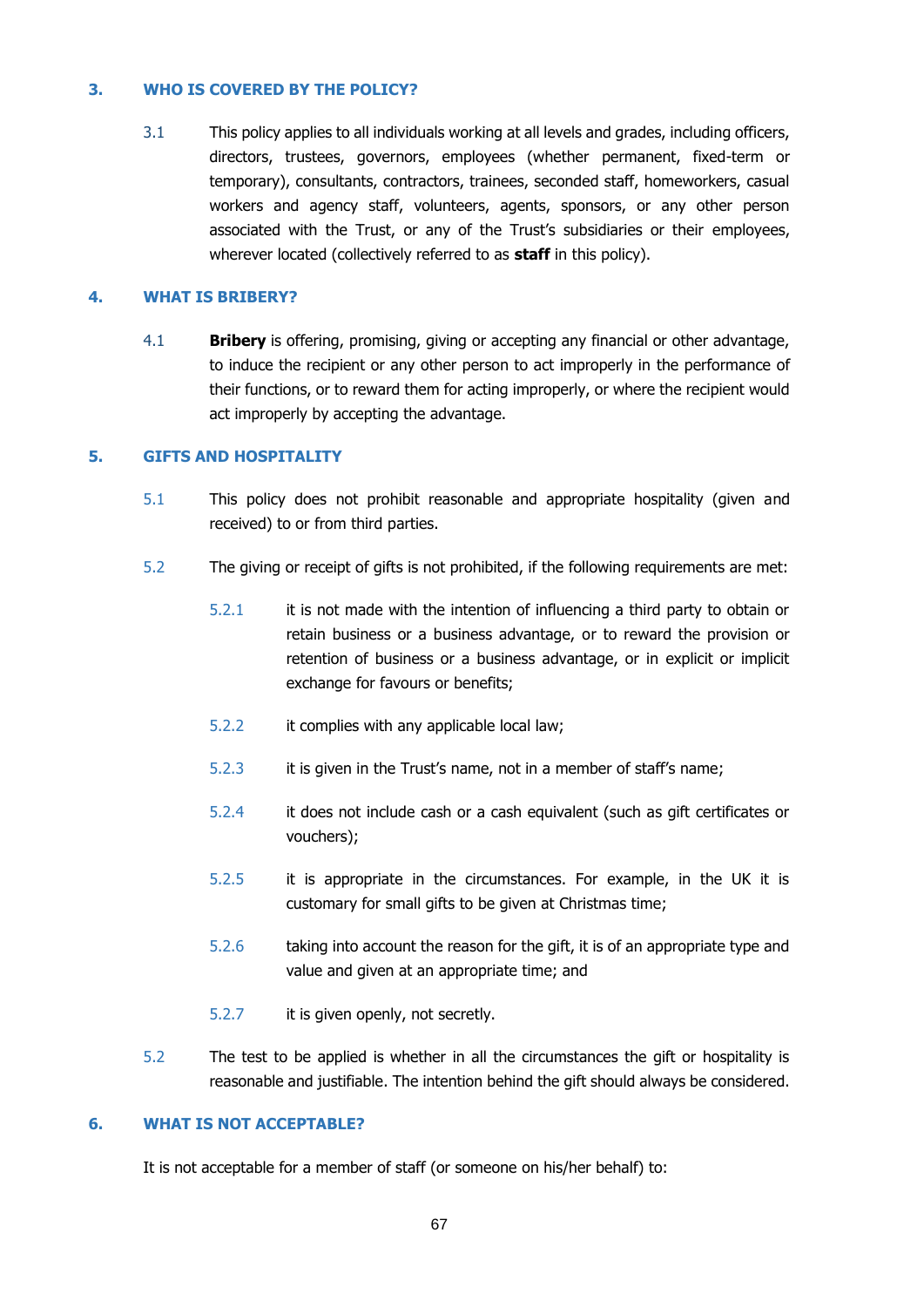## 3. WHO IS COVERED BY THE POLICY?

3.1 This policy applies to all individuals working at all levels and grades, including officers, directors, trustees, governors, employees (whether permanent, fixed-term or temporary), consultants, contractors, trainees, seconded staff, homeworkers, casual workers and agency staff, volunteers, agents, sponsors, or any other person associated with the Trust, or any of the Trust's subsidiaries or their employees, wherever located (collectively referred to as **staff** in this policy).

## 4. WHAT IS BRIBERY?

4.1 **Bribery** is offering, promising, giving or accepting any financial or other advantage, to induce the recipient or any other person to act improperly in the performance of their functions, or to reward them for acting improperly, or where the recipient would act improperly by accepting the advantage.

## 5. GIFTS AND HOSPITALITY

5.1 This policy does not prohibit reasonable and appropriate hospitality (given and received) to or from third parties.

5.2 The giving or receipt of gifts is not prohibited, if the following requirements are met:

- 5.2.1 it is not made with the intention of influencing a third party to obtain or retain business or a business advantage, or to reward the provision or retention of business or a business advantage, or in explicit or implicit exchange for favours or benefits;
- 5.2.2 it complies with any applicable local law;
- 5.2.3 it is given in the Trust's name, not in a member of staff's name;
- 5.2.4 it does not include cash or a cash equivalent (such as gift certificates or vouchers);
- 5.2.5 it is appropriate in the circumstances. For example, in the UK it is customary for small gifts to be given at Christmas time;
- 5.2.6 taking into account the reason for the gift, it is of an appropriate type and value and given at an appropriate time; and
- 5.2.7 it is given openly, not secretly.

5.2 The test to be applied is whether in all the circumstances the gift or hospitality is reasonable and justifiable. The intention behind the gift should always be considered.

## 6. WHAT IS NOT ACCEPTABLE?

It is not acceptable for a member of staff (or someone on his/her behalf) to: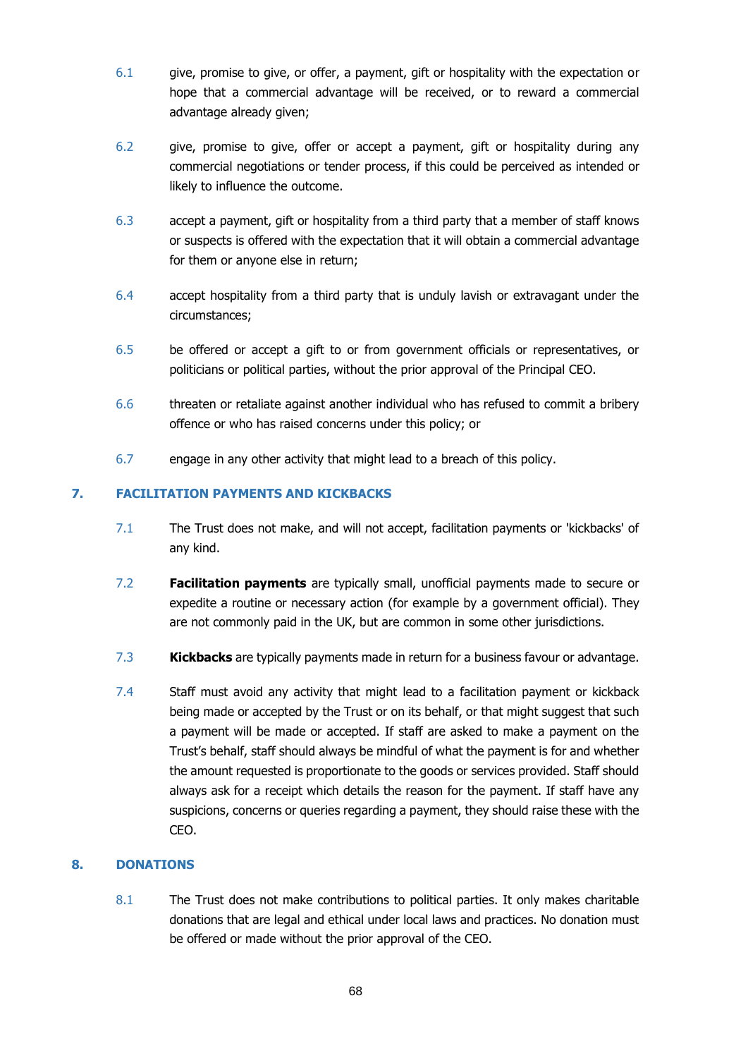6.1 give, promise to give, or offer, a payment, gift or hospitality with the expectation or hope that a commercial advantage will be received, or to reward a commercial advantage already given;

6.2 give, promise to give, offer or accept a payment, gift or hospitality during any commercial negotiations or tender process, if this could be perceived as intended or likely to influence the outcome.

6.3 accept a payment, gift or hospitality from a third party that a member of staff knows or suspects is offered with the expectation that it will obtain a commercial advantage for them or anyone else in return;

6.4 accept hospitality from a third party that is unduly lavish or extravagant under the circumstances;

6.5 be offered or accept a gift to or from government officials or representatives, or politicians or political parties, without the prior approval of the Principal CEO.

6.6 threaten or retaliate against another individual who has refused to commit a bribery offence or who has raised concerns under this policy; or

6.7 engage in any other activity that might lead to a breach of this policy.

## 7. FACILITATION PAYMENTS AND KICKBACKS

7.1 The Trust does not make, and will not accept, facilitation payments or 'kickbacks' of any kind.

7.2 **Facilitation payments** are typically small, unofficial payments made to secure or expedite a routine or necessary action (for example by a government official). They are not commonly paid in the UK, but are common in some other jurisdictions.

7.3 **Kickbacks** are typically payments made in return for a business favour or advantage.

7.4 Staff must avoid any activity that might lead to a facilitation payment or kickback being made or accepted by the Trust or on its behalf, or that might suggest that such a payment will be made or accepted. If staff are asked to make a payment on the Trust's behalf, staff should always be mindful of what the payment is for and whether the amount requested is proportionate to the goods or services provided. Staff should always ask for a receipt which details the reason for the payment. If staff have any suspicions, concerns or queries regarding a payment, they should raise these with the CEO.

## 8. DONATIONS

8.1 The Trust does not make contributions to political parties. It only makes charitable donations that are legal and ethical under local laws and practices. No donation must be offered or made without the prior approval of the CEO.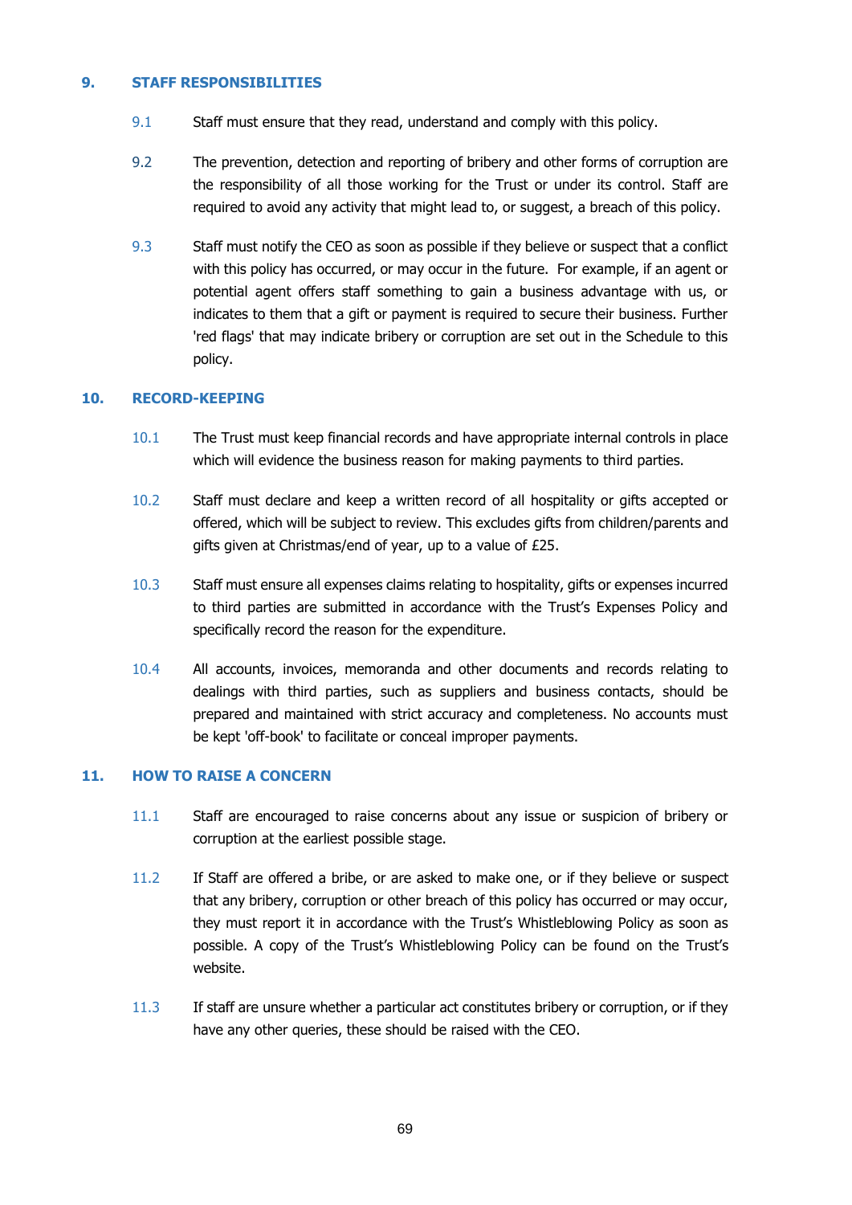## 9. STAFF RESPONSIBILITIES

9.1 Staff must ensure that they read, understand and comply with this policy.

9.2 The prevention, detection and reporting of bribery and other forms of corruption are the responsibility of all those working for the Trust or under its control. Staff are required to avoid any activity that might lead to, or suggest, a breach of this policy.

9.3 Staff must notify the CEO as soon as possible if they believe or suspect that a conflict with this policy has occurred, or may occur in the future. For example, if an agent or potential agent offers staff something to gain a business advantage with us, or indicates to them that a gift or payment is required to secure their business. Further 'red flags' that may indicate bribery or corruption are set out in the Schedule to this policy.

## 10. RECORD-KEEPING

10.1 The Trust must keep financial records and have appropriate internal controls in place which will evidence the business reason for making payments to third parties.

10.2 Staff must declare and keep a written record of all hospitality or gifts accepted or offered, which will be subject to review. This excludes gifts from children/parents and gifts given at Christmas/end of year, up to a value of £25.

10.3 Staff must ensure all expenses claims relating to hospitality, gifts or expenses incurred to third parties are submitted in accordance with the Trust's Expenses Policy and specifically record the reason for the expenditure.

10.4 All accounts, invoices, memoranda and other documents and records relating to dealings with third parties, such as suppliers and business contacts, should be prepared and maintained with strict accuracy and completeness. No accounts must be kept 'off-book' to facilitate or conceal improper payments.

## 11. HOW TO RAISE A CONCERN

11.1 Staff are encouraged to raise concerns about any issue or suspicion of bribery or corruption at the earliest possible stage.

11.2 If Staff are offered a bribe, or are asked to make one, or if they believe or suspect that any bribery, corruption or other breach of this policy has occurred or may occur, they must report it in accordance with the Trust's Whistleblowing Policy as soon as possible. A copy of the Trust's Whistleblowing Policy can be found on the Trust's website.

11.3 If staff are unsure whether a particular act constitutes bribery or corruption, or if they have any other queries, these should be raised with the CEO.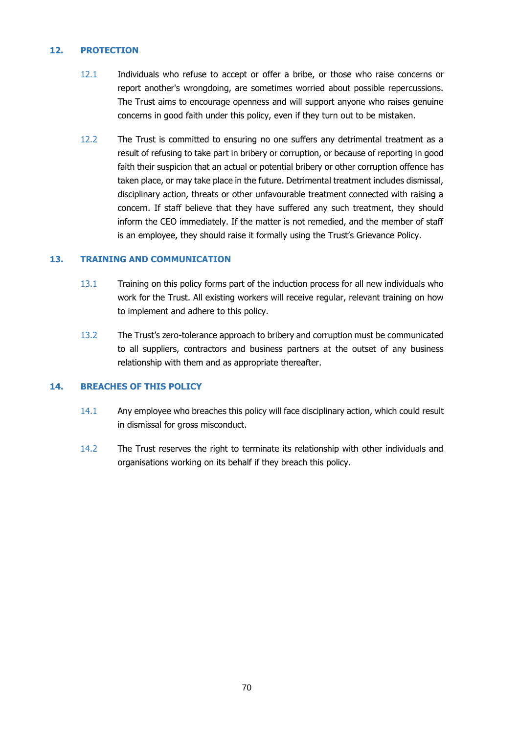## 12. PROTECTION

12.1 Individuals who refuse to accept or offer a bribe, or those who raise concerns or report another's wrongdoing, are sometimes worried about possible repercussions. The Trust aims to encourage openness and will support anyone who raises genuine concerns in good faith under this policy, even if they turn out to be mistaken.

12.2 The Trust is committed to ensuring no one suffers any detrimental treatment as a result of refusing to take part in bribery or corruption, or because of reporting in good faith their suspicion that an actual or potential bribery or other corruption offence has taken place, or may take place in the future. Detrimental treatment includes dismissal, disciplinary action, threats or other unfavourable treatment connected with raising a concern. If staff believe that they have suffered any such treatment, they should inform the CEO immediately. If the matter is not remedied, and the member of staff is an employee, they should raise it formally using the Trust's Grievance Policy.

## 13. TRAINING AND COMMUNICATION

13.1 Training on this policy forms part of the induction process for all new individuals who work for the Trust. All existing workers will receive regular, relevant training on how to implement and adhere to this policy.

13.2 The Trust's zero-tolerance approach to bribery and corruption must be communicated to all suppliers, contractors and business partners at the outset of any business relationship with them and as appropriate thereafter.

## 14. BREACHES OF THIS POLICY

14.1 Any employee who breaches this policy will face disciplinary action, which could result in dismissal for gross misconduct.

14.2 The Trust reserves the right to terminate its relationship with other individuals and organisations working on its behalf if they breach this policy.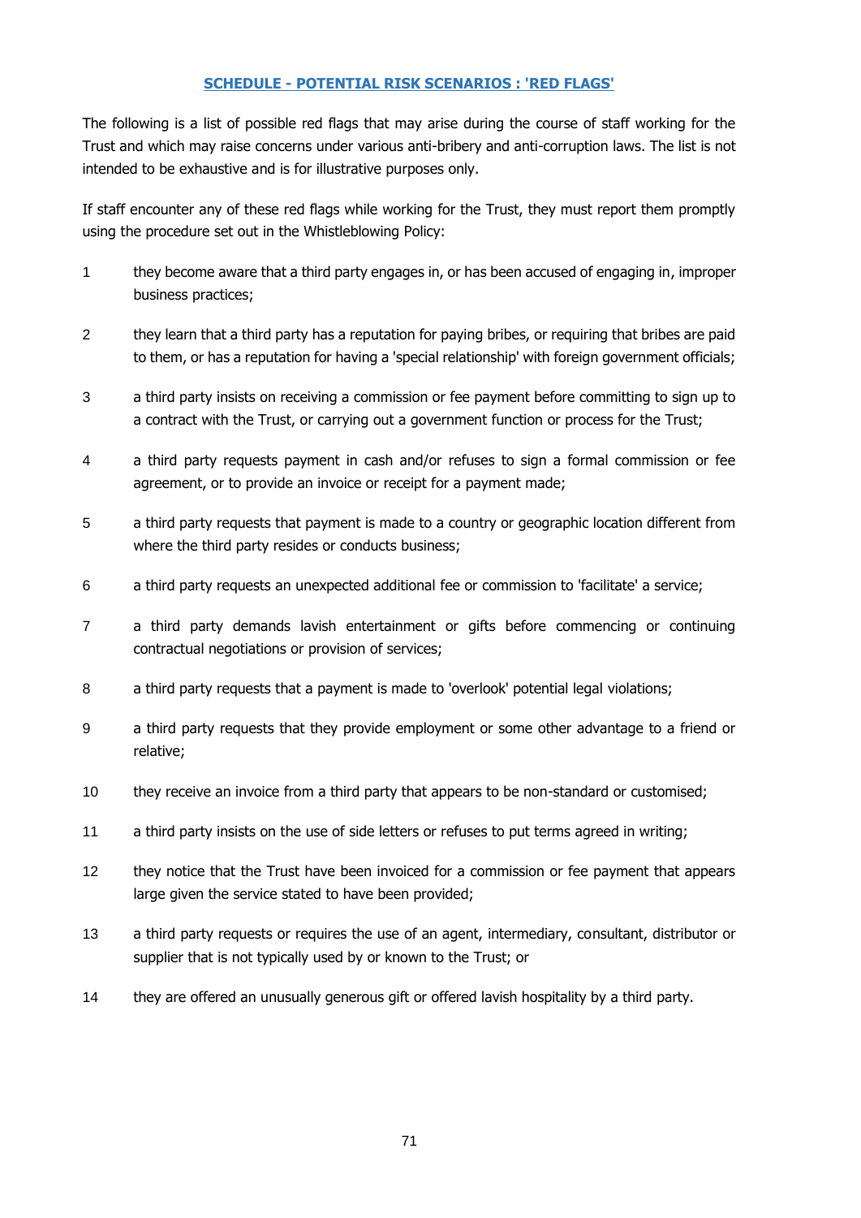## SCHEDULE - POTENTIAL RISK SCENARIOS : 'RED FLAGS'

The following is a list of possible red flags that may arise during the course of staff working for the Trust and which may raise concerns under various anti-bribery and anti-corruption laws. The list is not intended to be exhaustive and is for illustrative purposes only.

If staff encounter any of these red flags while working for the Trust, they must report them promptly using the procedure set out in the Whistleblowing Policy:

1. they become aware that a third party engages in, or has been accused of engaging in, improper business practices;
2. they learn that a third party has a reputation for paying bribes, or requiring that bribes are paid to them, or has a reputation for having a 'special relationship' with foreign government officials;
3. a third party insists on receiving a commission or fee payment before committing to sign up to a contract with the Trust, or carrying out a government function or process for the Trust;
4. a third party requests payment in cash and/or refuses to sign a formal commission or fee agreement, or to provide an invoice or receipt for a payment made;
5. a third party requests that payment is made to a country or geographic location different from where the third party resides or conducts business;
6. a third party requests an unexpected additional fee or commission to 'facilitate' a service;
7. a third party demands lavish entertainment or gifts before commencing or continuing contractual negotiations or provision of services;
8. a third party requests that a payment is made to 'overlook' potential legal violations;
9. a third party requests that they provide employment or some other advantage to a friend or relative;
10. they receive an invoice from a third party that appears to be non-standard or customised;
11. a third party insists on the use of side letters or refuses to put terms agreed in writing;
12. they notice that the Trust have been invoiced for a commission or fee payment that appears large given the service stated to have been provided;
13. a third party requests or requires the use of an agent, intermediary, consultant, distributor or supplier that is not typically used by or known to the Trust; or
14. they are offered an unusually generous gift or offered lavish hospitality by a third party.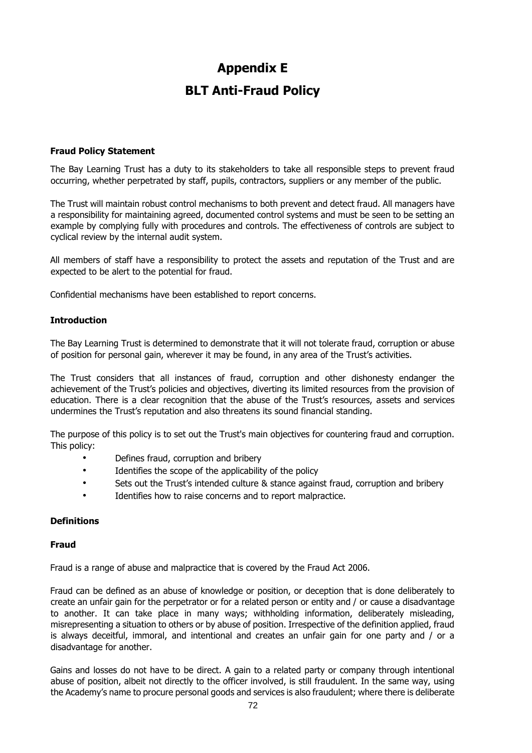# Appendix E

# BLT Anti-Fraud Policy

**Fraud Policy Statement**

The Bay Learning Trust has a duty to its stakeholders to take all responsible steps to prevent fraud occurring, whether perpetrated by staff, pupils, contractors, suppliers or any member of the public.

The Trust will maintain robust control mechanisms to both prevent and detect fraud. All managers have a responsibility for maintaining agreed, documented control systems and must be seen to be setting an example by complying fully with procedures and controls. The effectiveness of controls are subject to cyclical review by the internal audit system.

All members of staff have a responsibility to protect the assets and reputation of the Trust and are expected to be alert to the potential for fraud.

Confidential mechanisms have been established to report concerns.

**Introduction**

The Bay Learning Trust is determined to demonstrate that it will not tolerate fraud, corruption or abuse of position for personal gain, wherever it may be found, in any area of the Trust's activities.

The Trust considers that all instances of fraud, corruption and other dishonesty endanger the achievement of the Trust's policies and objectives, diverting its limited resources from the provision of education. There is a clear recognition that the abuse of the Trust's resources, assets and services undermines the Trust's reputation and also threatens its sound financial standing.

The purpose of this policy is to set out the Trust's main objectives for countering fraud and corruption. This policy:

- Defines fraud, corruption and bribery
- Identifies the scope of the applicability of the policy
- Sets out the Trust's intended culture & stance against fraud, corruption and bribery
- Identifies how to raise concerns and to report malpractice.

**Definitions**

**Fraud**

Fraud is a range of abuse and malpractice that is covered by the Fraud Act 2006.

Fraud can be defined as an abuse of knowledge or position, or deception that is done deliberately to create an unfair gain for the perpetrator or for a related person or entity and / or cause a disadvantage to another. It can take place in many ways; withholding information, deliberately misleading, misrepresenting a situation to others or by abuse of position. Irrespective of the definition applied, fraud is always deceitful, immoral, and intentional and creates an unfair gain for one party and / or a disadvantage for another.

Gains and losses do not have to be direct. A gain to a related party or company through intentional abuse of position, albeit not directly to the officer involved, is still fraudulent. In the same way, using the Academy's name to procure personal goods and services is also fraudulent; where there is deliberate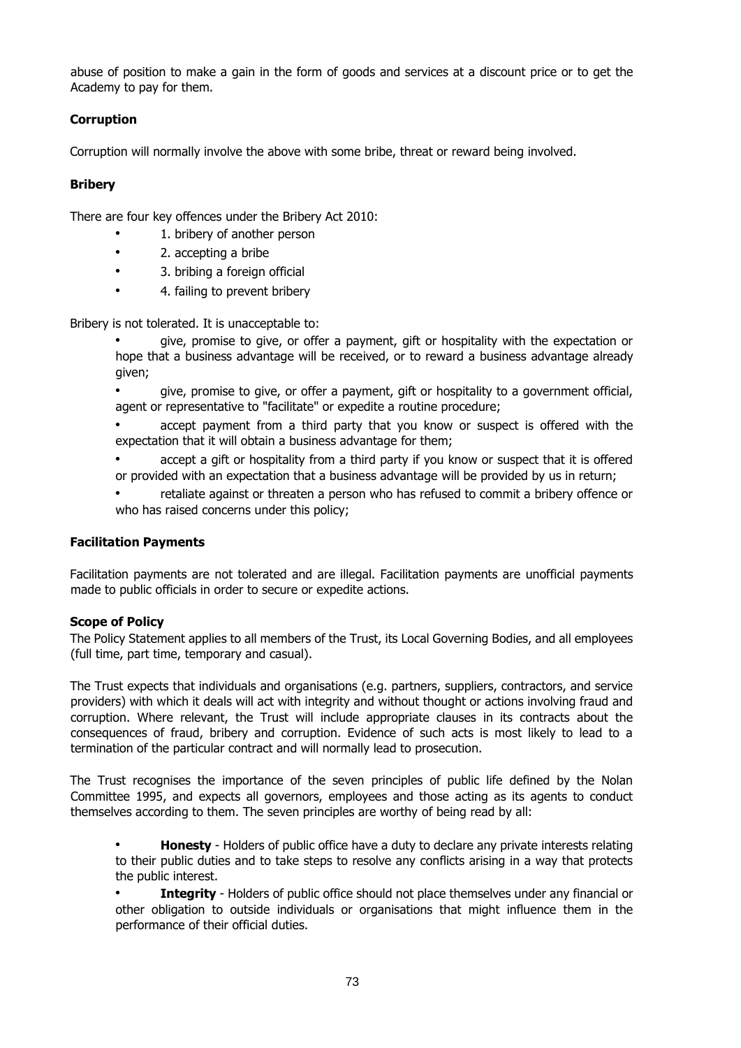abuse of position to make a gain in the form of goods and services at a discount price or to get the Academy to pay for them.

**Corruption**

Corruption will normally involve the above with some bribe, threat or reward being involved.

**Bribery**

There are four key offences under the Bribery Act 2010:

- 1. bribery of another person
- 2. accepting a bribe
- 3. bribing a foreign official
- 4. failing to prevent bribery

Bribery is not tolerated. It is unacceptable to:

- give, promise to give, or offer a payment, gift or hospitality with the expectation or hope that a business advantage will be received, or to reward a business advantage already given;
- give, promise to give, or offer a payment, gift or hospitality to a government official, agent or representative to "facilitate" or expedite a routine procedure;
- accept payment from a third party that you know or suspect is offered with the expectation that it will obtain a business advantage for them;
- accept a gift or hospitality from a third party if you know or suspect that it is offered or provided with an expectation that a business advantage will be provided by us in return;
- retaliate against or threaten a person who has refused to commit a bribery offence or who has raised concerns under this policy;

**Facilitation Payments**

Facilitation payments are not tolerated and are illegal. Facilitation payments are unofficial payments made to public officials in order to secure or expedite actions.

**Scope of Policy**

The Policy Statement applies to all members of the Trust, its Local Governing Bodies, and all employees (full time, part time, temporary and casual).

The Trust expects that individuals and organisations (e.g. partners, suppliers, contractors, and service providers) with which it deals will act with integrity and without thought or actions involving fraud and corruption. Where relevant, the Trust will include appropriate clauses in its contracts about the consequences of fraud, bribery and corruption. Evidence of such acts is most likely to lead to a termination of the particular contract and will normally lead to prosecution.

The Trust recognises the importance of the seven principles of public life defined by the Nolan Committee 1995, and expects all governors, employees and those acting as its agents to conduct themselves according to them. The seven principles are worthy of being read by all:

- **Honesty** - Holders of public office have a duty to declare any private interests relating to their public duties and to take steps to resolve any conflicts arising in a way that protects the public interest.
- **Integrity** - Holders of public office should not place themselves under any financial or other obligation to outside individuals or organisations that might influence them in the performance of their official duties.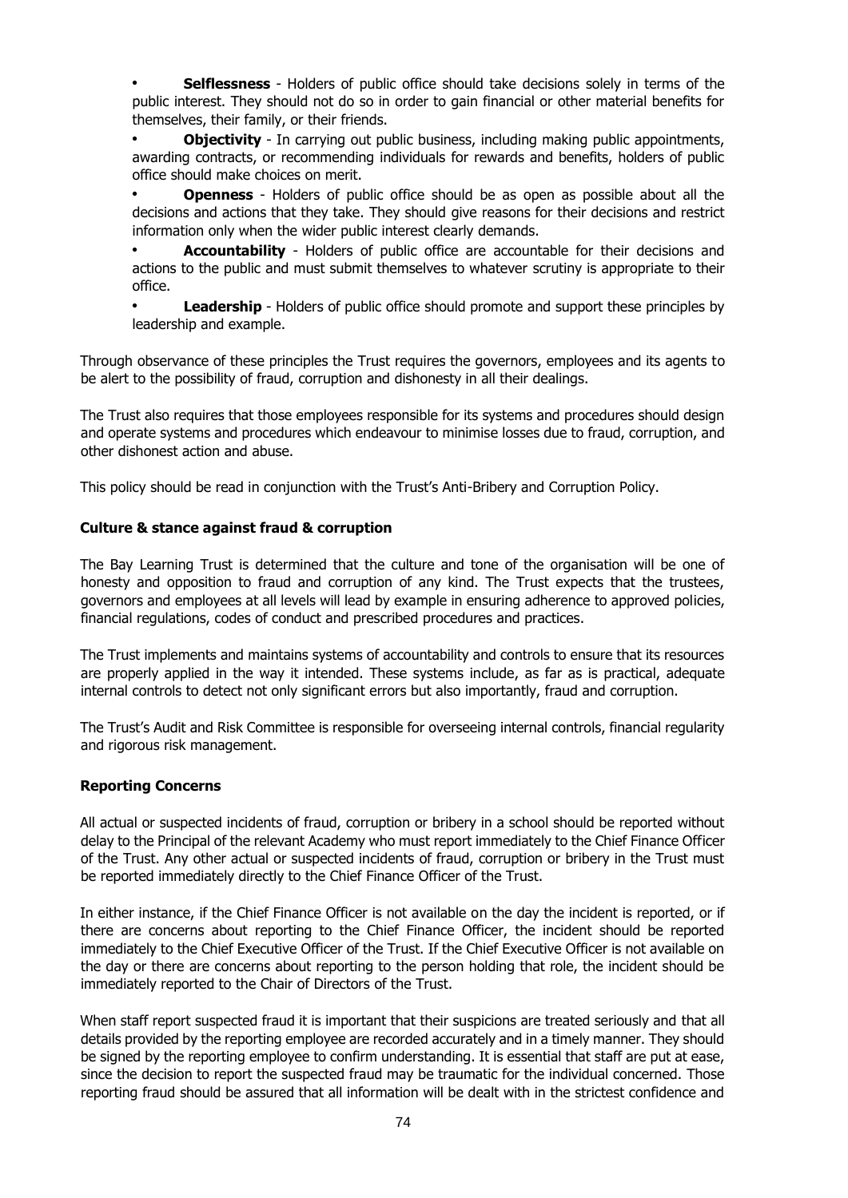- **Selflessness** - Holders of public office should take decisions solely in terms of the public interest. They should not do so in order to gain financial or other material benefits for themselves, their family, or their friends.
- **Objectivity** - In carrying out public business, including making public appointments, awarding contracts, or recommending individuals for rewards and benefits, holders of public office should make choices on merit.
- **Openness** - Holders of public office should be as open as possible about all the decisions and actions that they take. They should give reasons for their decisions and restrict information only when the wider public interest clearly demands.
- **Accountability** - Holders of public office are accountable for their decisions and actions to the public and must submit themselves to whatever scrutiny is appropriate to their office.
- **Leadership** - Holders of public office should promote and support these principles by leadership and example.

Through observance of these principles the Trust requires the governors, employees and its agents to be alert to the possibility of fraud, corruption and dishonesty in all their dealings.

The Trust also requires that those employees responsible for its systems and procedures should design and operate systems and procedures which endeavour to minimise losses due to fraud, corruption, and other dishonest action and abuse.

This policy should be read in conjunction with the Trust's Anti-Bribery and Corruption Policy.

**Culture & stance against fraud & corruption**

The Bay Learning Trust is determined that the culture and tone of the organisation will be one of honesty and opposition to fraud and corruption of any kind. The Trust expects that the trustees, governors and employees at all levels will lead by example in ensuring adherence to approved policies, financial regulations, codes of conduct and prescribed procedures and practices.

The Trust implements and maintains systems of accountability and controls to ensure that its resources are properly applied in the way it intended. These systems include, as far as is practical, adequate internal controls to detect not only significant errors but also importantly, fraud and corruption.

The Trust's Audit and Risk Committee is responsible for overseeing internal controls, financial regularity and rigorous risk management.

**Reporting Concerns**

All actual or suspected incidents of fraud, corruption or bribery in a school should be reported without delay to the Principal of the relevant Academy who must report immediately to the Chief Finance Officer of the Trust. Any other actual or suspected incidents of fraud, corruption or bribery in the Trust must be reported immediately directly to the Chief Finance Officer of the Trust.

In either instance, if the Chief Finance Officer is not available on the day the incident is reported, or if there are concerns about reporting to the Chief Finance Officer, the incident should be reported immediately to the Chief Executive Officer of the Trust. If the Chief Executive Officer is not available on the day or there are concerns about reporting to the person holding that role, the incident should be immediately reported to the Chair of Directors of the Trust.

When staff report suspected fraud it is important that their suspicions are treated seriously and that all details provided by the reporting employee are recorded accurately and in a timely manner. They should be signed by the reporting employee to confirm understanding. It is essential that staff are put at ease, since the decision to report the suspected fraud may be traumatic for the individual concerned. Those reporting fraud should be assured that all information will be dealt with in the strictest confidence and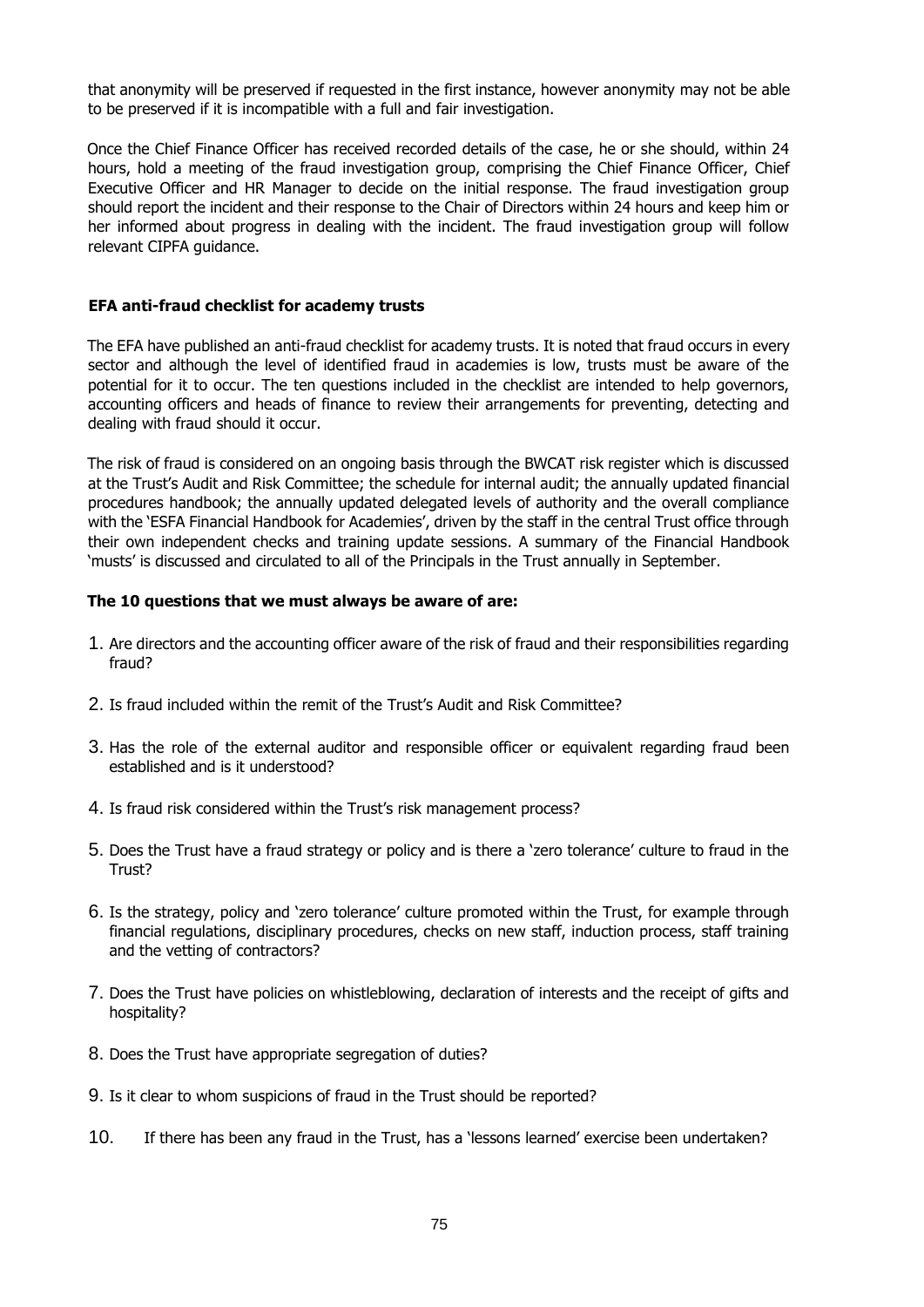that anonymity will be preserved if requested in the first instance, however anonymity may not be able to be preserved if it is incompatible with a full and fair investigation.

Once the Chief Finance Officer has received recorded details of the case, he or she should, within 24 hours, hold a meeting of the fraud investigation group, comprising the Chief Finance Officer, Chief Executive Officer and HR Manager to decide on the initial response. The fraud investigation group should report the incident and their response to the Chair of Directors within 24 hours and keep him or her informed about progress in dealing with the incident. The fraud investigation group will follow relevant CIPFA guidance.

### EFA anti-fraud checklist for academy trusts

The EFA have published an anti-fraud checklist for academy trusts. It is noted that fraud occurs in every sector and although the level of identified fraud in academies is low, trusts must be aware of the potential for it to occur. The ten questions included in the checklist are intended to help governors, accounting officers and heads of finance to review their arrangements for preventing, detecting and dealing with fraud should it occur.

The risk of fraud is considered on an ongoing basis through the BWCAT risk register which is discussed at the Trust's Audit and Risk Committee; the schedule for internal audit; the annually updated financial procedures handbook; the annually updated delegated levels of authority and the overall compliance with the 'ESFA Financial Handbook for Academies', driven by the staff in the central Trust office through their own independent checks and training update sessions. A summary of the Financial Handbook 'musts' is discussed and circulated to all of the Principals in the Trust annually in September.

**The 10 questions that we must always be aware of are:**

1. Are directors and the accounting officer aware of the risk of fraud and their responsibilities regarding fraud?
2. Is fraud included within the remit of the Trust's Audit and Risk Committee?
3. Has the role of the external auditor and responsible officer or equivalent regarding fraud been established and is it understood?
4. Is fraud risk considered within the Trust's risk management process?
5. Does the Trust have a fraud strategy or policy and is there a 'zero tolerance' culture to fraud in the Trust?
6. Is the strategy, policy and 'zero tolerance' culture promoted within the Trust, for example through financial regulations, disciplinary procedures, checks on new staff, induction process, staff training and the vetting of contractors?
7. Does the Trust have policies on whistleblowing, declaration of interests and the receipt of gifts and hospitality?
8. Does the Trust have appropriate segregation of duties?
9. Is it clear to whom suspicions of fraud in the Trust should be reported?
10. If there has been any fraud in the Trust, has a 'lessons learned' exercise been undertaken?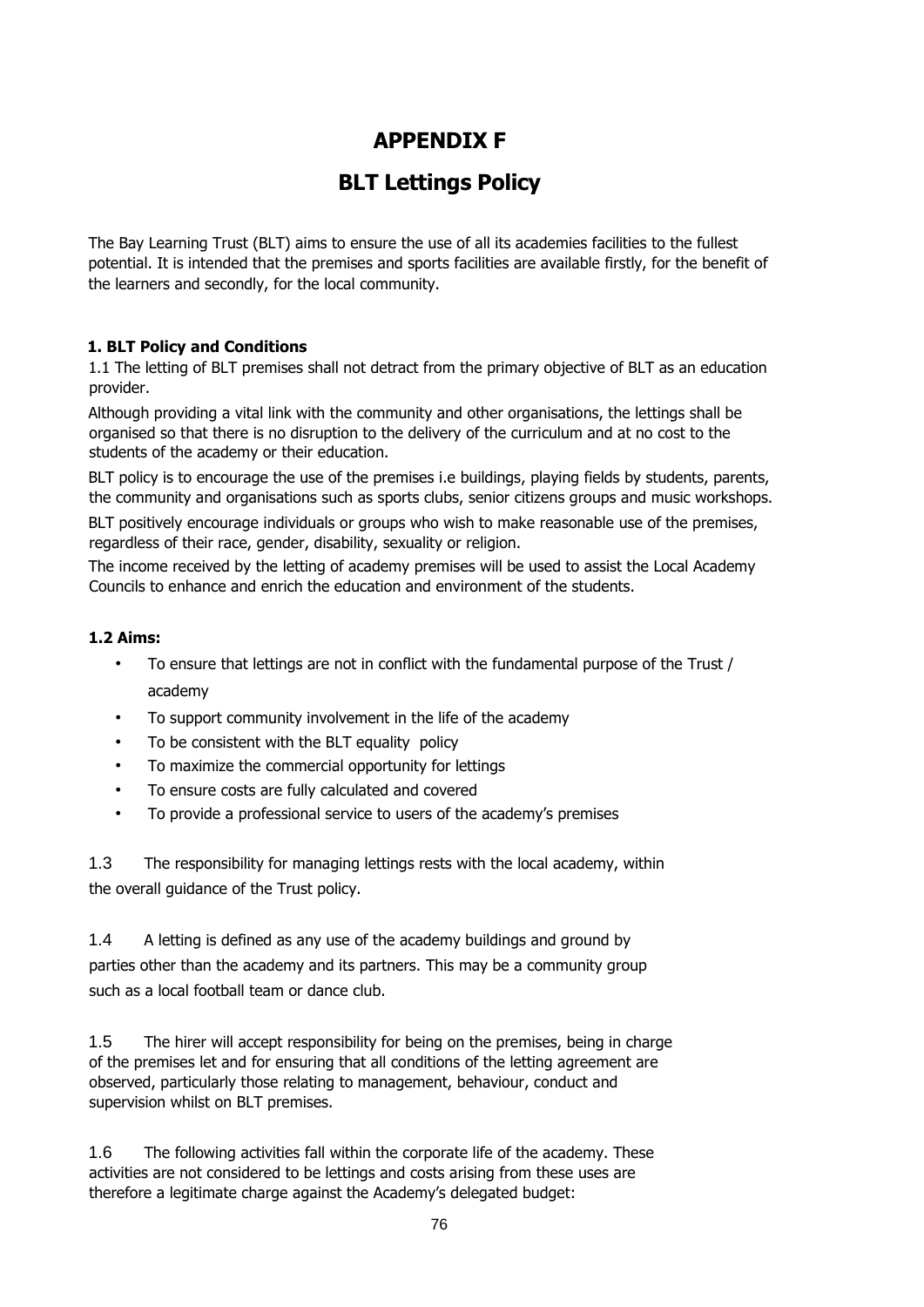# APPENDIX F

# BLT Lettings Policy

The Bay Learning Trust (BLT) aims to ensure the use of all its academies facilities to the fullest potential. It is intended that the premises and sports facilities are available firstly, for the benefit of the learners and secondly, for the local community.

### 1. BLT Policy and Conditions

1.1 The letting of BLT premises shall not detract from the primary objective of BLT as an education provider.

Although providing a vital link with the community and other organisations, the lettings shall be organised so that there is no disruption to the delivery of the curriculum and at no cost to the students of the academy or their education.

BLT policy is to encourage the use of the premises i.e buildings, playing fields by students, parents, the community and organisations such as sports clubs, senior citizens groups and music workshops.

BLT positively encourage individuals or groups who wish to make reasonable use of the premises, regardless of their race, gender, disability, sexuality or religion.

The income received by the letting of academy premises will be used to assist the Local Academy Councils to enhance and enrich the education and environment of the students.

### 1.2 Aims:

- To ensure that lettings are not in conflict with the fundamental purpose of the Trust / academy
- To support community involvement in the life of the academy
- To be consistent with the BLT equality policy
- To maximize the commercial opportunity for lettings
- To ensure costs are fully calculated and covered
- To provide a professional service to users of the academy's premises

1.3 The responsibility for managing lettings rests with the local academy, within the overall guidance of the Trust policy.

1.4 A letting is defined as any use of the academy buildings and ground by parties other than the academy and its partners. This may be a community group such as a local football team or dance club.

1.5 The hirer will accept responsibility for being on the premises, being in charge of the premises let and for ensuring that all conditions of the letting agreement are observed, particularly those relating to management, behaviour, conduct and supervision whilst on BLT premises.

1.6 The following activities fall within the corporate life of the academy. These activities are not considered to be lettings and costs arising from these uses are therefore a legitimate charge against the Academy's delegated budget: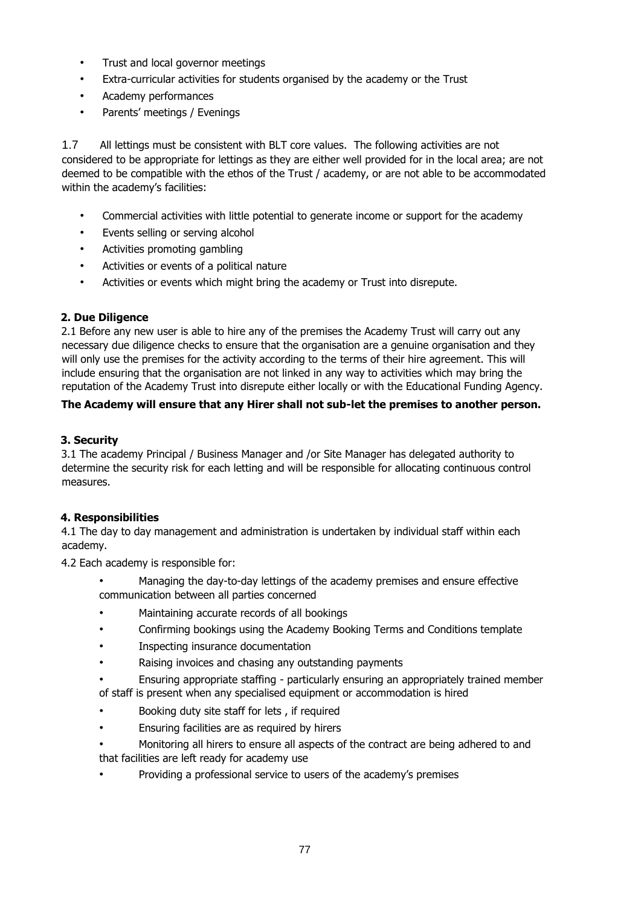- Trust and local governor meetings
- Extra-curricular activities for students organised by the academy or the Trust
- Academy performances
- Parents' meetings / Evenings

1.7 All lettings must be consistent with BLT core values. The following activities are not considered to be appropriate for lettings as they are either well provided for in the local area; are not deemed to be compatible with the ethos of the Trust / academy, or are not able to be accommodated within the academy's facilities:

- Commercial activities with little potential to generate income or support for the academy
- Events selling or serving alcohol
- Activities promoting gambling
- Activities or events of a political nature
- Activities or events which might bring the academy or Trust into disrepute.

**2. Due Diligence**

2.1 Before any new user is able to hire any of the premises the Academy Trust will carry out any necessary due diligence checks to ensure that the organisation are a genuine organisation and they will only use the premises for the activity according to the terms of their hire agreement. This will include ensuring that the organisation are not linked in any way to activities which may bring the reputation of the Academy Trust into disrepute either locally or with the Educational Funding Agency.

**The Academy will ensure that any Hirer shall not sub-let the premises to another person.**

**3. Security**

3.1 The academy Principal / Business Manager and /or Site Manager has delegated authority to determine the security risk for each letting and will be responsible for allocating continuous control measures.

**4. Responsibilities**

4.1 The day to day management and administration is undertaken by individual staff within each academy.

4.2 Each academy is responsible for:

- Managing the day-to-day lettings of the academy premises and ensure effective communication between all parties concerned
- Maintaining accurate records of all bookings
- Confirming bookings using the Academy Booking Terms and Conditions template
- Inspecting insurance documentation
- Raising invoices and chasing any outstanding payments
- Ensuring appropriate staffing - particularly ensuring an appropriately trained member of staff is present when any specialised equipment or accommodation is hired
- Booking duty site staff for lets , if required
- Ensuring facilities are as required by hirers
- Monitoring all hirers to ensure all aspects of the contract are being adhered to and that facilities are left ready for academy use
- Providing a professional service to users of the academy's premises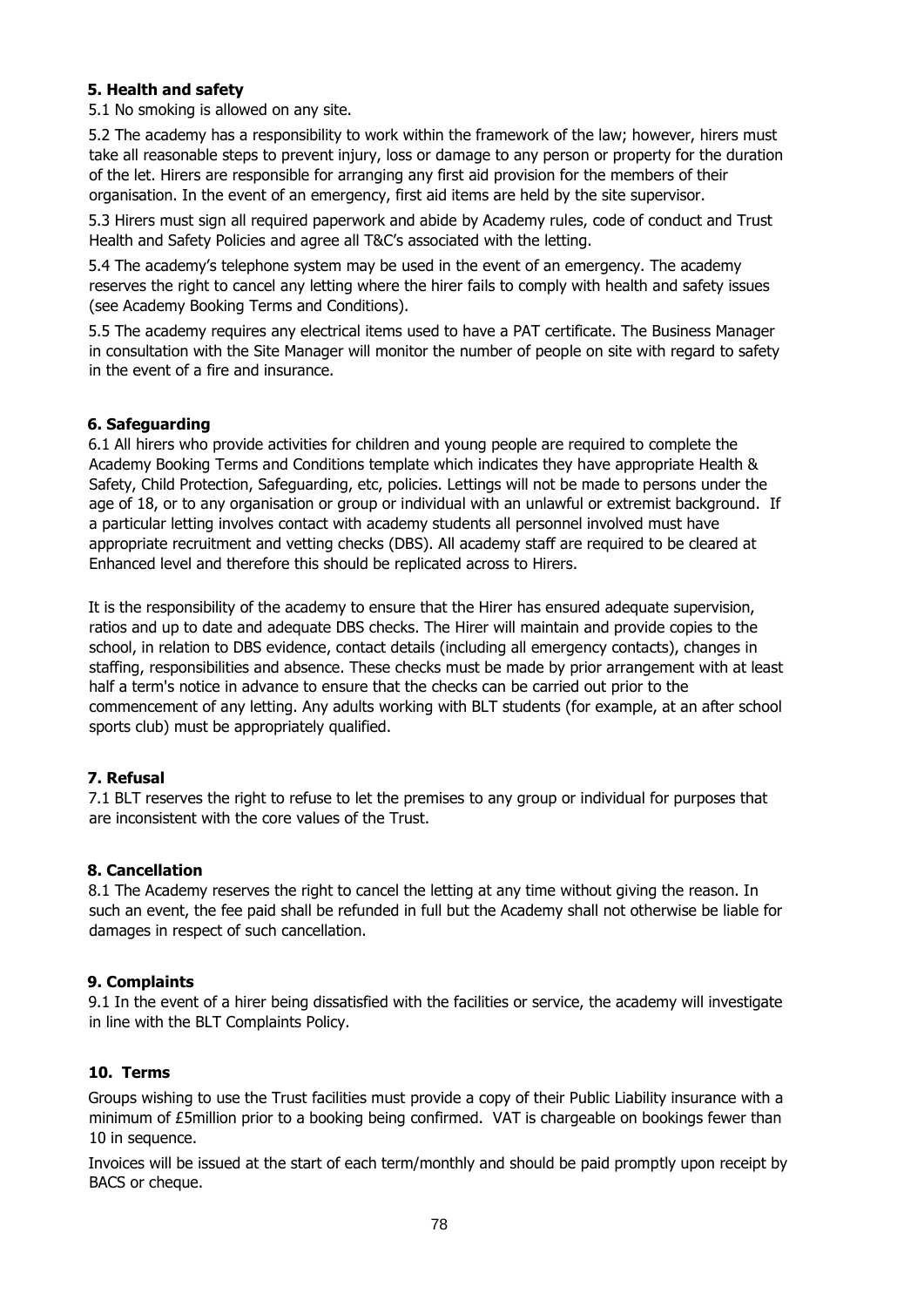## 5. Health and safety

5.1 No smoking is allowed on any site.

5.2 The academy has a responsibility to work within the framework of the law; however, hirers must take all reasonable steps to prevent injury, loss or damage to any person or property for the duration of the let. Hirers are responsible for arranging any first aid provision for the members of their organisation. In the event of an emergency, first aid items are held by the site supervisor.

5.3 Hirers must sign all required paperwork and abide by Academy rules, code of conduct and Trust Health and Safety Policies and agree all T&C's associated with the letting.

5.4 The academy's telephone system may be used in the event of an emergency. The academy reserves the right to cancel any letting where the hirer fails to comply with health and safety issues (see Academy Booking Terms and Conditions).

5.5 The academy requires any electrical items used to have a PAT certificate. The Business Manager in consultation with the Site Manager will monitor the number of people on site with regard to safety in the event of a fire and insurance.

## 6. Safeguarding

6.1 All hirers who provide activities for children and young people are required to complete the Academy Booking Terms and Conditions template which indicates they have appropriate Health & Safety, Child Protection, Safeguarding, etc, policies. Lettings will not be made to persons under the age of 18, or to any organisation or group or individual with an unlawful or extremist background. If a particular letting involves contact with academy students all personnel involved must have appropriate recruitment and vetting checks (DBS). All academy staff are required to be cleared at Enhanced level and therefore this should be replicated across to Hirers.

It is the responsibility of the academy to ensure that the Hirer has ensured adequate supervision, ratios and up to date and adequate DBS checks. The Hirer will maintain and provide copies to the school, in relation to DBS evidence, contact details (including all emergency contacts), changes in staffing, responsibilities and absence. These checks must be made by prior arrangement with at least half a term's notice in advance to ensure that the checks can be carried out prior to the commencement of any letting. Any adults working with BLT students (for example, at an after school sports club) must be appropriately qualified.

## 7. Refusal

7.1 BLT reserves the right to refuse to let the premises to any group or individual for purposes that are inconsistent with the core values of the Trust.

## 8. Cancellation

8.1 The Academy reserves the right to cancel the letting at any time without giving the reason. In such an event, the fee paid shall be refunded in full but the Academy shall not otherwise be liable for damages in respect of such cancellation.

## 9. Complaints

9.1 In the event of a hirer being dissatisfied with the facilities or service, the academy will investigate in line with the BLT Complaints Policy.

## 10. Terms

Groups wishing to use the Trust facilities must provide a copy of their Public Liability insurance with a minimum of £5million prior to a booking being confirmed. VAT is chargeable on bookings fewer than 10 in sequence.

Invoices will be issued at the start of each term/monthly and should be paid promptly upon receipt by BACS or cheque.